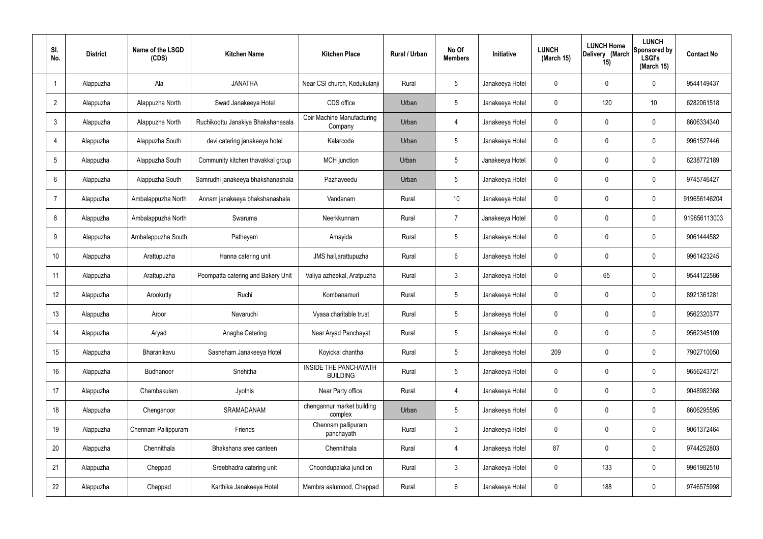| Sl. No. | District | Name of the LSGD (CDS) | Kitchen Name | Kitchen Place | Rural / Urban | No Of Members | Initiative | LUNCH (March 15) | LUNCH Home Delivery (March 15) | LUNCH Sponsored by LSGI's (March 15) | Contact No |
|---|---|---|---|---|---|---|---|---|---|---|---|
| 1 | Alappuzha | Ala | JANATHA | Near CSI church, Kodukulanji | Rural | 5 | Janakeeya Hotel | 0 | 0 | 0 | 9544149437 |
| 2 | Alappuzha | Alappuzha North | Swad Janakeeya Hotel | CDS office | Urban | 5 | Janakeeya Hotel | 0 | 120 | 10 | 6282061518 |
| 3 | Alappuzha | Alappuzha North | Ruchikoottu Janakiya Bhakshanasala | Coir Machine Manufacturing Company | Urban | 4 | Janakeeya Hotel | 0 | 0 | 0 | 8606334340 |
| 4 | Alappuzha | Alappuzha South | devi catering janakeeya hotel | Kalarcode | Urban | 5 | Janakeeya Hotel | 0 | 0 | 0 | 9961527446 |
| 5 | Alappuzha | Alappuzha South | Community kitchen thavakkal group | MCH junction | Urban | 5 | Janakeeya Hotel | 0 | 0 | 0 | 6238772189 |
| 6 | Alappuzha | Alappuzha South | Samrudhi janakeeya bhakshanashala | Pazhaveedu | Urban | 5 | Janakeeya Hotel | 0 | 0 | 0 | 9745746427 |
| 7 | Alappuzha | Ambalappuzha North | Annam janakeeya bhakshanashala | Vandanam | Rural | 10 | Janakeeya Hotel | 0 | 0 | 0 | 919656146204 |
| 8 | Alappuzha | Ambalappuzha North | Swaruma | Neerkkunnam | Rural | 7 | Janakeeya Hotel | 0 | 0 | 0 | 919656113003 |
| 9 | Alappuzha | Ambalappuzha South | Patheyam | Amayida | Rural | 5 | Janakeeya Hotel | 0 | 0 | 0 | 9061444582 |
| 10 | Alappuzha | Arattupuzha | Hanna catering unit | JMS hall,arattupuzha | Rural | 6 | Janakeeya Hotel | 0 | 0 | 0 | 9961423245 |
| 11 | Alappuzha | Arattupuzha | Poompatta catering and Bakery Unit | Valiya azheekal, Aratpuzha | Rural | 3 | Janakeeya Hotel | 0 | 65 | 0 | 9544122586 |
| 12 | Alappuzha | Arookutty | Ruchi | Kombanamuri | Rural | 5 | Janakeeya Hotel | 0 | 0 | 0 | 8921361281 |
| 13 | Alappuzha | Aroor | Navaruchi | Vyasa charitable trust | Rural | 5 | Janakeeya Hotel | 0 | 0 | 0 | 9562320377 |
| 14 | Alappuzha | Aryad | Anagha Catering | Near Aryad Panchayat | Rural | 5 | Janakeeya Hotel | 0 | 0 | 0 | 9562345109 |
| 15 | Alappuzha | Bharanikavu | Sasneham Janakeeya Hotel | Koyickal chantha | Rural | 5 | Janakeeya Hotel | 209 | 0 | 0 | 7902710050 |
| 16 | Alappuzha | Budhanoor | Snehitha | INSIDE THE PANCHAYATH BUILDING | Rural | 5 | Janakeeya Hotel | 0 | 0 | 0 | 9656243721 |
| 17 | Alappuzha | Chambakulam | Jyothis | Near Party office | Rural | 4 | Janakeeya Hotel | 0 | 0 | 0 | 9048982368 |
| 18 | Alappuzha | Chenganoor | SRAMADANAM | chengannur market building complex | Urban | 5 | Janakeeya Hotel | 0 | 0 | 0 | 8606295595 |
| 19 | Alappuzha | Chennam Pallippuram | Friends | Chennam pallipuram panchayath | Rural | 3 | Janakeeya Hotel | 0 | 0 | 0 | 9061372464 |
| 20 | Alappuzha | Chennithala | Bhakshana sree canteen | Chennithala | Rural | 4 | Janakeeya Hotel | 87 | 0 | 0 | 9744252803 |
| 21 | Alappuzha | Cheppad | Sreebhadra catering unit | Choondupalaka junction | Rural | 3 | Janakeeya Hotel | 0 | 133 | 0 | 9961982510 |
| 22 | Alappuzha | Cheppad | Karthika Janakeeya Hotel | Mambra aalumood, Cheppad | Rural | 6 | Janakeeya Hotel | 0 | 188 | 0 | 9746575998 |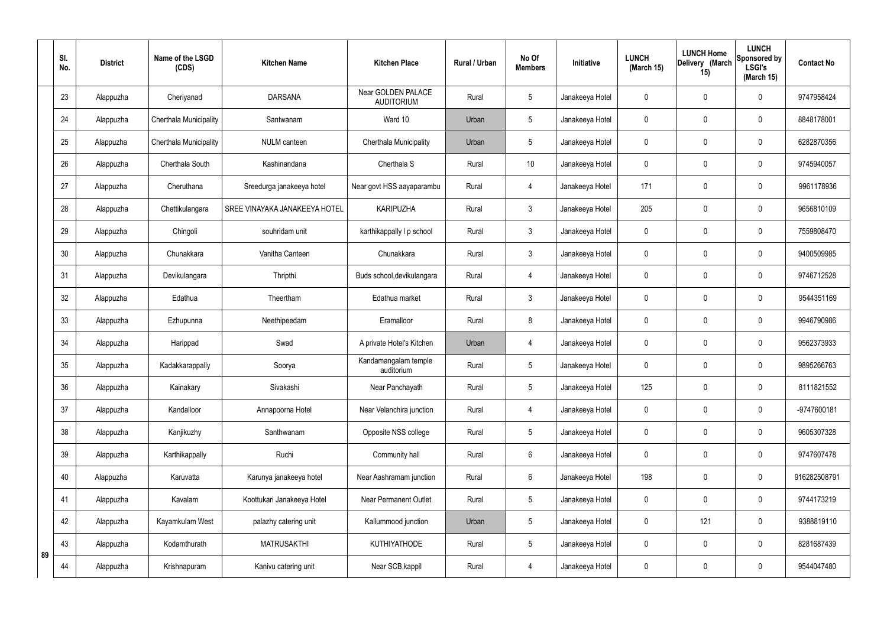| Sl. No. | District | Name of the LSGD (CDS) | Kitchen Name | Kitchen Place | Rural / Urban | No Of Members | Initiative | LUNCH (March 15) | LUNCH Home Delivery (March 15) | LUNCH Sponsored by LSGI's (March 15) | Contact No |
|---|---|---|---|---|---|---|---|---|---|---|---|
| 23 | Alappuzha | Cheriyanad | DARSANA | Near GOLDEN PALACE AUDITORIUM | Rural | 5 | Janakeeya Hotel | 0 | 0 | 0 | 9747958424 |
| 24 | Alappuzha | Cherthala Municipality | Santwanam | Ward 10 | Urban | 5 | Janakeeya Hotel | 0 | 0 | 0 | 8848178001 |
| 25 | Alappuzha | Cherthala Municipality | NULM canteen | Cherthala Municipality | Urban | 5 | Janakeeya Hotel | 0 | 0 | 0 | 6282870356 |
| 26 | Alappuzha | Cherthala South | Kashinandana | Cherthala S | Rural | 10 | Janakeeya Hotel | 0 | 0 | 0 | 9745940057 |
| 27 | Alappuzha | Cheruthana | Sreedurga janakeeya hotel | Near govt HSS aayaparambu | Rural | 4 | Janakeeya Hotel | 171 | 0 | 0 | 9961178936 |
| 28 | Alappuzha | Chettikulangara | SREE VINAYAKA JANAKEEYA HOTEL | KARIPUZHA | Rural | 3 | Janakeeya Hotel | 205 | 0 | 0 | 9656810109 |
| 29 | Alappuzha | Chingoli | souhridam unit | karthikappally l p school | Rural | 3 | Janakeeya Hotel | 0 | 0 | 0 | 7559808470 |
| 30 | Alappuzha | Chunakkara | Vanitha Canteen | Chunakkara | Rural | 3 | Janakeeya Hotel | 0 | 0 | 0 | 9400509985 |
| 31 | Alappuzha | Devikulangara | Thripthi | Buds school,devikulangara | Rural | 4 | Janakeeya Hotel | 0 | 0 | 0 | 9746712528 |
| 32 | Alappuzha | Edathua | Theertham | Edathua market | Rural | 3 | Janakeeya Hotel | 0 | 0 | 0 | 9544351169 |
| 33 | Alappuzha | Ezhupunna | Neethipeedam | Eramalloor | Rural | 8 | Janakeeya Hotel | 0 | 0 | 0 | 9946790986 |
| 34 | Alappuzha | Harippad | Swad | A private Hotel's Kitchen | Urban | 4 | Janakeeya Hotel | 0 | 0 | 0 | 9562373933 |
| 35 | Alappuzha | Kadakkarappally | Soorya | Kandamangalam temple auditorium | Rural | 5 | Janakeeya Hotel | 0 | 0 | 0 | 9895266763 |
| 36 | Alappuzha | Kainakary | Sivakashi | Near Panchayath | Rural | 5 | Janakeeya Hotel | 125 | 0 | 0 | 8111821552 |
| 37 | Alappuzha | Kandalloor | Annapoorna Hotel | Near Velanchira junction | Rural | 4 | Janakeeya Hotel | 0 | 0 | 0 | -9747600181 |
| 38 | Alappuzha | Kanjikuzhy | Santhwanam | Opposite NSS college | Rural | 5 | Janakeeya Hotel | 0 | 0 | 0 | 9605307328 |
| 39 | Alappuzha | Karthikappally | Ruchi | Community hall | Rural | 6 | Janakeeya Hotel | 0 | 0 | 0 | 9747607478 |
| 40 | Alappuzha | Karuvatta | Karunya janakeeya hotel | Near Aashramam junction | Rural | 6 | Janakeeya Hotel | 198 | 0 | 0 | 916282508791 |
| 41 | Alappuzha | Kavalam | Koottukari Janakeeya Hotel | Near Permanent Outlet | Rural | 5 | Janakeeya Hotel | 0 | 0 | 0 | 9744173219 |
| 42 | Alappuzha | Kayamkulam West | palazhy catering unit | Kallummood junction | Urban | 5 | Janakeeya Hotel | 0 | 121 | 0 | 9388819110 |
| 43 | Alappuzha | Kodamthurath | MATRUSAKTHI | KUTHIYATHODE | Rural | 5 | Janakeeya Hotel | 0 | 0 | 0 | 8281687439 |
| 44 | Alappuzha | Krishnapuram | Kanivu catering unit | Near SCB,kappil | Rural | 4 | Janakeeya Hotel | 0 | 0 | 0 | 9544047480 |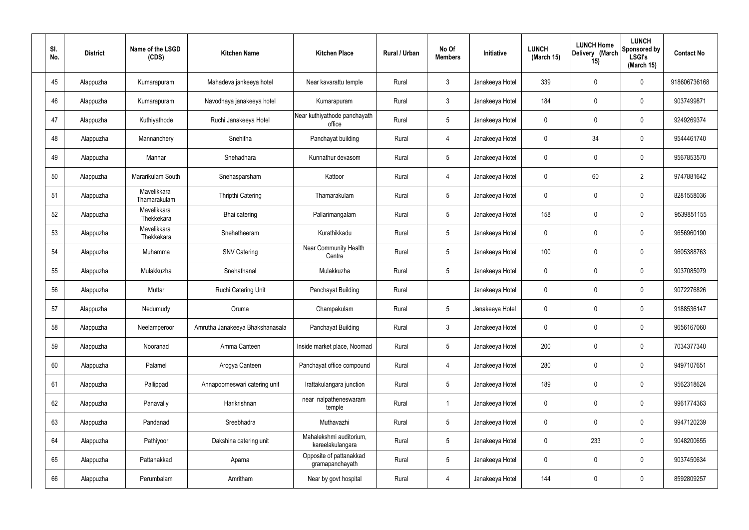| Sl. No. | District | Name of the LSGD (CDS) | Kitchen Name | Kitchen Place | Rural / Urban | No Of Members | Initiative | LUNCH (March 15) | LUNCH Home Delivery (March 15) | LUNCH Sponsored by LSGI's (March 15) | Contact No |
|---|---|---|---|---|---|---|---|---|---|---|---|
| 45 | Alappuzha | Kumarapuram | Mahadeva jankeeya hotel | Near kavarattu temple | Rural | 3 | Janakeeya Hotel | 339 | 0 | 0 | 918606736168 |
| 46 | Alappuzha | Kumarapuram | Navodhaya janakeeya hotel | Kumarapuram | Rural | 3 | Janakeeya Hotel | 184 | 0 | 0 | 9037499871 |
| 47 | Alappuzha | Kuthiyathode | Ruchi Janakeeya Hotel | Near kuthiyathode panchayath office | Rural | 5 | Janakeeya Hotel | 0 | 0 | 0 | 9249269374 |
| 48 | Alappuzha | Mannanchery | Snehitha | Panchayat building | Rural | 4 | Janakeeya Hotel | 0 | 34 | 0 | 9544461740 |
| 49 | Alappuzha | Mannar | Snehadhara | Kunnathur devasom | Rural | 5 | Janakeeya Hotel | 0 | 0 | 0 | 9567853570 |
| 50 | Alappuzha | Mararikulam South | Snehasparsham | Kattoor | Rural | 4 | Janakeeya Hotel | 0 | 60 | 2 | 9747881642 |
| 51 | Alappuzha | Mavelikkara Thamarakulam | Thripthi Catering | Thamarakulam | Rural | 5 | Janakeeya Hotel | 0 | 0 | 0 | 8281558036 |
| 52 | Alappuzha | Mavelikkara Thekkekara | Bhai catering | Pallarimangalam | Rural | 5 | Janakeeya Hotel | 158 | 0 | 0 | 9539851155 |
| 53 | Alappuzha | Mavelikkara Thekkekara | Snehatheeram | Kurathikkadu | Rural | 5 | Janakeeya Hotel | 0 | 0 | 0 | 9656960190 |
| 54 | Alappuzha | Muhamma | SNV Catering | Near Community Health Centre | Rural | 5 | Janakeeya Hotel | 100 | 0 | 0 | 9605388763 |
| 55 | Alappuzha | Mulakkuzha | Snehathanal | Mulakkuzha | Rural | 5 | Janakeeya Hotel | 0 | 0 | 0 | 9037085079 |
| 56 | Alappuzha | Muttar | Ruchi Catering Unit | Panchayat Building | Rural | | Janakeeya Hotel | 0 | 0 | 0 | 9072276826 |
| 57 | Alappuzha | Nedumudy | Oruma | Champakulam | Rural | 5 | Janakeeya Hotel | 0 | 0 | 0 | 9188536147 |
| 58 | Alappuzha | Neelamperoor | Amrutha Janakeeya Bhakshanasala | Panchayat Building | Rural | 3 | Janakeeya Hotel | 0 | 0 | 0 | 9656167060 |
| 59 | Alappuzha | Nooranad | Amma Canteen | Inside market place, Noornad | Rural | 5 | Janakeeya Hotel | 200 | 0 | 0 | 7034377340 |
| 60 | Alappuzha | Palamel | Arogya Canteen | Panchayat office compound | Rural | 4 | Janakeeya Hotel | 280 | 0 | 0 | 9497107651 |
| 61 | Alappuzha | Pallippad | Annapoorneswari catering unit | Irattakulangara junction | Rural | 5 | Janakeeya Hotel | 189 | 0 | 0 | 9562318624 |
| 62 | Alappuzha | Panavally | Harikrishnan | near nalpatheneswaram temple | Rural | 1 | Janakeeya Hotel | 0 | 0 | 0 | 9961774363 |
| 63 | Alappuzha | Pandanad | Sreebhadra | Muthavazhi | Rural | 5 | Janakeeya Hotel | 0 | 0 | 0 | 9947120239 |
| 64 | Alappuzha | Pathiyoor | Dakshina catering unit | Mahalekshmi auditorium, kareelakulangara | Rural | 5 | Janakeeya Hotel | 0 | 233 | 0 | 9048200655 |
| 65 | Alappuzha | Pattanakkad | Aparna | Opposite of pattanakkad gramapanchayath | Rural | 5 | Janakeeya Hotel | 0 | 0 | 0 | 9037450634 |
| 66 | Alappuzha | Perumbalam | Amritham | Near by govt hospital | Rural | 4 | Janakeeya Hotel | 144 | 0 | 0 | 8592809257 |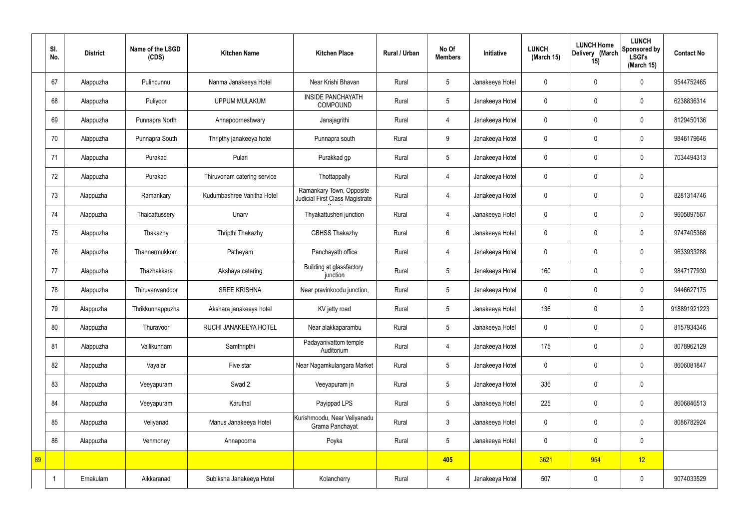| | Sl. No. | District | Name of the LSGD (CDS) | Kitchen Name | Kitchen Place | Rural / Urban | No Of Members | Initiative | LUNCH (March 15) | LUNCH Home Delivery (March 15) | LUNCH Sponsored by LSGI's (March 15) | Contact No |
|---|---|---|---|---|---|---|---|---|---|---|---|---|
| | 67 | Alappuzha | Pulincunnu | Nanma Janakeeya Hotel | Near Krishi Bhavan | Rural | 5 | Janakeeya Hotel | 0 | 0 | 0 | 9544752465 |
| | 68 | Alappuzha | Puliyoor | UPPUM MULAKUM | INSIDE PANCHAYATH COMPOUND | Rural | 5 | Janakeeya Hotel | 0 | 0 | 0 | 6238836314 |
| | 69 | Alappuzha | Punnapra North | Annapoorneshwary | Janajagrithi | Rural | 4 | Janakeeya Hotel | 0 | 0 | 0 | 8129450136 |
| | 70 | Alappuzha | Punnapra South | Thripthy janakeeya hotel | Punnapra south | Rural | 9 | Janakeeya Hotel | 0 | 0 | 0 | 9846179646 |
| | 71 | Alappuzha | Purakad | Pulari | Purakkad gp | Rural | 5 | Janakeeya Hotel | 0 | 0 | 0 | 7034494313 |
| | 72 | Alappuzha | Purakad | Thiruvonam catering service | Thottappally | Rural | 4 | Janakeeya Hotel | 0 | 0 | 0 | |
| | 73 | Alappuzha | Ramankary | Kudumbashree Vanitha Hotel | Ramankary Town, Opposite Judicial First Class Magistrate Court | Rural | 4 | Janakeeya Hotel | 0 | 0 | 0 | 8281314746 |
| | 74 | Alappuzha | Thaicattussery | Unarv | Thyakattusheri junction | Rural | 4 | Janakeeya Hotel | 0 | 0 | 0 | 9605897567 |
| | 75 | Alappuzha | Thakazhy | Thripthi Thakazhy | GBHSS Thakazhy | Rural | 6 | Janakeeya Hotel | 0 | 0 | 0 | 9747405368 |
| | 76 | Alappuzha | Thannermukkom | Patheyam | Panchayath office | Rural | 4 | Janakeeya Hotel | 0 | 0 | 0 | 9633933288 |
| | 77 | Alappuzha | Thazhakkara | Akshaya catering | Building at glassfactory junction | Rural | 5 | Janakeeya Hotel | 160 | 0 | 0 | 9847177930 |
| | 78 | Alappuzha | Thiruvanvandoor | SREE KRISHNA | Near pravinkoodu junction, | Rural | 5 | Janakeeya Hotel | 0 | 0 | 0 | 9446627175 |
| | 79 | Alappuzha | Thrikkunnappuzha | Akshara janakeeya hotel | KV jetty road | Rural | 5 | Janakeeya Hotel | 136 | 0 | 0 | 918891921223 |
| | 80 | Alappuzha | Thuravoor | RUCHI JANAKEEYA HOTEL | Near alakkaparambu | Rural | 5 | Janakeeya Hotel | 0 | 0 | 0 | 8157934346 |
| | 81 | Alappuzha | Vallikunnam | Samthripthi | Padayanivattom temple Auditorium | Rural | 4 | Janakeeya Hotel | 175 | 0 | 0 | 8078962129 |
| | 82 | Alappuzha | Vayalar | Five star | Near Nagamkulangara Market | Rural | 5 | Janakeeya Hotel | 0 | 0 | 0 | 8606081847 |
| | 83 | Alappuzha | Veeyapuram | Swad 2 | Veeyapuram jn | Rural | 5 | Janakeeya Hotel | 336 | 0 | 0 | |
| | 84 | Alappuzha | Veeyapuram | Karuthal | Payippad LPS | Rural | 5 | Janakeeya Hotel | 225 | 0 | 0 | 8606846513 |
| | 85 | Alappuzha | Veliyanad | Manus Janakeeya Hotel | Kurishmoodu, Near Veliyanadu Grama Panchayat | Rural | 3 | Janakeeya Hotel | 0 | 0 | 0 | 8086782924 |
| | 86 | Alappuzha | Venmoney | Annapoorna | Poyka | Rural | 5 | Janakeeya Hotel | 0 | 0 | 0 | |
| 89 | | | | | | | 405 | | 3621 | 954 | 12 | |
| | 1 | Ernakulam | Aikkaranad | Subiksha Janakeeya Hotel | Kolancherry | Rural | 4 | Janakeeya Hotel | 507 | 0 | 0 | 9074033529 |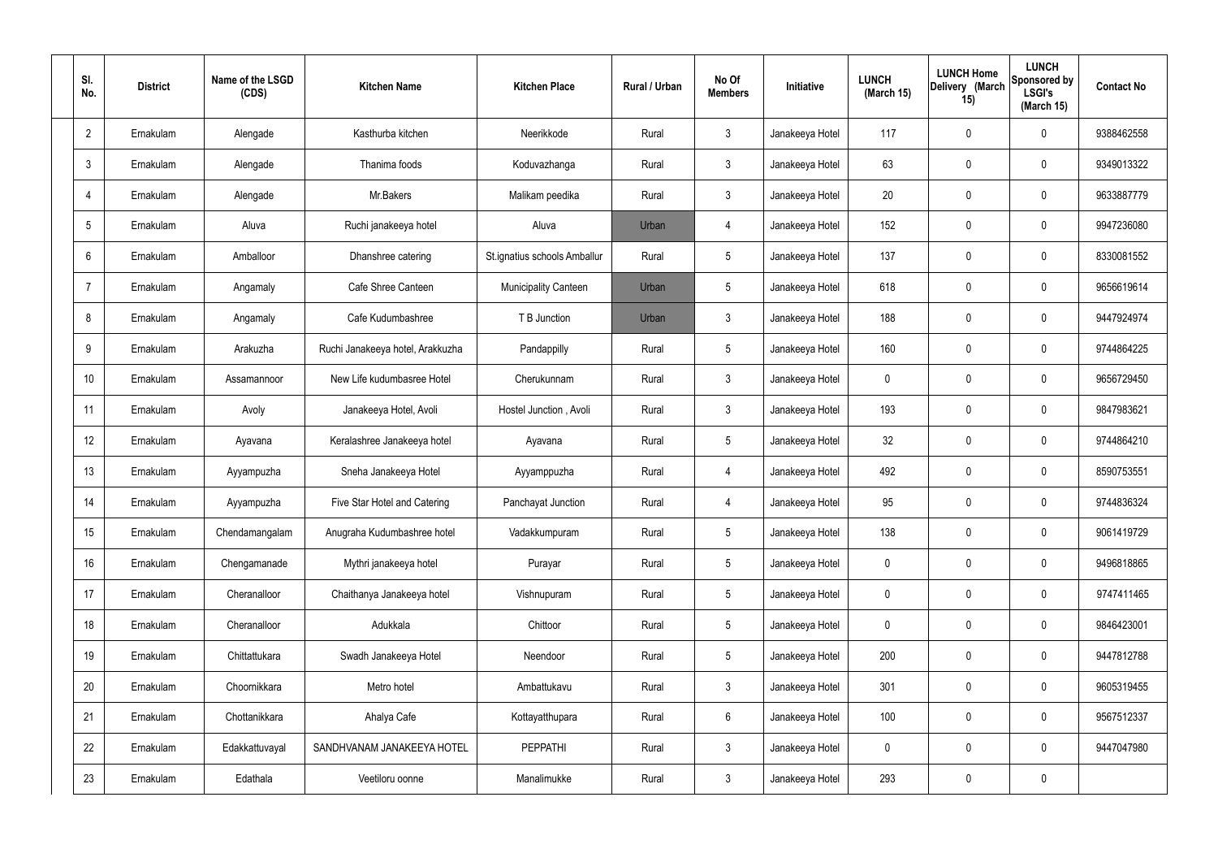| Sl. No. | District | Name of the LSGD (CDS) | Kitchen Name | Kitchen Place | Rural / Urban | No Of Members | Initiative | LUNCH (March 15) | LUNCH Home Delivery (March 15) | LUNCH Sponsored by LSGI's (March 15) | Contact No |
|---|---|---|---|---|---|---|---|---|---|---|---|
| 2 | Ernakulam | Alengade | Kasthurba kitchen | Neerikkode | Rural | 3 | Janakeeya Hotel | 117 | 0 | 0 | 9388462558 |
| 3 | Ernakulam | Alengade | Thanima foods | Koduvazhanga | Rural | 3 | Janakeeya Hotel | 63 | 0 | 0 | 9349013322 |
| 4 | Ernakulam | Alengade | Mr.Bakers | Malikam peedika | Rural | 3 | Janakeeya Hotel | 20 | 0 | 0 | 9633887779 |
| 5 | Ernakulam | Aluva | Ruchi janakeeya hotel | Aluva | Urban | 4 | Janakeeya Hotel | 152 | 0 | 0 | 9947236080 |
| 6 | Ernakulam | Amballoor | Dhanshree catering | St.ignatius schools Amballur | Rural | 5 | Janakeeya Hotel | 137 | 0 | 0 | 8330081552 |
| 7 | Ernakulam | Angamaly | Cafe Shree Canteen | Municipality Canteen | Urban | 5 | Janakeeya Hotel | 618 | 0 | 0 | 9656619614 |
| 8 | Ernakulam | Angamaly | Cafe Kudumbashree | T B Junction | Urban | 3 | Janakeeya Hotel | 188 | 0 | 0 | 9447924974 |
| 9 | Ernakulam | Arakuzha | Ruchi Janakeeya hotel, Arakkuzha | Pandappilly | Rural | 5 | Janakeeya Hotel | 160 | 0 | 0 | 9744864225 |
| 10 | Ernakulam | Assamannoor | New Life kudumbasree Hotel | Cherukunnam | Rural | 3 | Janakeeya Hotel | 0 | 0 | 0 | 9656729450 |
| 11 | Ernakulam | Avoly | Janakeeya Hotel, Avoli | Hostel Junction , Avoli | Rural | 3 | Janakeeya Hotel | 193 | 0 | 0 | 9847983621 |
| 12 | Ernakulam | Ayavana | Keralashree Janakeeya hotel | Ayavana | Rural | 5 | Janakeeya Hotel | 32 | 0 | 0 | 9744864210 |
| 13 | Ernakulam | Ayyampuzha | Sneha Janakeeya Hotel | Ayyamppuzha | Rural | 4 | Janakeeya Hotel | 492 | 0 | 0 | 8590753551 |
| 14 | Ernakulam | Ayyampuzha | Five Star Hotel and Catering | Panchayat Junction | Rural | 4 | Janakeeya Hotel | 95 | 0 | 0 | 9744836324 |
| 15 | Ernakulam | Chendamangalam | Anugraha Kudumbashree hotel | Vadakkumpuram | Rural | 5 | Janakeeya Hotel | 138 | 0 | 0 | 9061419729 |
| 16 | Ernakulam | Chengamanade | Mythri janakeeya hotel | Purayar | Rural | 5 | Janakeeya Hotel | 0 | 0 | 0 | 9496818865 |
| 17 | Ernakulam | Cheranalloor | Chaithanya Janakeeya hotel | Vishnupuram | Rural | 5 | Janakeeya Hotel | 0 | 0 | 0 | 9747411465 |
| 18 | Ernakulam | Cheranalloor | Adukkala | Chittoor | Rural | 5 | Janakeeya Hotel | 0 | 0 | 0 | 9846423001 |
| 19 | Ernakulam | Chittattukara | Swadh Janakeeya Hotel | Neendoor | Rural | 5 | Janakeeya Hotel | 200 | 0 | 0 | 9447812788 |
| 20 | Ernakulam | Choornikkara | Metro hotel | Ambattukavu | Rural | 3 | Janakeeya Hotel | 301 | 0 | 0 | 9605319455 |
| 21 | Ernakulam | Chottanikkara | Ahalya Cafe | Kottayatthupara | Rural | 6 | Janakeeya Hotel | 100 | 0 | 0 | 9567512337 |
| 22 | Ernakulam | Edakkattuvayal | SANDHVANAM JANAKEEYA HOTEL | PEPPATHI | Rural | 3 | Janakeeya Hotel | 0 | 0 | 0 | 9447047980 |
| 23 | Ernakulam | Edathala | Veetiloru oonne | Manalimukke | Rural | 3 | Janakeeya Hotel | 293 | 0 | 0 | |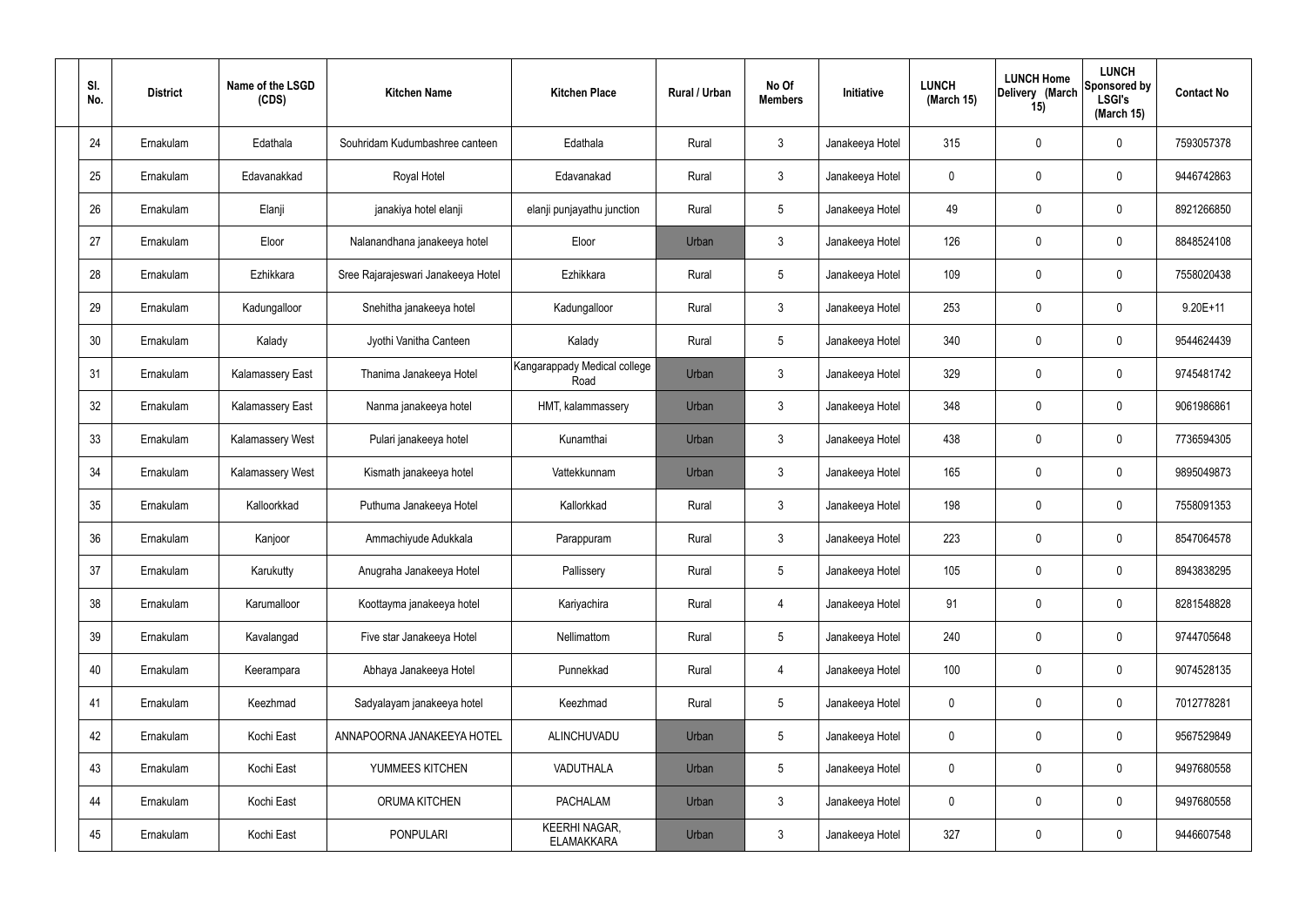| Sl. No. | District | Name of the LSGD (CDS) | Kitchen Name | Kitchen Place | Rural / Urban | No Of Members | Initiative | LUNCH (March 15) | LUNCH Home Delivery (March 15) | LUNCH Sponsored by LSGI's (March 15) | Contact No |
|---|---|---|---|---|---|---|---|---|---|---|---|
| 24 | Ernakulam | Edathala | Souhridam Kudumbashree canteen | Edathala | Rural | 3 | Janakeeya Hotel | 315 | 0 | 0 | 7593057378 |
| 25 | Ernakulam | Edavanakkad | Royal Hotel | Edavanakad | Rural | 3 | Janakeeya Hotel | 0 | 0 | 0 | 9446742863 |
| 26 | Ernakulam | Elanji | janakiya hotel elanji | elanji punjayathu junction | Rural | 5 | Janakeeya Hotel | 49 | 0 | 0 | 8921266850 |
| 27 | Ernakulam | Eloor | Nalanandhana janakeeya hotel | Eloor | Urban | 3 | Janakeeya Hotel | 126 | 0 | 0 | 8848524108 |
| 28 | Ernakulam | Ezhikkara | Sree Rajarajeswari Janakeeya Hotel | Ezhikkara | Rural | 5 | Janakeeya Hotel | 109 | 0 | 0 | 7558020438 |
| 29 | Ernakulam | Kadungalloor | Snehitha janakeeya hotel | Kadungalloor | Rural | 3 | Janakeeya Hotel | 253 | 0 | 0 | 9.20E+11 |
| 30 | Ernakulam | Kalady | Jyothi Vanitha Canteen | Kalady | Rural | 5 | Janakeeya Hotel | 340 | 0 | 0 | 9544624439 |
| 31 | Ernakulam | Kalamassery East | Thanima Janakeeya Hotel | Kangarappady Medical college Road | Urban | 3 | Janakeeya Hotel | 329 | 0 | 0 | 9745481742 |
| 32 | Ernakulam | Kalamassery East | Nanma janakeeya hotel | HMT, kalammassery | Urban | 3 | Janakeeya Hotel | 348 | 0 | 0 | 9061986861 |
| 33 | Ernakulam | Kalamassery West | Pulari janakeeya hotel | Kunamthai | Urban | 3 | Janakeeya Hotel | 438 | 0 | 0 | 7736594305 |
| 34 | Ernakulam | Kalamassery West | Kismath janakeeya hotel | Vattekkunnam | Urban | 3 | Janakeeya Hotel | 165 | 0 | 0 | 9895049873 |
| 35 | Ernakulam | Kalloorkkad | Puthuma Janakeeya Hotel | Kallorkkad | Rural | 3 | Janakeeya Hotel | 198 | 0 | 0 | 7558091353 |
| 36 | Ernakulam | Kanjoor | Ammachiyude Adukkala | Parappuram | Rural | 3 | Janakeeya Hotel | 223 | 0 | 0 | 8547064578 |
| 37 | Ernakulam | Karukutty | Anugraha Janakeeya Hotel | Pallissery | Rural | 5 | Janakeeya Hotel | 105 | 0 | 0 | 8943838295 |
| 38 | Ernakulam | Karumalloor | Koottayma janakeeya hotel | Kariyachira | Rural | 4 | Janakeeya Hotel | 91 | 0 | 0 | 8281548828 |
| 39 | Ernakulam | Kavalangad | Five star Janakeeya Hotel | Nellimattom | Rural | 5 | Janakeeya Hotel | 240 | 0 | 0 | 9744705648 |
| 40 | Ernakulam | Keerampara | Abhaya Janakeeya Hotel | Punnekkad | Rural | 4 | Janakeeya Hotel | 100 | 0 | 0 | 9074528135 |
| 41 | Ernakulam | Keezhmad | Sadyalayam janakeeya hotel | Keezhmad | Rural | 5 | Janakeeya Hotel | 0 | 0 | 0 | 7012778281 |
| 42 | Ernakulam | Kochi East | ANNAPOORNA JANAKEEYA HOTEL | ALINCHUVADU | Urban | 5 | Janakeeya Hotel | 0 | 0 | 0 | 9567529849 |
| 43 | Ernakulam | Kochi East | YUMMEES KITCHEN | VADUTHALA | Urban | 5 | Janakeeya Hotel | 0 | 0 | 0 | 9497680558 |
| 44 | Ernakulam | Kochi East | ORUMA KITCHEN | PACHALAM | Urban | 3 | Janakeeya Hotel | 0 | 0 | 0 | 9497680558 |
| 45 | Ernakulam | Kochi East | PONPULARI | KEERHI NAGAR, ELAMAKKARA | Urban | 3 | Janakeeya Hotel | 327 | 0 | 0 | 9446607548 |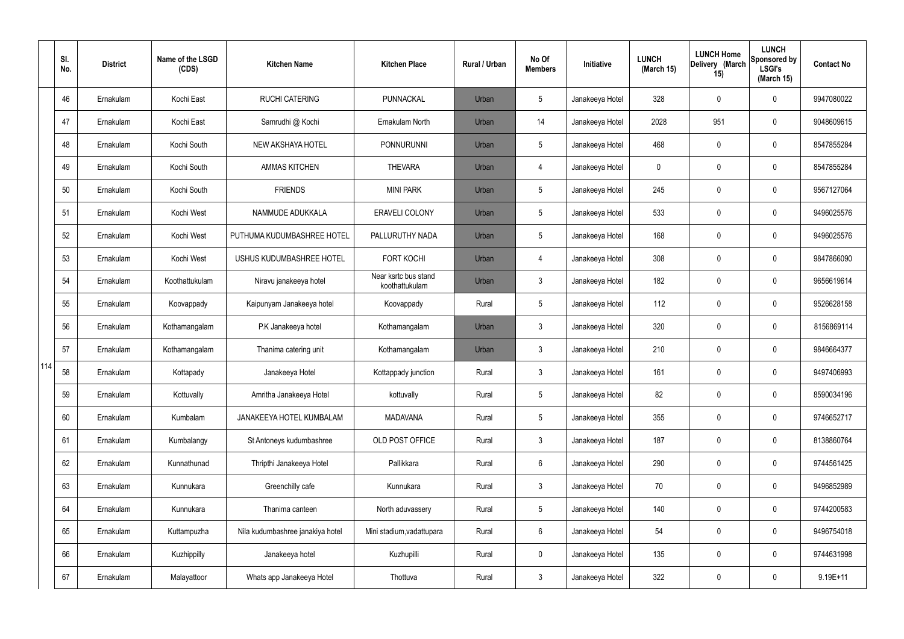|  | Sl. No. | District | Name of the LSGD (CDS) | Kitchen Name | Kitchen Place | Rural / Urban | No Of Members | Initiative | LUNCH (March 15) | LUNCH Home Delivery (March 15) | LUNCH Sponsored by LSGI's (March 15) | Contact No |
|---|---|---|---|---|---|---|---|---|---|---|---|---|
| 114 | 46 | Ernakulam | Kochi East | RUCHI CATERING | PUNNACKAL | Urban | 5 | Janakeeya Hotel | 328 | 0 | 0 | 9947080022 |
|  | 47 | Ernakulam | Kochi East | Samrudhi @ Kochi | Ernakulam North | Urban | 14 | Janakeeya Hotel | 2028 | 951 | 0 | 9048609615 |
|  | 48 | Ernakulam | Kochi South | NEW AKSHAYA HOTEL | PONNURUNNI | Urban | 5 | Janakeeya Hotel | 468 | 0 | 0 | 8547855284 |
|  | 49 | Ernakulam | Kochi South | AMMAS KITCHEN | THEVARA | Urban | 4 | Janakeeya Hotel | 0 | 0 | 0 | 8547855284 |
|  | 50 | Ernakulam | Kochi South | FRIENDS | MINI PARK | Urban | 5 | Janakeeya Hotel | 245 | 0 | 0 | 9567127064 |
|  | 51 | Ernakulam | Kochi West | NAMMUDE ADUKKALA | ERAVELI COLONY | Urban | 5 | Janakeeya Hotel | 533 | 0 | 0 | 9496025576 |
|  | 52 | Ernakulam | Kochi West | PUTHUMA KUDUMBASHREE HOTEL | PALLURUTHY NADA | Urban | 5 | Janakeeya Hotel | 168 | 0 | 0 | 9496025576 |
|  | 53 | Ernakulam | Kochi West | USHUS KUDUMBASHREE HOTEL | FORT KOCHI | Urban | 4 | Janakeeya Hotel | 308 | 0 | 0 | 9847866090 |
|  | 54 | Ernakulam | Koothattukulam | Niravu janakeeya hotel | Near ksrtc bus stand koothattukulam | Urban | 3 | Janakeeya Hotel | 182 | 0 | 0 | 9656619614 |
|  | 55 | Ernakulam | Koovappady | Kaipunyam Janakeeya hotel | Koovappady | Rural | 5 | Janakeeya Hotel | 112 | 0 | 0 | 9526628158 |
|  | 56 | Ernakulam | Kothamangalam | P.K Janakeeya hotel | Kothamangalam | Urban | 3 | Janakeeya Hotel | 320 | 0 | 0 | 8156869114 |
|  | 57 | Ernakulam | Kothamangalam | Thanima catering unit | Kothamangalam | Urban | 3 | Janakeeya Hotel | 210 | 0 | 0 | 9846664377 |
|  | 58 | Ernakulam | Kottapady | Janakeeya Hotel | Kottappady junction | Rural | 3 | Janakeeya Hotel | 161 | 0 | 0 | 9497406993 |
|  | 59 | Ernakulam | Kottuvally | Amritha Janakeeya Hotel | kottuvally | Rural | 5 | Janakeeya Hotel | 82 | 0 | 0 | 8590034196 |
|  | 60 | Ernakulam | Kumbalam | JANAKEEYA HOTEL KUMBALAM | MADAVANA | Rural | 5 | Janakeeya Hotel | 355 | 0 | 0 | 9746652717 |
|  | 61 | Ernakulam | Kumbalangy | St Antoneys kudumbashree | OLD POST OFFICE | Rural | 3 | Janakeeya Hotel | 187 | 0 | 0 | 8138860764 |
|  | 62 | Ernakulam | Kunnathunad | Thripthi Janakeeya Hotel | Pallikkara | Rural | 6 | Janakeeya Hotel | 290 | 0 | 0 | 9744561425 |
|  | 63 | Ernakulam | Kunnukara | Greenchilly cafe | Kunnukara | Rural | 3 | Janakeeya Hotel | 70 | 0 | 0 | 9496852989 |
|  | 64 | Ernakulam | Kunnukara | Thanima canteen | North aduvassery | Rural | 5 | Janakeeya Hotel | 140 | 0 | 0 | 9744200583 |
|  | 65 | Ernakulam | Kuttampuzha | Nila kudumbashree janakiya hotel | Mini stadium,vadattupara | Rural | 6 | Janakeeya Hotel | 54 | 0 | 0 | 9496754018 |
|  | 66 | Ernakulam | Kuzhippilly | Janakeeya hotel | Kuzhupilli | Rural | 0 | Janakeeya Hotel | 135 | 0 | 0 | 9744631998 |
|  | 67 | Ernakulam | Malayattoor | Whats app Janakeeya Hotel | Thottuva | Rural | 3 | Janakeeya Hotel | 322 | 0 | 0 | 9.19E+11 |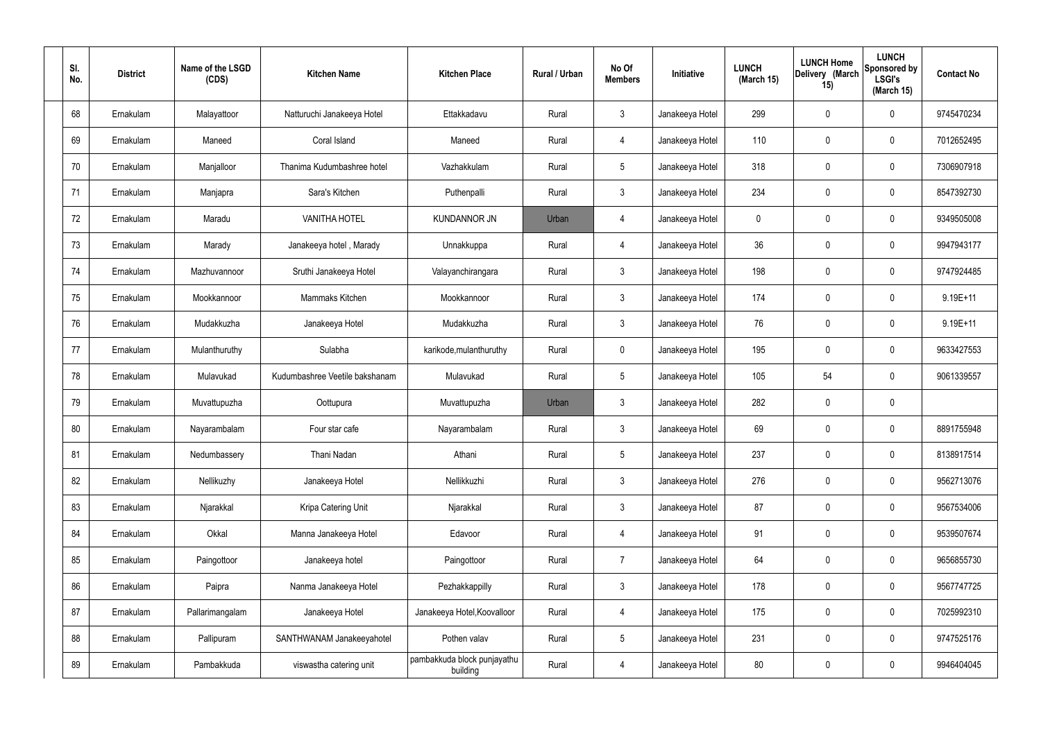| Sl. No. | District | Name of the LSGD (CDS) | Kitchen Name | Kitchen Place | Rural / Urban | No Of Members | Initiative | LUNCH (March 15) | LUNCH Home Delivery (March 15) | LUNCH Sponsored by LSGI's (March 15) | Contact No |
|---|---|---|---|---|---|---|---|---|---|---|---|
| 68 | Ernakulam | Malayattoor | Natturuchi Janakeeya Hotel | Ettakkadavu | Rural | 3 | Janakeeya Hotel | 299 | 0 | 0 | 9745470234 |
| 69 | Ernakulam | Maneed | Coral Island | Maneed | Rural | 4 | Janakeeya Hotel | 110 | 0 | 0 | 7012652495 |
| 70 | Ernakulam | Manjalloor | Thanima Kudumbashree hotel | Vazhakkulam | Rural | 5 | Janakeeya Hotel | 318 | 0 | 0 | 7306907918 |
| 71 | Ernakulam | Manjapra | Sara's Kitchen | Puthenpalli | Rural | 3 | Janakeeya Hotel | 234 | 0 | 0 | 8547392730 |
| 72 | Ernakulam | Maradu | VANITHA HOTEL | KUNDANNOR JN | Urban | 4 | Janakeeya Hotel | 0 | 0 | 0 | 9349505008 |
| 73 | Ernakulam | Marady | Janakeeya hotel , Marady | Unnakkuppa | Rural | 4 | Janakeeya Hotel | 36 | 0 | 0 | 9947943177 |
| 74 | Ernakulam | Mazhuvannoor | Sruthi Janakeeya Hotel | Valayanchirangara | Rural | 3 | Janakeeya Hotel | 198 | 0 | 0 | 9747924485 |
| 75 | Ernakulam | Mookkannoor | Mammaks Kitchen | Mookkannoor | Rural | 3 | Janakeeya Hotel | 174 | 0 | 0 | 9.19E+11 |
| 76 | Ernakulam | Mudakkuzha | Janakeeya Hotel | Mudakkuzha | Rural | 3 | Janakeeya Hotel | 76 | 0 | 0 | 9.19E+11 |
| 77 | Ernakulam | Mulanthuruthy | Sulabha | karikode,mulanthuruthy | Rural | 0 | Janakeeya Hotel | 195 | 0 | 0 | 9633427553 |
| 78 | Ernakulam | Mulavukad | Kudumbashree Veetile bakshanam | Mulavukad | Rural | 5 | Janakeeya Hotel | 105 | 54 | 0 | 9061339557 |
| 79 | Ernakulam | Muvattupuzha | Oottupura | Muvattupuzha | Urban | 3 | Janakeeya Hotel | 282 | 0 | 0 | |
| 80 | Ernakulam | Nayarambalam | Four star cafe | Nayarambalam | Rural | 3 | Janakeeya Hotel | 69 | 0 | 0 | 8891755948 |
| 81 | Ernakulam | Nedumbassery | Thani Nadan | Athani | Rural | 5 | Janakeeya Hotel | 237 | 0 | 0 | 8138917514 |
| 82 | Ernakulam | Nellikuzhy | Janakeeya Hotel | Nellikkuzhi | Rural | 3 | Janakeeya Hotel | 276 | 0 | 0 | 9562713076 |
| 83 | Ernakulam | Njarakkal | Kripa Catering Unit | Njarakkal | Rural | 3 | Janakeeya Hotel | 87 | 0 | 0 | 9567534006 |
| 84 | Ernakulam | Okkal | Manna Janakeeya Hotel | Edavoor | Rural | 4 | Janakeeya Hotel | 91 | 0 | 0 | 9539507674 |
| 85 | Ernakulam | Paingottoor | Janakeeya hotel | Paingottoor | Rural | 7 | Janakeeya Hotel | 64 | 0 | 0 | 9656855730 |
| 86 | Ernakulam | Paipra | Nanma Janakeeya Hotel | Pezhakkappilly | Rural | 3 | Janakeeya Hotel | 178 | 0 | 0 | 9567747725 |
| 87 | Ernakulam | Pallarimangalam | Janakeeya Hotel | Janakeeya Hotel,Koovalloor | Rural | 4 | Janakeeya Hotel | 175 | 0 | 0 | 7025992310 |
| 88 | Ernakulam | Pallipuram | SANTHWANAM Janakeeyahotel | Pothen valav | Rural | 5 | Janakeeya Hotel | 231 | 0 | 0 | 9747525176 |
| 89 | Ernakulam | Pambakkuda | viswastha catering unit | pambakkuda block punjayathu building | Rural | 4 | Janakeeya Hotel | 80 | 0 | 0 | 9946404045 |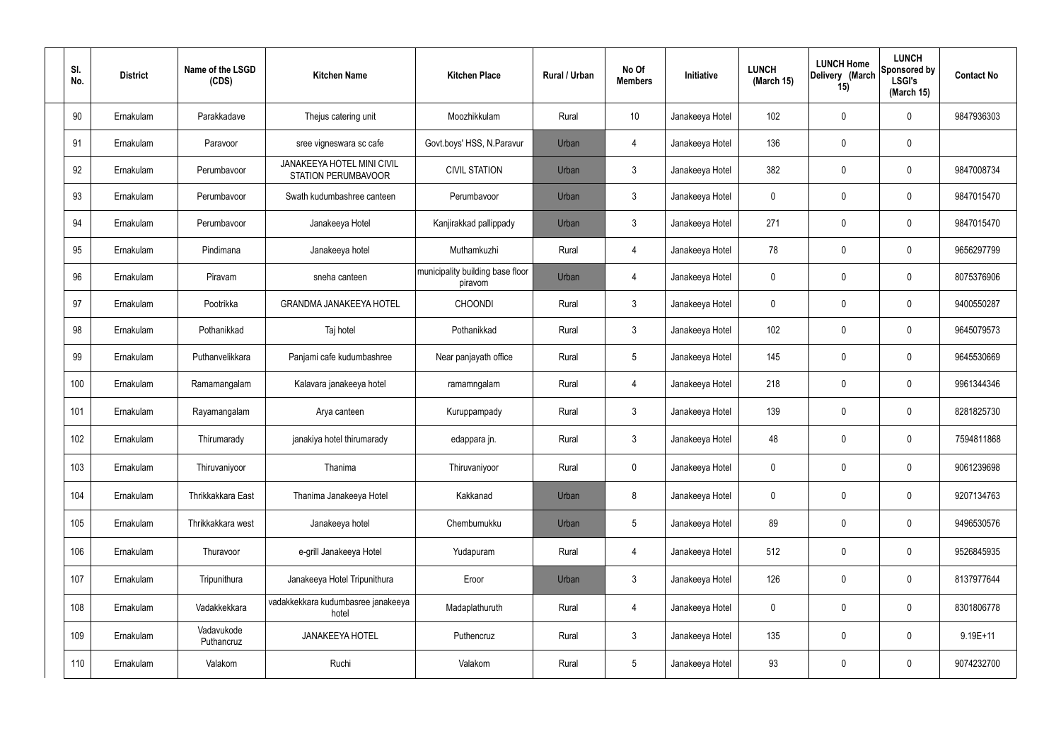| Sl. No. | District | Name of the LSGD (CDS) | Kitchen Name | Kitchen Place | Rural / Urban | No Of Members | Initiative | LUNCH (March 15) | LUNCH Home Delivery (March 15) | LUNCH Sponsored by LSGI's (March 15) | Contact No |
|---|---|---|---|---|---|---|---|---|---|---|---|
| 90 | Ernakulam | Parakkadave | Thejus catering unit | Moozhikkulam | Rural | 10 | Janakeeya Hotel | 102 | 0 | 0 | 9847936303 |
| 91 | Ernakulam | Paravoor | sree vigneswara sc cafe | Govt.boys' HSS, N.Paravur | Urban | 4 | Janakeeya Hotel | 136 | 0 | 0 | |
| 92 | Ernakulam | Perumbavoor | JANAKEEYA HOTEL MINI CIVIL STATION PERUMBAVOOR | CIVIL STATION | Urban | 3 | Janakeeya Hotel | 382 | 0 | 0 | 9847008734 |
| 93 | Ernakulam | Perumbavoor | Swath kudumbashree canteen | Perumbavoor | Urban | 3 | Janakeeya Hotel | 0 | 0 | 0 | 9847015470 |
| 94 | Ernakulam | Perumbavoor | Janakeeya Hotel | Kanjirakkad pallippady | Urban | 3 | Janakeeya Hotel | 271 | 0 | 0 | 9847015470 |
| 95 | Ernakulam | Pindimana | Janakeeya hotel | Muthamkuzhi | Rural | 4 | Janakeeya Hotel | 78 | 0 | 0 | 9656297799 |
| 96 | Ernakulam | Piravam | sneha canteen | municipality building base floor piravom | Urban | 4 | Janakeeya Hotel | 0 | 0 | 0 | 8075376906 |
| 97 | Ernakulam | Pootrikka | GRANDMA JANAKEEYA HOTEL | CHOONDI | Rural | 3 | Janakeeya Hotel | 0 | 0 | 0 | 9400550287 |
| 98 | Ernakulam | Pothanikkad | Taj hotel | Pothanikkad | Rural | 3 | Janakeeya Hotel | 102 | 0 | 0 | 9645079573 |
| 99 | Ernakulam | Puthanvelikkara | Panjami cafe kudumbashree | Near panjayath office | Rural | 5 | Janakeeya Hotel | 145 | 0 | 0 | 9645530669 |
| 100 | Ernakulam | Ramamangalam | Kalavara janakeeya hotel | ramamngalam | Rural | 4 | Janakeeya Hotel | 218 | 0 | 0 | 9961344346 |
| 101 | Ernakulam | Rayamangalam | Arya canteen | Kuruppampady | Rural | 3 | Janakeeya Hotel | 139 | 0 | 0 | 8281825730 |
| 102 | Ernakulam | Thirumarady | janakiya hotel thirumarady | edappara jn. | Rural | 3 | Janakeeya Hotel | 48 | 0 | 0 | 7594811868 |
| 103 | Ernakulam | Thiruvaniyoor | Thanima | Thiruvaniyoor | Rural | 0 | Janakeeya Hotel | 0 | 0 | 0 | 9061239698 |
| 104 | Ernakulam | Thrikkakkara East | Thanima Janakeeya Hotel | Kakkanad | Urban | 8 | Janakeeya Hotel | 0 | 0 | 0 | 9207134763 |
| 105 | Ernakulam | Thrikkakkara west | Janakeeya hotel | Chembumukku | Urban | 5 | Janakeeya Hotel | 89 | 0 | 0 | 9496530576 |
| 106 | Ernakulam | Thuravoor | e-grill Janakeeya Hotel | Yudapuram | Rural | 4 | Janakeeya Hotel | 512 | 0 | 0 | 9526845935 |
| 107 | Ernakulam | Tripunithura | Janakeeya Hotel Tripunithura | Eroor | Urban | 3 | Janakeeya Hotel | 126 | 0 | 0 | 8137977644 |
| 108 | Ernakulam | Vadakkekkara | vadakkekkara kudumbasree janakeeya hotel | Madaplathuruth | Rural | 4 | Janakeeya Hotel | 0 | 0 | 0 | 8301806778 |
| 109 | Ernakulam | Vadavukode Puthencruz | JANAKEEYA HOTEL | Puthencruz | Rural | 3 | Janakeeya Hotel | 135 | 0 | 0 | 9.19E+11 |
| 110 | Ernakulam | Valakom | Ruchi | Valakom | Rural | 5 | Janakeeya Hotel | 93 | 0 | 0 | 9074232700 |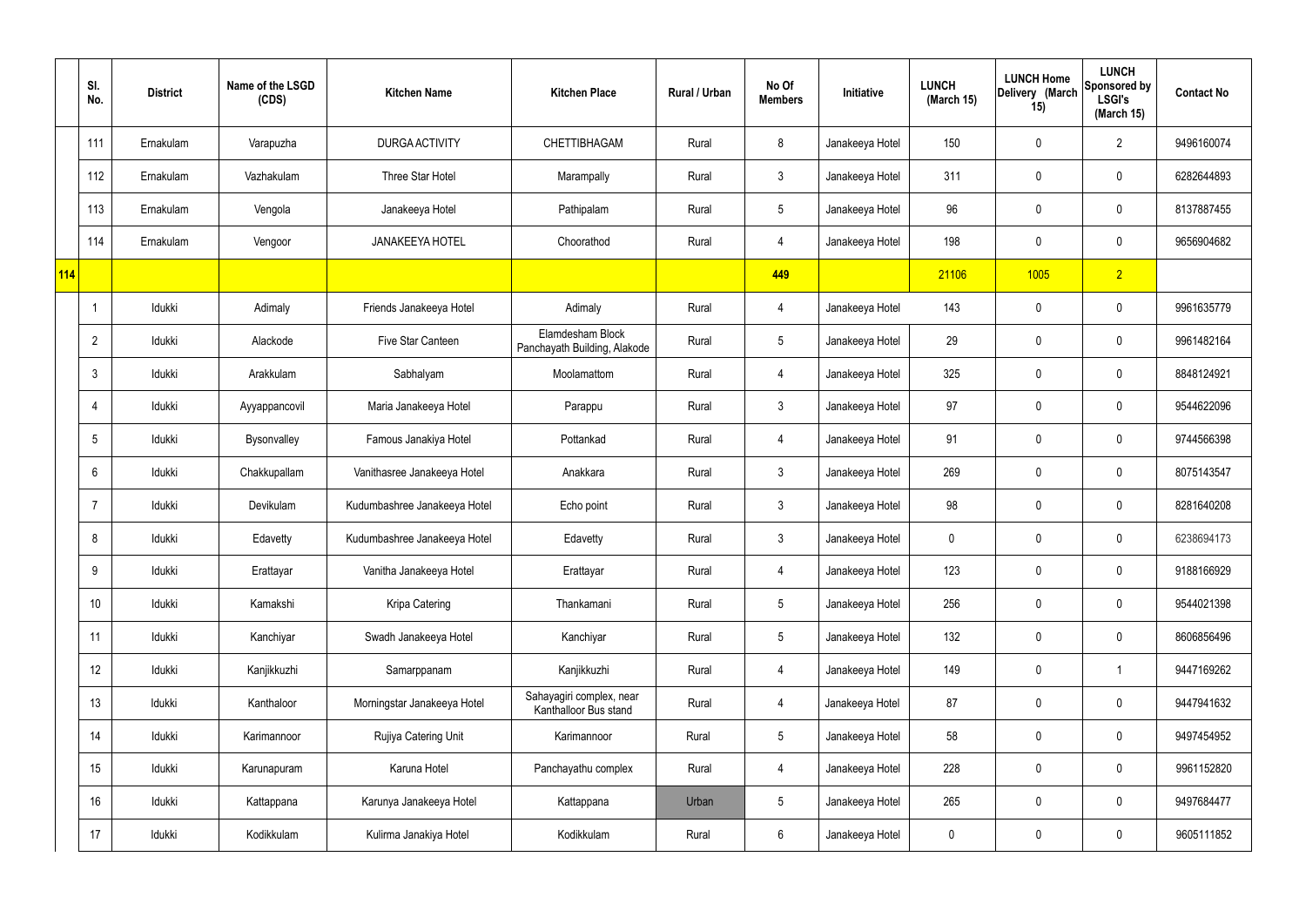|  | Sl. No. | District | Name of the LSGD (CDS) | Kitchen Name | Kitchen Place | Rural / Urban | No Of Members | Initiative | LUNCH (March 15) | LUNCH Home Delivery (March 15) | LUNCH Sponsored by LSGI's (March 15) | Contact No |
|---|---|---|---|---|---|---|---|---|---|---|---|---|
|  | 111 | Ernakulam | Varapuzha | DURGA ACTIVITY | CHETTIBHAGAM | Rural | 8 | Janakeeya Hotel | 150 | 0 | 2 | 9496160074 |
|  | 112 | Ernakulam | Vazhakulam | Three Star Hotel | Marampally | Rural | 3 | Janakeeya Hotel | 311 | 0 | 0 | 6282644893 |
|  | 113 | Ernakulam | Vengola | Janakeeya Hotel | Pathipalam | Rural | 5 | Janakeeya Hotel | 96 | 0 | 0 | 8137887455 |
|  | 114 | Ernakulam | Vengoor | JANAKEEYA HOTEL | Choorathod | Rural | 4 | Janakeeya Hotel | 198 | 0 | 0 | 9656904682 |
| 114 |  |  |  |  |  |  | 449 |  | 21106 | 1005 | 2 |  |
|  | 1 | Idukki | Adimaly | Friends Janakeeya Hotel | Adimaly | Rural | 4 | Janakeeya Hotel | 143 | 0 | 0 | 9961635779 |
|  | 2 | Idukki | Alackode | Five Star Canteen | Elamdesham Block Panchayath Building, Alakode | Rural | 5 | Janakeeya Hotel | 29 | 0 | 0 | 9961482164 |
|  | 3 | Idukki | Arakkulam | Sabhalyam | Moolamattom | Rural | 4 | Janakeeya Hotel | 325 | 0 | 0 | 8848124921 |
|  | 4 | Idukki | Ayyappancovil | Maria Janakeeya Hotel | Parappu | Rural | 3 | Janakeeya Hotel | 97 | 0 | 0 | 9544622096 |
|  | 5 | Idukki | Bysonvalley | Famous Janakiya Hotel | Pottankad | Rural | 4 | Janakeeya Hotel | 91 | 0 | 0 | 9744566398 |
|  | 6 | Idukki | Chakkupallam | Vanithasree Janakeeya Hotel | Anakkara | Rural | 3 | Janakeeya Hotel | 269 | 0 | 0 | 8075143547 |
|  | 7 | Idukki | Devikulam | Kudumbashree Janakeeya Hotel | Echo point | Rural | 3 | Janakeeya Hotel | 98 | 0 | 0 | 8281640208 |
|  | 8 | Idukki | Edavetty | Kudumbashree Janakeeya Hotel | Edavetty | Rural | 3 | Janakeeya Hotel | 0 | 0 | 0 | 6238694173 |
|  | 9 | Idukki | Erattayar | Vanitha Janakeeya Hotel | Erattayar | Rural | 4 | Janakeeya Hotel | 123 | 0 | 0 | 9188166929 |
|  | 10 | Idukki | Kamakshi | Kripa Catering | Thankamani | Rural | 5 | Janakeeya Hotel | 256 | 0 | 0 | 9544021398 |
|  | 11 | Idukki | Kanchiyar | Swadh Janakeeya Hotel | Kanchiyar | Rural | 5 | Janakeeya Hotel | 132 | 0 | 0 | 8606856496 |
|  | 12 | Idukki | Kanjikkuzhi | Samarppanam | Kanjikkuzhi | Rural | 4 | Janakeeya Hotel | 149 | 0 | 1 | 9447169262 |
|  | 13 | Idukki | Kanthaloor | Morningstar Janakeeya Hotel | Sahayagiri complex, near Kanthalloor Bus stand | Rural | 4 | Janakeeya Hotel | 87 | 0 | 0 | 9447941632 |
|  | 14 | Idukki | Karimannoor | Rujiya Catering Unit | Karimannoor | Rural | 5 | Janakeeya Hotel | 58 | 0 | 0 | 9497454952 |
|  | 15 | Idukki | Karunapuram | Karuna Hotel | Panchayathu complex | Rural | 4 | Janakeeya Hotel | 228 | 0 | 0 | 9961152820 |
|  | 16 | Idukki | Kattappana | Karunya Janakeeya Hotel | Kattappana | Urban | 5 | Janakeeya Hotel | 265 | 0 | 0 | 9497684477 |
|  | 17 | Idukki | Kodikkulam | Kulirma Janakiya Hotel | Kodikkulam | Rural | 6 | Janakeeya Hotel | 0 | 0 | 0 | 9605111852 |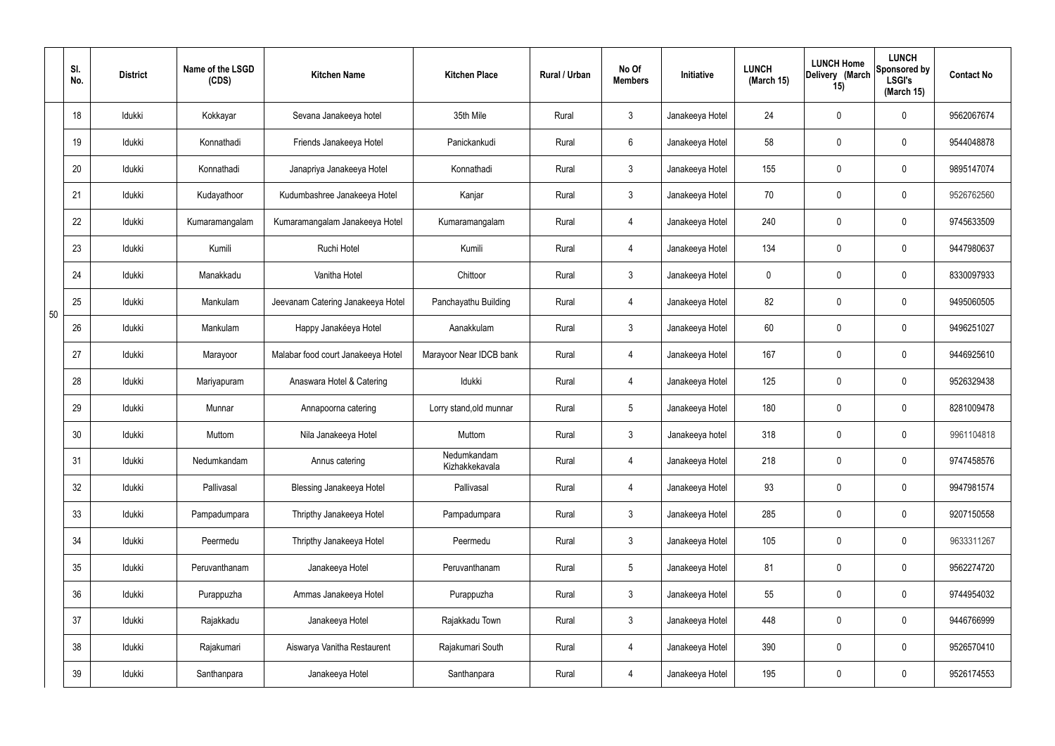|  | Sl. No. | District | Name of the LSGD (CDS) | Kitchen Name | Kitchen Place | Rural / Urban | No Of Members | Initiative | LUNCH (March 15) | LUNCH Home Delivery (March 15) | LUNCH Sponsored by LSGI's (March 15) | Contact No |
|---|---|---|---|---|---|---|---|---|---|---|---|---|
| 50 | 18 | Idukki | Kokkayar | Sevana Janakeeya hotel | 35th Mile | Rural | 3 | Janakeeya Hotel | 24 | 0 | 0 | 9562067674 |
|  | 19 | Idukki | Konnathadi | Friends Janakeeya Hotel | Panickankudi | Rural | 6 | Janakeeya Hotel | 58 | 0 | 0 | 9544048878 |
|  | 20 | Idukki | Konnathadi | Janapriya Janakeeya Hotel | Konnathadi | Rural | 3 | Janakeeya Hotel | 155 | 0 | 0 | 9895147074 |
|  | 21 | Idukki | Kudayathoor | Kudumbashree Janakeeya Hotel | Kanjar | Rural | 3 | Janakeeya Hotel | 70 | 0 | 0 | 9526762560 |
|  | 22 | Idukki | Kumaramangalam | Kumaramangalam Janakeeya Hotel | Kumaramangalam | Rural | 4 | Janakeeya Hotel | 240 | 0 | 0 | 9745633509 |
|  | 23 | Idukki | Kumili | Ruchi Hotel | Kumili | Rural | 4 | Janakeeya Hotel | 134 | 0 | 0 | 9447980637 |
|  | 24 | Idukki | Manakkadu | Vanitha Hotel | Chittoor | Rural | 3 | Janakeeya Hotel | 0 | 0 | 0 | 8330097933 |
|  | 25 | Idukki | Mankulam | Jeevanam Catering Janakeeya Hotel | Panchayathu Building | Rural | 4 | Janakeeya Hotel | 82 | 0 | 0 | 9495060505 |
|  | 26 | Idukki | Mankulam | Happy Janakéeya Hotel | Aanakkulam | Rural | 3 | Janakeeya Hotel | 60 | 0 | 0 | 9496251027 |
|  | 27 | Idukki | Marayoor | Malabar food court Janakeeya Hotel | Marayoor Near IDCB bank | Rural | 4 | Janakeeya Hotel | 167 | 0 | 0 | 9446925610 |
|  | 28 | Idukki | Mariyapuram | Anaswara Hotel & Catering | Idukki | Rural | 4 | Janakeeya Hotel | 125 | 0 | 0 | 9526329438 |
|  | 29 | Idukki | Munnar | Annapoorna catering | Lorry stand,old munnar | Rural | 5 | Janakeeya Hotel | 180 | 0 | 0 | 8281009478 |
|  | 30 | Idukki | Muttom | Nila Janakeeya Hotel | Muttom | Rural | 3 | Janakeeya hotel | 318 | 0 | 0 | 9961104818 |
|  | 31 | Idukki | Nedumkandam | Annus catering | Nedumkandam Kizhakkekavala | Rural | 4 | Janakeeya Hotel | 218 | 0 | 0 | 9747458576 |
|  | 32 | Idukki | Pallivasal | Blessing Janakeeya Hotel | Pallivasal | Rural | 4 | Janakeeya Hotel | 93 | 0 | 0 | 9947981574 |
|  | 33 | Idukki | Pampadumpara | Thripthy Janakeeya Hotel | Pampadumpara | Rural | 3 | Janakeeya Hotel | 285 | 0 | 0 | 9207150558 |
|  | 34 | Idukki | Peermedu | Thripthy Janakeeya Hotel | Peermedu | Rural | 3 | Janakeeya Hotel | 105 | 0 | 0 | 9633311267 |
|  | 35 | Idukki | Peruvanthanam | Janakeeya Hotel | Peruvanthanam | Rural | 5 | Janakeeya Hotel | 81 | 0 | 0 | 9562274720 |
|  | 36 | Idukki | Purappuzha | Ammas Janakeeya Hotel | Purappuzha | Rural | 3 | Janakeeya Hotel | 55 | 0 | 0 | 9744954032 |
|  | 37 | Idukki | Rajakkadu | Janakeeya Hotel | Rajakkadu Town | Rural | 3 | Janakeeya Hotel | 448 | 0 | 0 | 9446766999 |
|  | 38 | Idukki | Rajakumari | Aiswarya Vanitha Restaurent | Rajakumari South | Rural | 4 | Janakeeya Hotel | 390 | 0 | 0 | 9526570410 |
|  | 39 | Idukki | Santhanpara | Janakeeya Hotel | Santhanpara | Rural | 4 | Janakeeya Hotel | 195 | 0 | 0 | 9526174553 |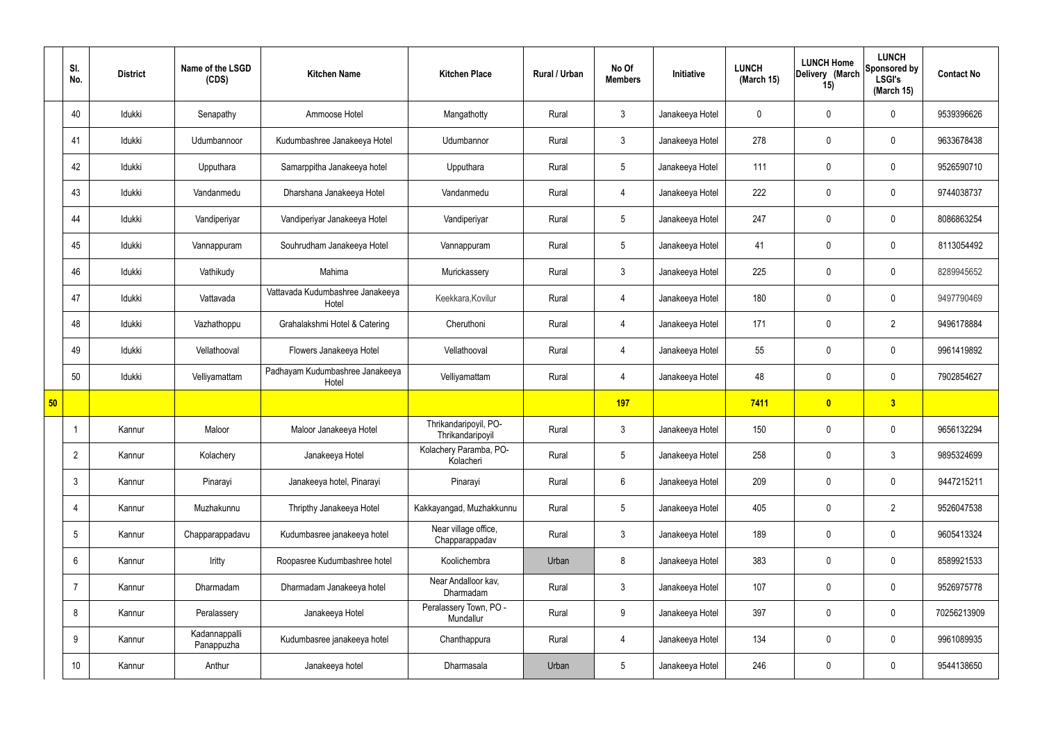| | Sl. No. | District | Name of the LSGD (CDS) | Kitchen Name | Kitchen Place | Rural / Urban | No Of Members | Initiative | LUNCH (March 15) | LUNCH Home Delivery (March 15) | LUNCH Sponsored by LSGI's (March 15) | Contact No |
|---|---|---|---|---|---|---|---|---|---|---|---|---|
| | 40 | Idukki | Senapathy | Ammoose Hotel | Mangathotty | Rural | 3 | Janakeeya Hotel | 0 | 0 | 0 | 9539396626 |
| | 41 | Idukki | Udumbannoor | Kudumbashree Janakeeya Hotel | Udumbannor | Rural | 3 | Janakeeya Hotel | 278 | 0 | 0 | 9633678438 |
| | 42 | Idukki | Upputhara | Samarppitha Janakeeya hotel | Upputhara | Rural | 5 | Janakeeya Hotel | 111 | 0 | 0 | 9526590710 |
| | 43 | Idukki | Vandanmedu | Dharshana Janakeeya Hotel | Vandanmedu | Rural | 4 | Janakeeya Hotel | 222 | 0 | 0 | 9744038737 |
| | 44 | Idukki | Vandiperiyar | Vandiperiyar Janakeeya Hotel | Vandiperiyar | Rural | 5 | Janakeeya Hotel | 247 | 0 | 0 | 8086863254 |
| | 45 | Idukki | Vannappuram | Souhrudham Janakeeya Hotel | Vannappuram | Rural | 5 | Janakeeya Hotel | 41 | 0 | 0 | 8113054492 |
| | 46 | Idukki | Vathikudy | Mahima | Murickassery | Rural | 3 | Janakeeya Hotel | 225 | 0 | 0 | 8289945652 |
| | 47 | Idukki | Vattavada | Vattavada Kudumbashree Janakeeya Hotel | Keekkara,Kovilur | Rural | 4 | Janakeeya Hotel | 180 | 0 | 0 | 9497790469 |
| | 48 | Idukki | Vazhathoppu | Grahalakshmi Hotel & Catering | Cheruthoni | Rural | 4 | Janakeeya Hotel | 171 | 0 | 2 | 9496178884 |
| | 49 | Idukki | Vellathooval | Flowers Janakeeya Hotel | Vellathooval | Rural | 4 | Janakeeya Hotel | 55 | 0 | 0 | 9961419892 |
| | 50 | Idukki | Velliyamattam | Padhayam Kudumbashree Janakeeya Hotel | Velliyamattam | Rural | 4 | Janakeeya Hotel | 48 | 0 | 0 | 7902854627 |
| 50 | | | | | | | 197 | | 7411 | 0 | 3 | |
| | 1 | Kannur | Maloor | Maloor Janakeeya Hotel | Thrikandaripoyil, PO-Thrikandaripoyil | Rural | 3 | Janakeeya Hotel | 150 | 0 | 0 | 9656132294 |
| | 2 | Kannur | Kolachery | Janakeeya Hotel | Kolachery Paramba, PO-Kolacheri | Rural | 5 | Janakeeya Hotel | 258 | 0 | 3 | 9895324699 |
| | 3 | Kannur | Pinarayi | Janakeeya hotel, Pinarayi | Pinarayi | Rural | 6 | Janakeeya Hotel | 209 | 0 | 0 | 9447215211 |
| | 4 | Kannur | Muzhakunnu | Thripthy Janakeeya Hotel | Kakkayangad, Muzhakkunnu | Rural | 5 | Janakeeya Hotel | 405 | 0 | 2 | 9526047538 |
| | 5 | Kannur | Chapparappadavu | Kudumbasree janakeeya hotel | Near village office, Chapparappadav | Rural | 3 | Janakeeya Hotel | 189 | 0 | 0 | 9605413324 |
| | 6 | Kannur | Iritty | Roopasree Kudumbashree hotel | Koolichembra | Urban | 8 | Janakeeya Hotel | 383 | 0 | 0 | 8589921533 |
| | 7 | Kannur | Dharmadam | Dharmadam Janakeeya hotel | Near Andalloor kav, Dharmadam | Rural | 3 | Janakeeya Hotel | 107 | 0 | 0 | 9526975778 |
| | 8 | Kannur | Peralassery | Janakeeya Hotel | Peralassery Town, PO - Mundallur | Rural | 9 | Janakeeya Hotel | 397 | 0 | 0 | 70256213909 |
| | 9 | Kannur | Kadannappalli Panappuzha | Kudumbasree janakeeya hotel | Chanthappura | Rural | 4 | Janakeeya Hotel | 134 | 0 | 0 | 9961089935 |
| | 10 | Kannur | Anthur | Janakeeya hotel | Dharmasala | Urban | 5 | Janakeeya Hotel | 246 | 0 | 0 | 9544138650 |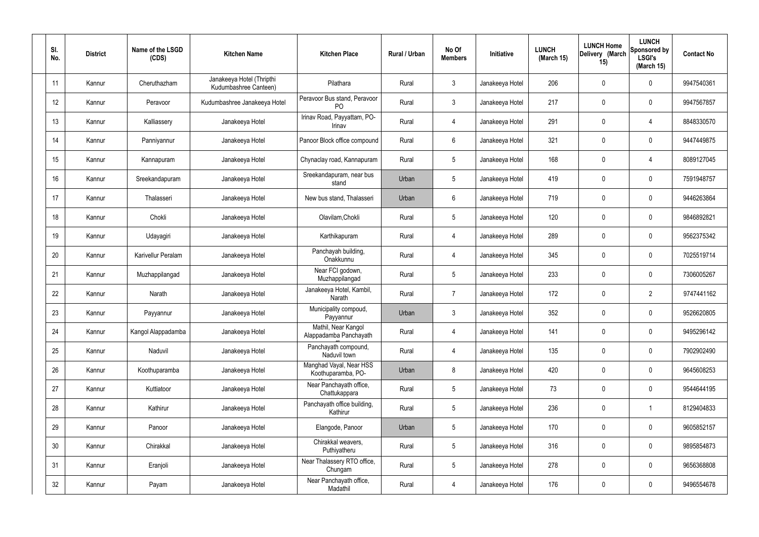| Sl. No. | District | Name of the LSGD (CDS) | Kitchen Name | Kitchen Place | Rural / Urban | No Of Members | Initiative | LUNCH (March 15) | LUNCH Home Delivery (March 15) | LUNCH Sponsored by LSGI's (March 15) | Contact No |
|---|---|---|---|---|---|---|---|---|---|---|---|
| 11 | Kannur | Cheruthazham | Janakeeya Hotel (Thripthi Kudumbashree Canteen) | Pilathara | Rural | 3 | Janakeeya Hotel | 206 | 0 | 0 | 9947540361 |
| 12 | Kannur | Peravoor | Kudumbashree Janakeeya Hotel | Peravoor Bus stand, Peravoor PO | Rural | 3 | Janakeeya Hotel | 217 | 0 | 0 | 9947567857 |
| 13 | Kannur | Kalliassery | Janakeeya Hotel | Irinav Road, Payyattam, PO-Irinav | Rural | 4 | Janakeeya Hotel | 291 | 0 | 4 | 8848330570 |
| 14 | Kannur | Panniyannur | Janakeeya Hotel | Panoor Block office compound | Rural | 6 | Janakeeya Hotel | 321 | 0 | 0 | 9447449875 |
| 15 | Kannur | Kannapuram | Janakeeya Hotel | Chynaclay road, Kannapuram | Rural | 5 | Janakeeya Hotel | 168 | 0 | 4 | 8089127045 |
| 16 | Kannur | Sreekandapuram | Janakeeya Hotel | Sreekandapuram, near bus stand | Urban | 5 | Janakeeya Hotel | 419 | 0 | 0 | 7591948757 |
| 17 | Kannur | Thalasseri | Janakeeya Hotel | New bus stand, Thalasseri | Urban | 6 | Janakeeya Hotel | 719 | 0 | 0 | 9446263864 |
| 18 | Kannur | Chokli | Janakeeya Hotel | Olavilam,Chokli | Rural | 5 | Janakeeya Hotel | 120 | 0 | 0 | 9846892821 |
| 19 | Kannur | Udayagiri | Janakeeya Hotel | Karthikapuram | Rural | 4 | Janakeeya Hotel | 289 | 0 | 0 | 9562375342 |
| 20 | Kannur | Karivellur Peralam | Janakeeya Hotel | Panchayah building, Onakkunnu | Rural | 4 | Janakeeya Hotel | 345 | 0 | 0 | 7025519714 |
| 21 | Kannur | Muzhappilangad | Janakeeya Hotel | Near FCI godown, Muzhappilangad | Rural | 5 | Janakeeya Hotel | 233 | 0 | 0 | 7306005267 |
| 22 | Kannur | Narath | Janakeeya Hotel | Janakeeya Hotel, Kambil, Narath | Rural | 7 | Janakeeya Hotel | 172 | 0 | 2 | 9747441162 |
| 23 | Kannur | Payyannur | Janakeeya Hotel | Municipality compoud, Payyannur | Urban | 3 | Janakeeya Hotel | 352 | 0 | 0 | 9526620805 |
| 24 | Kannur | Kangol Alappadamba | Janakeeya Hotel | Mathil, Near Kangol Alappadamba Panchayath | Rural | 4 | Janakeeya Hotel | 141 | 0 | 0 | 9495296142 |
| 25 | Kannur | Naduvil | Janakeeya Hotel | Panchayath compound, Naduvil town | Rural | 4 | Janakeeya Hotel | 135 | 0 | 0 | 7902902490 |
| 26 | Kannur | Koothuparamba | Janakeeya Hotel | Manghad Vayal, Near HSS Koothuparamba, PO- | Urban | 8 | Janakeeya Hotel | 420 | 0 | 0 | 9645608253 |
| 27 | Kannur | Kuttiatoor | Janakeeya Hotel | Near Panchayath office, Chattukappara | Rural | 5 | Janakeeya Hotel | 73 | 0 | 0 | 9544644195 |
| 28 | Kannur | Kathirur | Janakeeya Hotel | Panchayath office building, Kathirur | Rural | 5 | Janakeeya Hotel | 236 | 0 | 1 | 8129404833 |
| 29 | Kannur | Panoor | Janakeeya Hotel | Elangode, Panoor | Urban | 5 | Janakeeya Hotel | 170 | 0 | 0 | 9605852157 |
| 30 | Kannur | Chirakkal | Janakeeya Hotel | Chirakkal weavers, Puthiyatheru | Rural | 5 | Janakeeya Hotel | 316 | 0 | 0 | 9895854873 |
| 31 | Kannur | Eranjoli | Janakeeya Hotel | Near Thalassery RTO office, Chungam | Rural | 5 | Janakeeya Hotel | 278 | 0 | 0 | 9656368808 |
| 32 | Kannur | Payam | Janakeeya Hotel | Near Panchayath office, Madathil | Rural | 4 | Janakeeya Hotel | 176 | 0 | 0 | 9496554678 |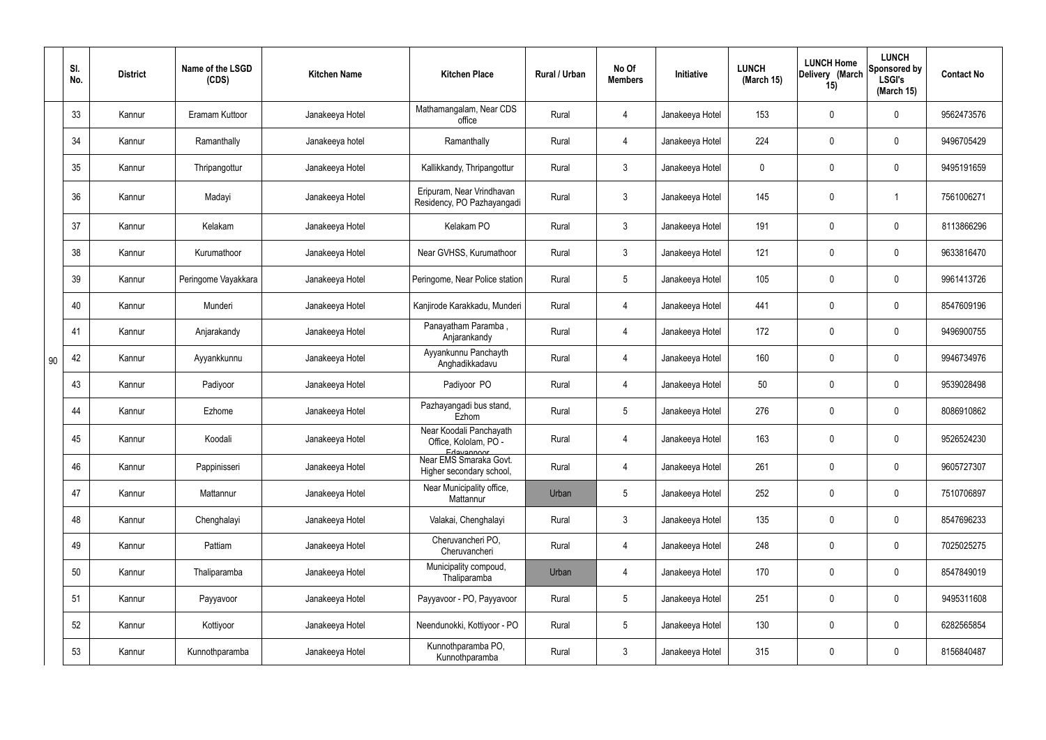|  | Sl. No. | District | Name of the LSGD (CDS) | Kitchen Name | Kitchen Place | Rural / Urban | No Of Members | Initiative | LUNCH (March 15) | LUNCH Home Delivery (March 15) | LUNCH Sponsored by LSGI's (March 15) | Contact No |
|---|---|---|---|---|---|---|---|---|---|---|---|---|
| 90 | 33 | Kannur | Eramam Kuttoor | Janakeeya Hotel | Mathamangalam, Near CDS office | Rural | 4 | Janakeeya Hotel | 153 | 0 | 0 | 9562473576 |
|  | 34 | Kannur | Ramanthally | Janakeeya hotel | Ramanthally | Rural | 4 | Janakeeya Hotel | 224 | 0 | 0 | 9496705429 |
|  | 35 | Kannur | Thripangottur | Janakeeya Hotel | Kallikkandy, Thripangottur | Rural | 3 | Janakeeya Hotel | 0 | 0 | 0 | 9495191659 |
|  | 36 | Kannur | Madayi | Janakeeya Hotel | Eripuram, Near Vrindhavan Residency, PO Pazhayangadi | Rural | 3 | Janakeeya Hotel | 145 | 0 | 1 | 7561006271 |
|  | 37 | Kannur | Kelakam | Janakeeya Hotel | Kelakam PO | Rural | 3 | Janakeeya Hotel | 191 | 0 | 0 | 8113866296 |
|  | 38 | Kannur | Kurumathoor | Janakeeya Hotel | Near GVHSS, Kurumathoor | Rural | 3 | Janakeeya Hotel | 121 | 0 | 0 | 9633816470 |
|  | 39 | Kannur | Peringome Vayakkara | Janakeeya Hotel | Peringome, Near Police station | Rural | 5 | Janakeeya Hotel | 105 | 0 | 0 | 9961413726 |
|  | 40 | Kannur | Munderi | Janakeeya Hotel | Kanjirode Karakkadu, Munderi | Rural | 4 | Janakeeya Hotel | 441 | 0 | 0 | 8547609196 |
|  | 41 | Kannur | Anjarakandy | Janakeeya Hotel | Panayatham Paramba , Anjarankandy | Rural | 4 | Janakeeya Hotel | 172 | 0 | 0 | 9496900755 |
|  | 42 | Kannur | Ayyankkunnu | Janakeeya Hotel | Ayyankunnu Panchayth Anghadikkadavu | Rural | 4 | Janakeeya Hotel | 160 | 0 | 0 | 9946734976 |
|  | 43 | Kannur | Padiyoor | Janakeeya Hotel | Padiyoor PO | Rural | 4 | Janakeeya Hotel | 50 | 0 | 0 | 9539028498 |
|  | 44 | Kannur | Ezhome | Janakeeya Hotel | Pazhayangadi bus stand, Ezhom | Rural | 5 | Janakeeya Hotel | 276 | 0 | 0 | 8086910862 |
|  | 45 | Kannur | Koodali | Janakeeya Hotel | Near Koodali Panchayath Office, Kololam, PO - Edavannoor | Rural | 4 | Janakeeya Hotel | 163 | 0 | 0 | 9526524230 |
|  | 46 | Kannur | Pappinisseri | Janakeeya Hotel | Near EMS Smaraka Govt. Higher secondary school, | Rural | 4 | Janakeeya Hotel | 261 | 0 | 0 | 9605727307 |
|  | 47 | Kannur | Mattannur | Janakeeya Hotel | Near Municipality office, Mattannur | Urban | 5 | Janakeeya Hotel | 252 | 0 | 0 | 7510706897 |
|  | 48 | Kannur | Chenghalayi | Janakeeya Hotel | Valakai, Chenghalayi | Rural | 3 | Janakeeya Hotel | 135 | 0 | 0 | 8547696233 |
|  | 49 | Kannur | Pattiam | Janakeeya Hotel | Cheruvancheri PO, Cheruvancheri | Rural | 4 | Janakeeya Hotel | 248 | 0 | 0 | 7025025275 |
|  | 50 | Kannur | Thaliparamba | Janakeeya Hotel | Municipality compoud, Thaliparamba | Urban | 4 | Janakeeya Hotel | 170 | 0 | 0 | 8547849019 |
|  | 51 | Kannur | Payyavoor | Janakeeya Hotel | Payyavoor - PO, Payyavoor | Rural | 5 | Janakeeya Hotel | 251 | 0 | 0 | 9495311608 |
|  | 52 | Kannur | Kottiyoor | Janakeeya Hotel | Neendunokki, Kottiyoor - PO | Rural | 5 | Janakeeya Hotel | 130 | 0 | 0 | 6282565854 |
|  | 53 | Kannur | Kunnothparamba | Janakeeya Hotel | Kunnothparamba PO, Kunnothparamba | Rural | 3 | Janakeeya Hotel | 315 | 0 | 0 | 8156840487 |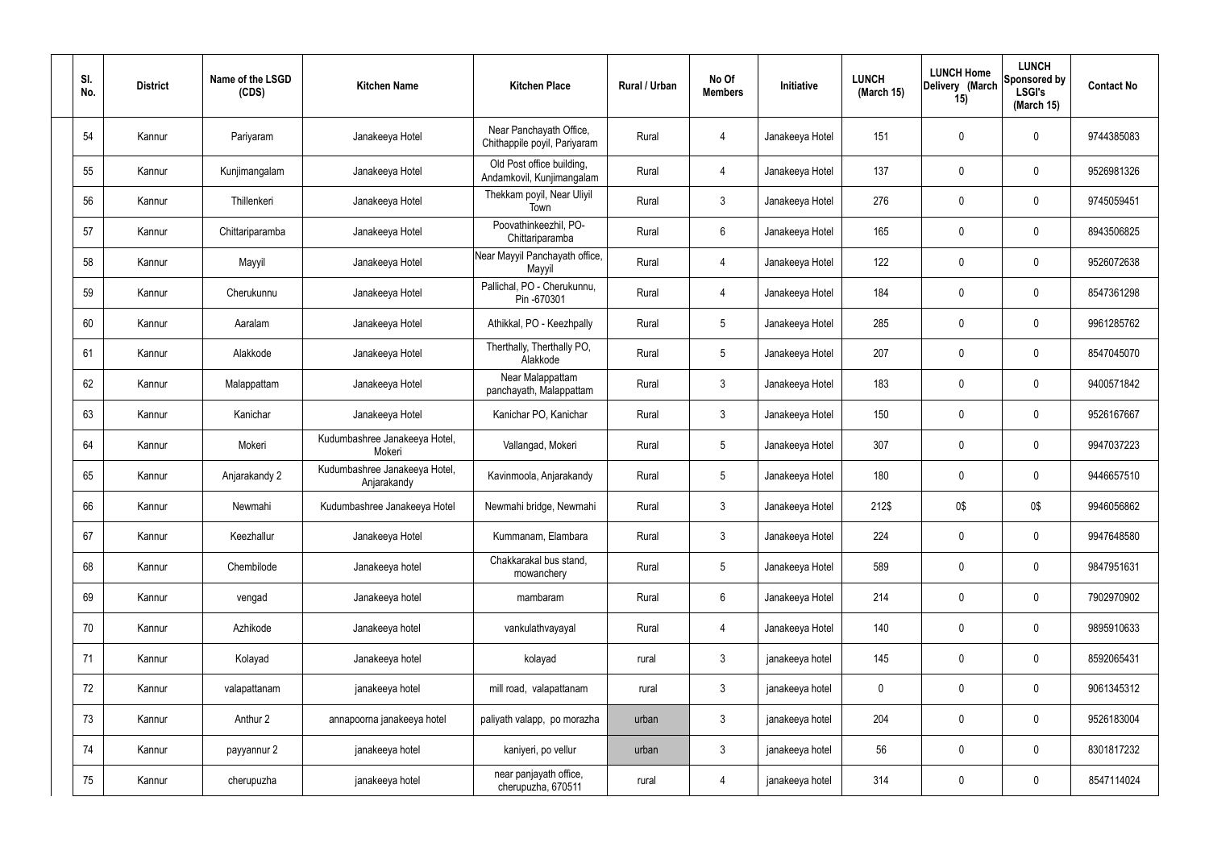| Sl. No. | District | Name of the LSGD (CDS) | Kitchen Name | Kitchen Place | Rural / Urban | No Of Members | Initiative | LUNCH (March 15) | LUNCH Home Delivery (March 15) | LUNCH Sponsored by LSGI's (March 15) | Contact No |
|---|---|---|---|---|---|---|---|---|---|---|---|
| 54 | Kannur | Pariyaram | Janakeeya Hotel | Near Panchayath Office, Chithappile poyil, Pariyaram | Rural | 4 | Janakeeya Hotel | 151 | 0 | 0 | 9744385083 |
| 55 | Kannur | Kunjimangalam | Janakeeya Hotel | Old Post office building, Andamkovil, Kunjimangalam | Rural | 4 | Janakeeya Hotel | 137 | 0 | 0 | 9526981326 |
| 56 | Kannur | Thillenkeri | Janakeeya Hotel | Thekkam poyil, Near Uliyil Town | Rural | 3 | Janakeeya Hotel | 276 | 0 | 0 | 9745059451 |
| 57 | Kannur | Chittariparamba | Janakeeya Hotel | Poovathinkeezhil, PO-Chittariparamba | Rural | 6 | Janakeeya Hotel | 165 | 0 | 0 | 8943506825 |
| 58 | Kannur | Mayyil | Janakeeya Hotel | Near Mayyil Panchayath office, Mayyil | Rural | 4 | Janakeeya Hotel | 122 | 0 | 0 | 9526072638 |
| 59 | Kannur | Cherukunnu | Janakeeya Hotel | Pallichal, PO - Cherukunnu, Pin -670301 | Rural | 4 | Janakeeya Hotel | 184 | 0 | 0 | 8547361298 |
| 60 | Kannur | Aaralam | Janakeeya Hotel | Athikkal, PO - Keezhpally | Rural | 5 | Janakeeya Hotel | 285 | 0 | 0 | 9961285762 |
| 61 | Kannur | Alakkode | Janakeeya Hotel | Therthally, Therthally PO, Alakkode | Rural | 5 | Janakeeya Hotel | 207 | 0 | 0 | 8547045070 |
| 62 | Kannur | Malappattam | Janakeeya Hotel | Near Malappattam panchayath, Malappattam | Rural | 3 | Janakeeya Hotel | 183 | 0 | 0 | 9400571842 |
| 63 | Kannur | Kanichar | Janakeeya Hotel | Kanichar PO, Kanichar | Rural | 3 | Janakeeya Hotel | 150 | 0 | 0 | 9526167667 |
| 64 | Kannur | Mokeri | Kudumbashree Janakeeya Hotel, Mokeri | Vallangad, Mokeri | Rural | 5 | Janakeeya Hotel | 307 | 0 | 0 | 9947037223 |
| 65 | Kannur | Anjarakandy 2 | Kudumbashree Janakeeya Hotel, Anjarakandy | Kavinmoola, Anjarakandy | Rural | 5 | Janakeeya Hotel | 180 | 0 | 0 | 9446657510 |
| 66 | Kannur | Newmahi | Kudumbashree Janakeeya Hotel | Newmahi bridge, Newmahi | Rural | 3 | Janakeeya Hotel | 212$ | 0$ | 0$ | 9946056862 |
| 67 | Kannur | Keezhallur | Janakeeya Hotel | Kummanam, Elambara | Rural | 3 | Janakeeya Hotel | 224 | 0 | 0 | 9947648580 |
| 68 | Kannur | Chembilode | Janakeeya hotel | Chakkarakal bus stand, mowanchery | Rural | 5 | Janakeeya Hotel | 589 | 0 | 0 | 9847951631 |
| 69 | Kannur | vengad | Janakeeya hotel | mambaram | Rural | 6 | Janakeeya Hotel | 214 | 0 | 0 | 7902970902 |
| 70 | Kannur | Azhikode | Janakeeya hotel | vankulathvayayal | Rural | 4 | Janakeeya Hotel | 140 | 0 | 0 | 9895910633 |
| 71 | Kannur | Kolayad | Janakeeya hotel | kolayad | rural | 3 | janakeeya hotel | 145 | 0 | 0 | 8592065431 |
| 72 | Kannur | valapattanam | janakeeya hotel | mill road, valapattanam | rural | 3 | janakeeya hotel | 0 | 0 | 0 | 9061345312 |
| 73 | Kannur | Anthur 2 | annapoorna janakeeya hotel | paliyath valapp, po morazha | urban | 3 | janakeeya hotel | 204 | 0 | 0 | 9526183004 |
| 74 | Kannur | payyannur 2 | janakeeya hotel | kaniyeri, po vellur | urban | 3 | janakeeya hotel | 56 | 0 | 0 | 8301817232 |
| 75 | Kannur | cherupuzha | janakeeya hotel | near panjayath office, cherupuzha, 670511 | rural | 4 | janakeeya hotel | 314 | 0 | 0 | 8547114024 |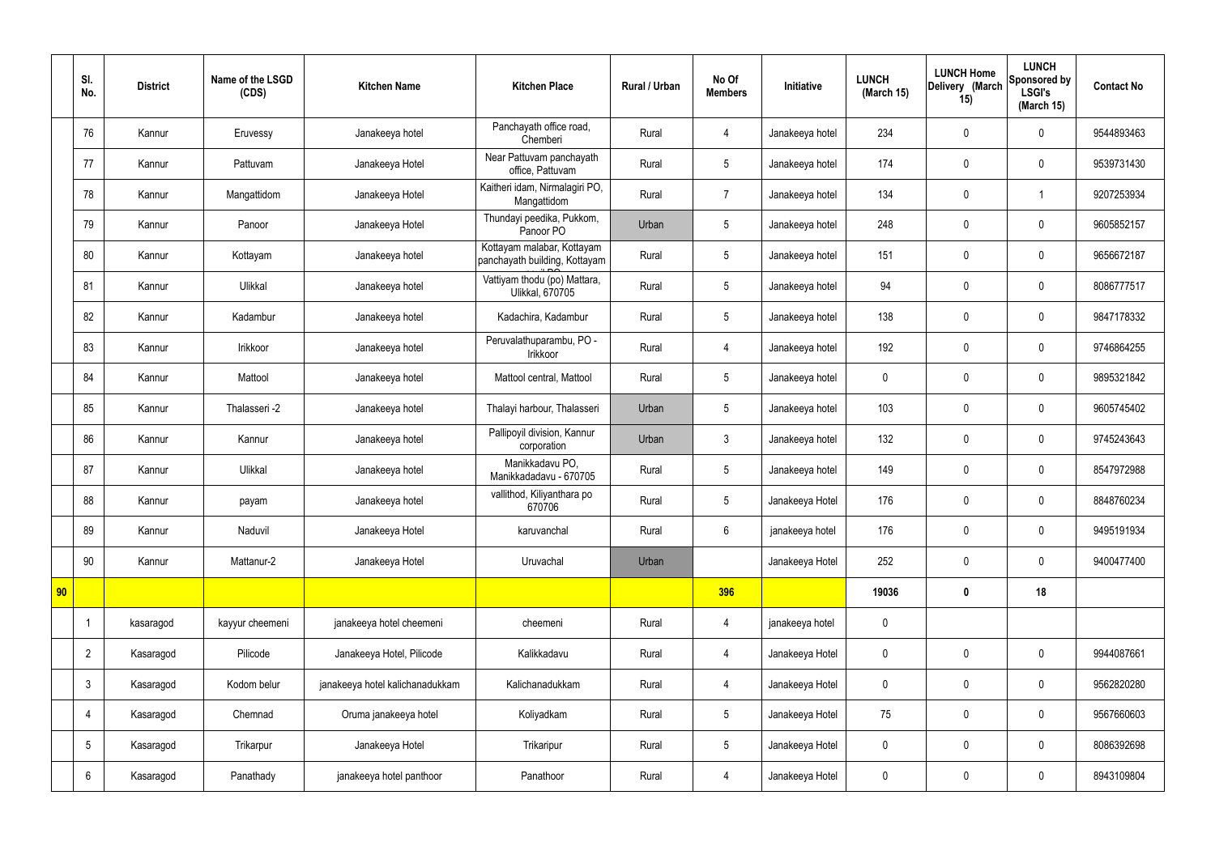| | Sl. No. | District | Name of the LSGD (CDS) | Kitchen Name | Kitchen Place | Rural / Urban | No Of Members | Initiative | LUNCH (March 15) | LUNCH Home Delivery (March 15) | LUNCH Sponsored by LSGI's (March 15) | Contact No |
|---|---|---|---|---|---|---|---|---|---|---|---|---|
| | 76 | Kannur | Eruvessy | Janakeeya hotel | Panchayath office road, Chemberi | Rural | 4 | Janakeeya hotel | 234 | 0 | 0 | 9544893463 |
| | 77 | Kannur | Pattuvam | Janakeeya Hotel | Near Pattuvam panchayath office, Pattuvam | Rural | 5 | Janakeeya hotel | 174 | 0 | 0 | 9539731430 |
| | 78 | Kannur | Mangattidom | Janakeeya Hotel | Kaitheri idam, Nirmalagiri PO, Mangattidom | Rural | 7 | Janakeeya hotel | 134 | 0 | 1 | 9207253934 |
| | 79 | Kannur | Panoor | Janakeeya Hotel | Thundayi peedika, Pukkom, Panoor PO | Urban | 5 | Janakeeya hotel | 248 | 0 | 0 | 9605852157 |
| | 80 | Kannur | Kottayam | Janakeeya hotel | Kottayam malabar, Kottayam panchayath building, Kottayam | Rural | 5 | Janakeeya hotel | 151 | 0 | 0 | 9656672187 |
| | 81 | Kannur | Ulikkal | Janakeeya hotel | Vattiyam thodu (po) Mattara, Ulikkal, 670705 | Rural | 5 | Janakeeya hotel | 94 | 0 | 0 | 8086777517 |
| | 82 | Kannur | Kadambur | Janakeeya hotel | Kadachira, Kadambur | Rural | 5 | Janakeeya hotel | 138 | 0 | 0 | 9847178332 |
| | 83 | Kannur | Irikkoor | Janakeeya hotel | Peruvalathuparambu, PO - Irikkoor | Rural | 4 | Janakeeya hotel | 192 | 0 | 0 | 9746864255 |
| | 84 | Kannur | Mattool | Janakeeya hotel | Mattool central, Mattool | Rural | 5 | Janakeeya hotel | 0 | 0 | 0 | 9895321842 |
| | 85 | Kannur | Thalasseri -2 | Janakeeya hotel | Thalayi harbour, Thalasseri | Urban | 5 | Janakeeya hotel | 103 | 0 | 0 | 9605745402 |
| | 86 | Kannur | Kannur | Janakeeya hotel | Pallipoyil division, Kannur corporation | Urban | 3 | Janakeeya hotel | 132 | 0 | 0 | 9745243643 |
| | 87 | Kannur | Ulikkal | Janakeeya hotel | Manikkadavu PO, Manikkadadavu - 670705 | Rural | 5 | Janakeeya hotel | 149 | 0 | 0 | 8547972988 |
| | 88 | Kannur | payam | Janakeeya hotel | vallithod, Kiliyanthara po 670706 | Rural | 5 | Janakeeya Hotel | 176 | 0 | 0 | 8848760234 |
| | 89 | Kannur | Naduvil | Janakeeya Hotel | karuvanchal | Rural | 6 | janakeeya hotel | 176 | 0 | 0 | 9495191934 |
| | 90 | Kannur | Mattanur-2 | Janakeeya Hotel | Uruvachal | Urban | | Janakeeya Hotel | 252 | 0 | 0 | 9400477400 |
| 90 | | | | | | | 396 | | 19036 | 0 | 18 | |
| | 1 | kasaragod | kayyur cheemeni | janakeeya hotel cheemeni | cheemeni | Rural | 4 | janakeeya hotel | 0 | | | |
| | 2 | Kasaragod | Pilicode | Janakeeya Hotel, Pilicode | Kalikkadavu | Rural | 4 | Janakeeya Hotel | 0 | 0 | 0 | 9944087661 |
| | 3 | Kasaragod | Kodom belur | janakeeya hotel kalichanadukkam | Kalichanadukkam | Rural | 4 | Janakeeya Hotel | 0 | 0 | 0 | 9562820280 |
| | 4 | Kasaragod | Chemnad | Oruma janakeeya hotel | Koliyadkam | Rural | 5 | Janakeeya Hotel | 75 | 0 | 0 | 9567660603 |
| | 5 | Kasaragod | Trikarpur | Janakeeya Hotel | Trikaripur | Rural | 5 | Janakeeya Hotel | 0 | 0 | 0 | 8086392698 |
| | 6 | Kasaragod | Panathady | janakeeya hotel panthoor | Panathoor | Rural | 4 | Janakeeya Hotel | 0 | 0 | 0 | 8943109804 |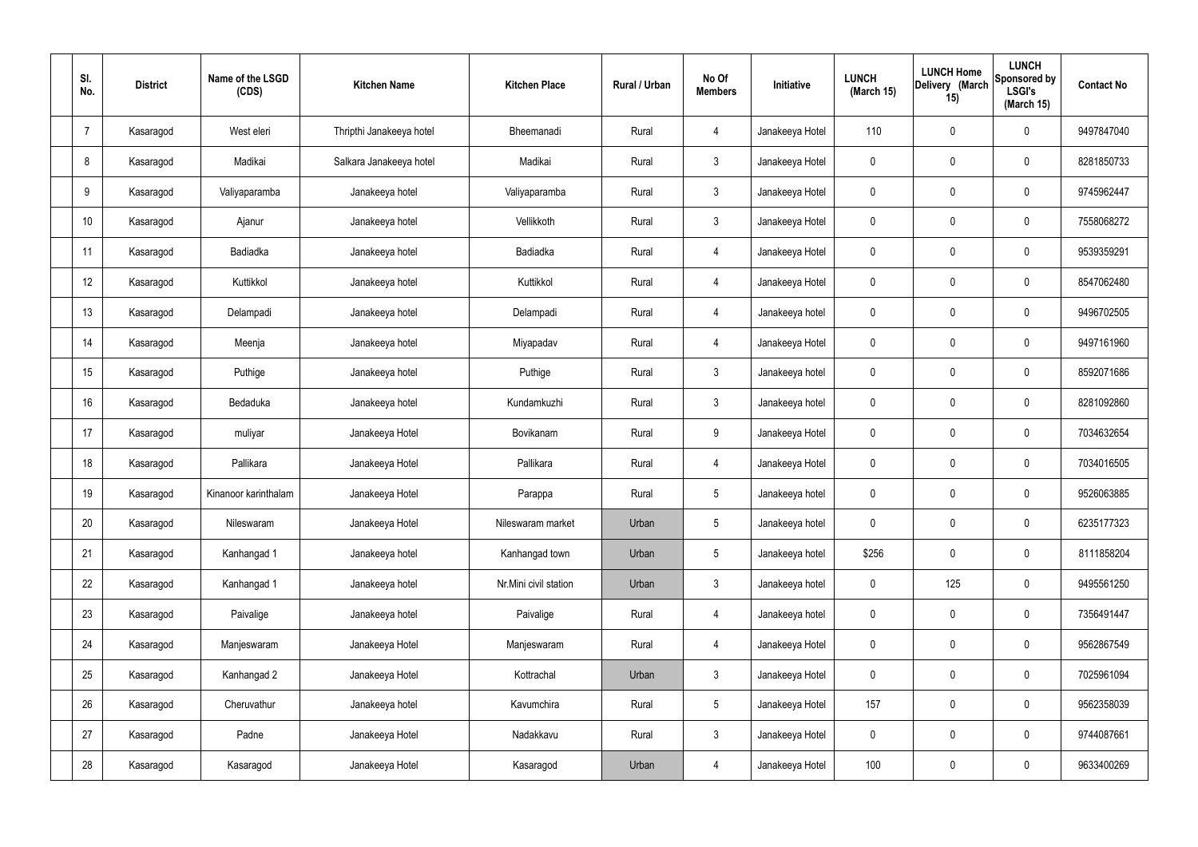| Sl. No. | District | Name of the LSGD (CDS) | Kitchen Name | Kitchen Place | Rural / Urban | No Of Members | Initiative | LUNCH (March 15) | LUNCH Home Delivery (March 15) | LUNCH Sponsored by LSGI's (March 15) | Contact No |
|---|---|---|---|---|---|---|---|---|---|---|---|
| 7 | Kasaragod | West eleri | Thripthi Janakeeya hotel | Bheemanadi | Rural | 4 | Janakeeya Hotel | 110 | 0 | 0 | 9497847040 |
| 8 | Kasaragod | Madikai | Salkara Janakeeya hotel | Madikai | Rural | 3 | Janakeeya Hotel | 0 | 0 | 0 | 8281850733 |
| 9 | Kasaragod | Valiyaparamba | Janakeeya hotel | Valiyaparamba | Rural | 3 | Janakeeya Hotel | 0 | 0 | 0 | 9745962447 |
| 10 | Kasaragod | Ajanur | Janakeeya hotel | Vellikkoth | Rural | 3 | Janakeeya Hotel | 0 | 0 | 0 | 7558068272 |
| 11 | Kasaragod | Badiadka | Janakeeya hotel | Badiadka | Rural | 4 | Janakeeya Hotel | 0 | 0 | 0 | 9539359291 |
| 12 | Kasaragod | Kuttikkol | Janakeeya hotel | Kuttikkol | Rural | 4 | Janakeeya Hotel | 0 | 0 | 0 | 8547062480 |
| 13 | Kasaragod | Delampadi | Janakeeya hotel | Delampadi | Rural | 4 | Janakeeya hotel | 0 | 0 | 0 | 9496702505 |
| 14 | Kasaragod | Meenja | Janakeeya hotel | Miyapadav | Rural | 4 | Janakeeya Hotel | 0 | 0 | 0 | 9497161960 |
| 15 | Kasaragod | Puthige | Janakeeya hotel | Puthige | Rural | 3 | Janakeeya hotel | 0 | 0 | 0 | 8592071686 |
| 16 | Kasaragod | Bedaduka | Janakeeya hotel | Kundamkuzhi | Rural | 3 | Janakeeya hotel | 0 | 0 | 0 | 8281092860 |
| 17 | Kasaragod | muliyar | Janakeeya Hotel | Bovikanam | Rural | 9 | Janakeeya Hotel | 0 | 0 | 0 | 7034632654 |
| 18 | Kasaragod | Pallikara | Janakeeya Hotel | Pallikara | Rural | 4 | Janakeeya Hotel | 0 | 0 | 0 | 7034016505 |
| 19 | Kasaragod | Kinanoor karinthalam | Janakeeya Hotel | Parappa | Rural | 5 | Janakeeya hotel | 0 | 0 | 0 | 9526063885 |
| 20 | Kasaragod | Nileswaram | Janakeeya Hotel | Nileswaram market | Urban | 5 | Janakeeya hotel | 0 | 0 | 0 | 6235177323 |
| 21 | Kasaragod | Kanhangad 1 | Janakeeya hotel | Kanhangad town | Urban | 5 | Janakeeya hotel | $256 | 0 | 0 | 8111858204 |
| 22 | Kasaragod | Kanhangad 1 | Janakeeya hotel | Nr.Mini civil station | Urban | 3 | Janakeeya hotel | 0 | 125 | 0 | 9495561250 |
| 23 | Kasaragod | Paivalige | Janakeeya hotel | Paivalige | Rural | 4 | Janakeeya hotel | 0 | 0 | 0 | 7356491447 |
| 24 | Kasaragod | Manjeswaram | Janakeeya Hotel | Manjeswaram | Rural | 4 | Janakeeya Hotel | 0 | 0 | 0 | 9562867549 |
| 25 | Kasaragod | Kanhangad 2 | Janakeeya Hotel | Kottrachal | Urban | 3 | Janakeeya Hotel | 0 | 0 | 0 | 7025961094 |
| 26 | Kasaragod | Cheruvathur | Janakeeya hotel | Kavumchira | Rural | 5 | Janakeeya Hotel | 157 | 0 | 0 | 9562358039 |
| 27 | Kasaragod | Padne | Janakeeya Hotel | Nadakkavu | Rural | 3 | Janakeeya Hotel | 0 | 0 | 0 | 9744087661 |
| 28 | Kasaragod | Kasaragod | Janakeeya Hotel | Kasaragod | Urban | 4 | Janakeeya Hotel | 100 | 0 | 0 | 9633400269 |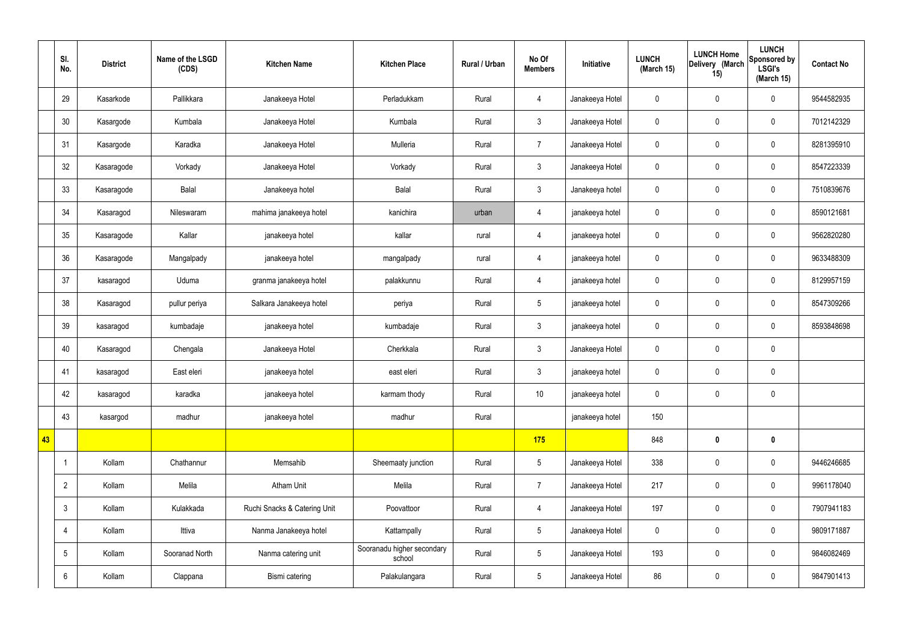| | Sl. No. | District | Name of the LSGD (CDS) | Kitchen Name | Kitchen Place | Rural / Urban | No Of Members | Initiative | LUNCH (March 15) | LUNCH Home Delivery (March 15) | LUNCH Sponsored by LSGI's (March 15) | Contact No |
|---|---|---|---|---|---|---|---|---|---|---|---|---|
| | 29 | Kasarkode | Pallikkara | Janakeeya Hotel | Perladukkam | Rural | 4 | Janakeeya Hotel | 0 | 0 | 0 | 9544582935 |
| | 30 | Kasargode | Kumbala | Janakeeya Hotel | Kumbala | Rural | 3 | Janakeeya Hotel | 0 | 0 | 0 | 7012142329 |
| | 31 | Kasargode | Karadka | Janakeeya Hotel | Mulleria | Rural | 7 | Janakeeya Hotel | 0 | 0 | 0 | 8281395910 |
| | 32 | Kasaragode | Vorkady | Janakeeya Hotel | Vorkady | Rural | 3 | Janakeeya Hotel | 0 | 0 | 0 | 8547223339 |
| | 33 | Kasaragode | Balal | Janakeeya hotel | Balal | Rural | 3 | Janakeeya hotel | 0 | 0 | 0 | 7510839676 |
| | 34 | Kasaragod | Nileswaram | mahima janakeeya hotel | kanichira | urban | 4 | janakeeya hotel | 0 | 0 | 0 | 8590121681 |
| | 35 | Kasaragode | Kallar | janakeeya hotel | kallar | rural | 4 | janakeeya hotel | 0 | 0 | 0 | 9562820280 |
| | 36 | Kasaragode | Mangalpady | janakeeya hotel | mangalpady | rural | 4 | janakeeya hotel | 0 | 0 | 0 | 9633488309 |
| | 37 | kasaragod | Uduma | granma janakeeya hotel | palakkunnu | Rural | 4 | janakeeya hotel | 0 | 0 | 0 | 8129957159 |
| | 38 | Kasaragod | pullur periya | Salkara Janakeeya hotel | periya | Rural | 5 | janakeeya hotel | 0 | 0 | 0 | 8547309266 |
| | 39 | kasaragod | kumbadaje | janakeeya hotel | kumbadaje | Rural | 3 | janakeeya hotel | 0 | 0 | 0 | 8593848698 |
| | 40 | Kasaragod | Chengala | Janakeeya Hotel | Cherkkala | Rural | 3 | Janakeeya Hotel | 0 | 0 | 0 | |
| | 41 | kasaragod | East eleri | janakeeya hotel | east eleri | Rural | 3 | janakeeya hotel | 0 | 0 | 0 | |
| | 42 | kasaragod | karadka | janakeeya hotel | karmam thody | Rural | 10 | janakeeya hotel | 0 | 0 | 0 | |
| | 43 | kasargod | madhur | janakeeya hotel | madhur | Rural | | janakeeya hotel | 150 | | | |
| 43 | | | | | | | 175 | | 848 | 0 | 0 | |
| | 1 | Kollam | Chathannur | Memsahib | Sheemaaty junction | Rural | 5 | Janakeeya Hotel | 338 | 0 | 0 | 9446246685 |
| | 2 | Kollam | Melila | Atham Unit | Melila | Rural | 7 | Janakeeya Hotel | 217 | 0 | 0 | 9961178040 |
| | 3 | Kollam | Kulakkada | Ruchi Snacks & Catering Unit | Poovattoor | Rural | 4 | Janakeeya Hotel | 197 | 0 | 0 | 7907941183 |
| | 4 | Kollam | Ittiva | Nanma Janakeeya hotel | Kattampally | Rural | 5 | Janakeeya Hotel | 0 | 0 | 0 | 9809171887 |
| | 5 | Kollam | Sooranad North | Nanma catering unit | Sooranadu higher secondary school | Rural | 5 | Janakeeya Hotel | 193 | 0 | 0 | 9846082469 |
| | 6 | Kollam | Clappana | Bismi catering | Palakulangara | Rural | 5 | Janakeeya Hotel | 86 | 0 | 0 | 9847901413 |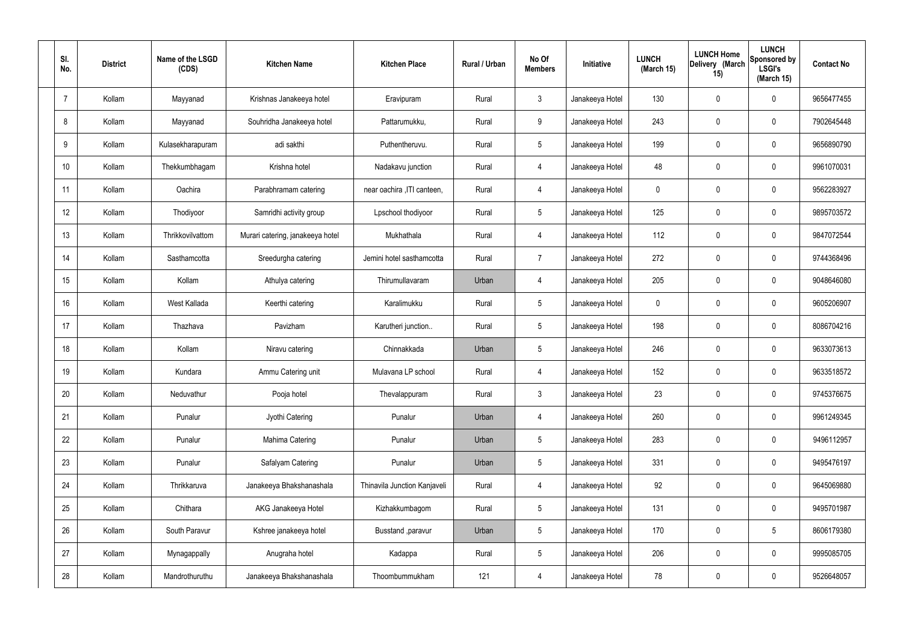| Sl. No. | District | Name of the LSGD (CDS) | Kitchen Name | Kitchen Place | Rural / Urban | No Of Members | Initiative | LUNCH (March 15) | LUNCH Home Delivery (March 15) | LUNCH Sponsored by LSGI's (March 15) | Contact No |
|---|---|---|---|---|---|---|---|---|---|---|---|
| 7 | Kollam | Mayyanad | Krishnas Janakeeya hotel | Eravipuram | Rural | 3 | Janakeeya Hotel | 130 | 0 | 0 | 9656477455 |
| 8 | Kollam | Mayyanad | Souhridha Janakeeya hotel | Pattarumukku, | Rural | 9 | Janakeeya Hotel | 243 | 0 | 0 | 7902645448 |
| 9 | Kollam | Kulasekharapuram | adi sakthi | Puthentheruvu. | Rural | 5 | Janakeeya Hotel | 199 | 0 | 0 | 9656890790 |
| 10 | Kollam | Thekkumbhagam | Krishna hotel | Nadakavu junction | Rural | 4 | Janakeeya Hotel | 48 | 0 | 0 | 9961070031 |
| 11 | Kollam | Oachira | Parabhramam catering | near oachira ,ITI canteen, | Rural | 4 | Janakeeya Hotel | 0 | 0 | 0 | 9562283927 |
| 12 | Kollam | Thodiyoor | Samridhi activity group | Lpschool thodiyoor | Rural | 5 | Janakeeya Hotel | 125 | 0 | 0 | 9895703572 |
| 13 | Kollam | Thrikkovilvattom | Murari catering, janakeeya hotel | Mukhathala | Rural | 4 | Janakeeya Hotel | 112 | 0 | 0 | 9847072544 |
| 14 | Kollam | Sasthamcotta | Sreedurgha catering | Jemini hotel sasthamcotta | Rural | 7 | Janakeeya Hotel | 272 | 0 | 0 | 9744368496 |
| 15 | Kollam | Kollam | Athulya catering | Thirumullavaram | Urban | 4 | Janakeeya Hotel | 205 | 0 | 0 | 9048646080 |
| 16 | Kollam | West Kallada | Keerthi catering | Karalimukku | Rural | 5 | Janakeeya Hotel | 0 | 0 | 0 | 9605206907 |
| 17 | Kollam | Thazhava | Pavizham | Karutheri junction.. | Rural | 5 | Janakeeya Hotel | 198 | 0 | 0 | 8086704216 |
| 18 | Kollam | Kollam | Niravu catering | Chinnakkada | Urban | 5 | Janakeeya Hotel | 246 | 0 | 0 | 9633073613 |
| 19 | Kollam | Kundara | Ammu Catering unit | Mulavana LP school | Rural | 4 | Janakeeya Hotel | 152 | 0 | 0 | 9633518572 |
| 20 | Kollam | Neduvathur | Pooja hotel | Thevalappuram | Rural | 3 | Janakeeya Hotel | 23 | 0 | 0 | 9745376675 |
| 21 | Kollam | Punalur | Jyothi Catering | Punalur | Urban | 4 | Janakeeya Hotel | 260 | 0 | 0 | 9961249345 |
| 22 | Kollam | Punalur | Mahima Catering | Punalur | Urban | 5 | Janakeeya Hotel | 283 | 0 | 0 | 9496112957 |
| 23 | Kollam | Punalur | Safalyam Catering | Punalur | Urban | 5 | Janakeeya Hotel | 331 | 0 | 0 | 9495476197 |
| 24 | Kollam | Thrikkaruva | Janakeeya Bhakshanashala | Thinavila Junction Kanjaveli | Rural | 4 | Janakeeya Hotel | 92 | 0 | 0 | 9645069880 |
| 25 | Kollam | Chithara | AKG Janakeeya Hotel | Kizhakkumbagom | Rural | 5 | Janakeeya Hotel | 131 | 0 | 0 | 9495701987 |
| 26 | Kollam | South Paravur | Kshree janakeeya hotel | Busstand ,paravur | Urban | 5 | Janakeeya Hotel | 170 | 0 | 5 | 8606179380 |
| 27 | Kollam | Mynagappally | Anugraha hotel | Kadappa | Rural | 5 | Janakeeya Hotel | 206 | 0 | 0 | 9995085705 |
| 28 | Kollam | Mandrothuruthu | Janakeeya Bhakshanashala | Thoombummukham | 121 | 4 | Janakeeya Hotel | 78 | 0 | 0 | 9526648057 |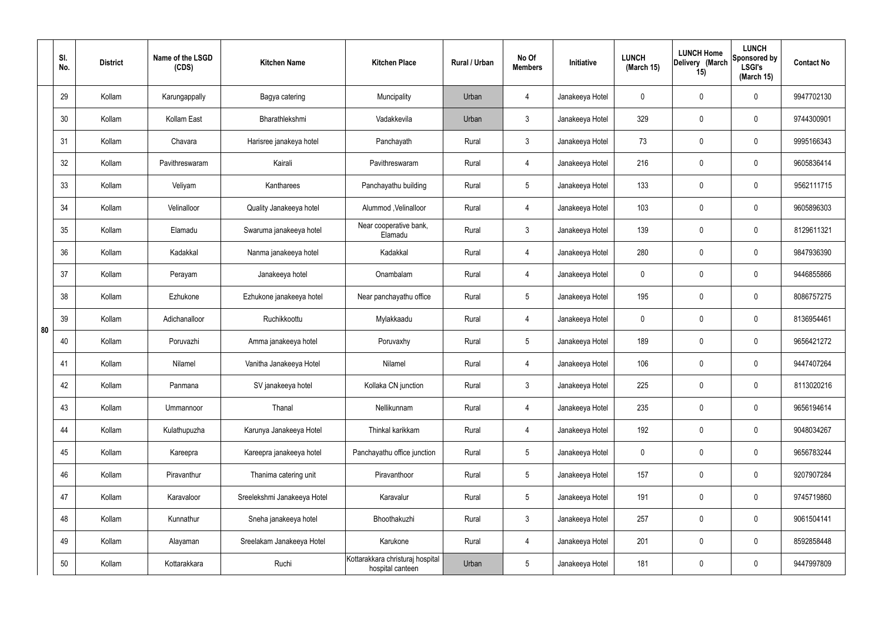|  | Sl. No. | District | Name of the LSGD (CDS) | Kitchen Name | Kitchen Place | Rural / Urban | No Of Members | Initiative | LUNCH (March 15) | LUNCH Home Delivery (March 15) | LUNCH Sponsored by LSGI's (March 15) | Contact No |
|---|---|---|---|---|---|---|---|---|---|---|---|---|
| 80 | 29 | Kollam | Karungappally | Bagya catering | Muncipality | Urban | 4 | Janakeeya Hotel | 0 | 0 | 0 | 9947702130 |
|  | 30 | Kollam | Kollam East | Bharathlekshmi | Vadakkevila | Urban | 3 | Janakeeya Hotel | 329 | 0 | 0 | 9744300901 |
|  | 31 | Kollam | Chavara | Harisree janakeya hotel | Panchayath | Rural | 3 | Janakeeya Hotel | 73 | 0 | 0 | 9995166343 |
|  | 32 | Kollam | Pavithreswaram | Kairali | Pavithreswaram | Rural | 4 | Janakeeya Hotel | 216 | 0 | 0 | 9605836414 |
|  | 33 | Kollam | Veliyam | Kantharees | Panchayathu building | Rural | 5 | Janakeeya Hotel | 133 | 0 | 0 | 9562111715 |
|  | 34 | Kollam | Velinalloor | Quality Janakeeya hotel | Alummod ,Velinalloor | Rural | 4 | Janakeeya Hotel | 103 | 0 | 0 | 9605896303 |
|  | 35 | Kollam | Elamadu | Swaruma janakeeya hotel | Near cooperative bank, Elamadu | Rural | 3 | Janakeeya Hotel | 139 | 0 | 0 | 8129611321 |
|  | 36 | Kollam | Kadakkal | Nanma janakeeya hotel | Kadakkal | Rural | 4 | Janakeeya Hotel | 280 | 0 | 0 | 9847936390 |
|  | 37 | Kollam | Perayam | Janakeeya hotel | Onambalam | Rural | 4 | Janakeeya Hotel | 0 | 0 | 0 | 9446855866 |
|  | 38 | Kollam | Ezhukone | Ezhukone janakeeya hotel | Near panchayathu office | Rural | 5 | Janakeeya Hotel | 195 | 0 | 0 | 8086757275 |
|  | 39 | Kollam | Adichanalloor | Ruchikkoottu | Mylakkaadu | Rural | 4 | Janakeeya Hotel | 0 | 0 | 0 | 8136954461 |
|  | 40 | Kollam | Poruvazhi | Amma janakeeya hotel | Poruvaxhy | Rural | 5 | Janakeeya Hotel | 189 | 0 | 0 | 9656421272 |
|  | 41 | Kollam | Nilamel | Vanitha Janakeeya Hotel | Nilamel | Rural | 4 | Janakeeya Hotel | 106 | 0 | 0 | 9447407264 |
|  | 42 | Kollam | Panmana | SV janakeeya hotel | Kollaka CN junction | Rural | 3 | Janakeeya Hotel | 225 | 0 | 0 | 8113020216 |
|  | 43 | Kollam | Ummannoor | Thanal | Nellikunnam | Rural | 4 | Janakeeya Hotel | 235 | 0 | 0 | 9656194614 |
|  | 44 | Kollam | Kulathupuzha | Karunya Janakeeya Hotel | Thinkal karikkam | Rural | 4 | Janakeeya Hotel | 192 | 0 | 0 | 9048034267 |
|  | 45 | Kollam | Kareepra | Kareepra janakeeya hotel | Panchayathu office junction | Rural | 5 | Janakeeya Hotel | 0 | 0 | 0 | 9656783244 |
|  | 46 | Kollam | Piravanthur | Thanima catering unit | Piravanthoor | Rural | 5 | Janakeeya Hotel | 157 | 0 | 0 | 9207907284 |
|  | 47 | Kollam | Karavaloor | Sreelekshmi Janakeeya Hotel | Karavalur | Rural | 5 | Janakeeya Hotel | 191 | 0 | 0 | 9745719860 |
|  | 48 | Kollam | Kunnathur | Sneha janakeeya hotel | Bhoothakuzhi | Rural | 3 | Janakeeya Hotel | 257 | 0 | 0 | 9061504141 |
|  | 49 | Kollam | Alayaman | Sreelakam Janakeeya Hotel | Karukone | Rural | 4 | Janakeeya Hotel | 201 | 0 | 0 | 8592858448 |
|  | 50 | Kollam | Kottarakkara | Ruchi | Kottarakkara christuraj hospital hospital canteen | Urban | 5 | Janakeeya Hotel | 181 | 0 | 0 | 9447997809 |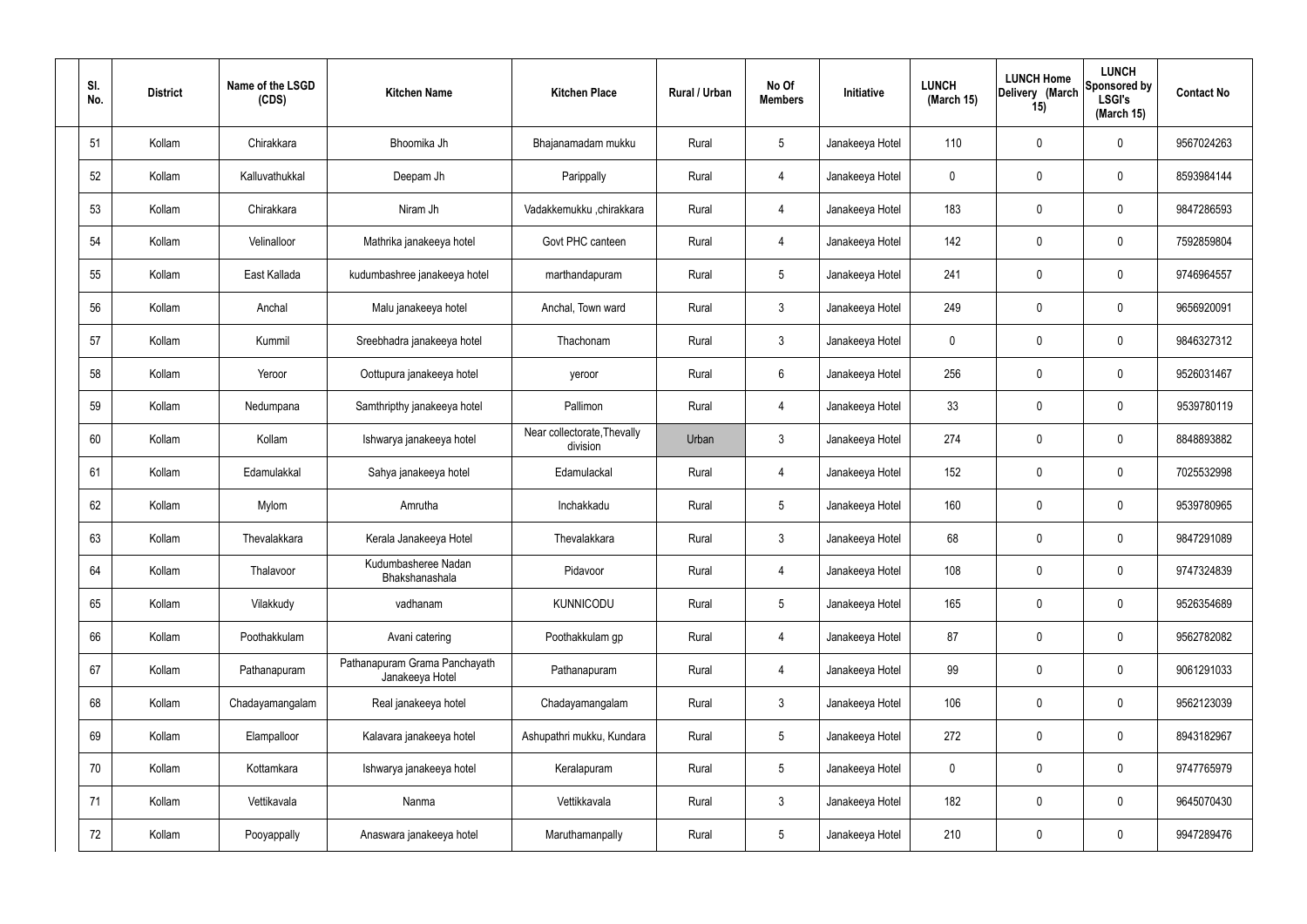| Sl. No. | District | Name of the LSGD (CDS) | Kitchen Name | Kitchen Place | Rural / Urban | No Of Members | Initiative | LUNCH (March 15) | LUNCH Home Delivery (March 15) | LUNCH Sponsored by LSGI's (March 15) | Contact No |
|---|---|---|---|---|---|---|---|---|---|---|---|
| 51 | Kollam | Chirakkara | Bhoomika Jh | Bhajanamadam mukku | Rural | 5 | Janakeeya Hotel | 110 | 0 | 0 | 9567024263 |
| 52 | Kollam | Kalluvathukkal | Deepam Jh | Parippally | Rural | 4 | Janakeeya Hotel | 0 | 0 | 0 | 8593984144 |
| 53 | Kollam | Chirakkara | Niram Jh | Vadakkemukku ,chirakkara | Rural | 4 | Janakeeya Hotel | 183 | 0 | 0 | 9847286593 |
| 54 | Kollam | Velinalloor | Mathrika janakeeya hotel | Govt PHC canteen | Rural | 4 | Janakeeya Hotel | 142 | 0 | 0 | 7592859804 |
| 55 | Kollam | East Kallada | kudumbashree janakeeya hotel | marthandapuram | Rural | 5 | Janakeeya Hotel | 241 | 0 | 0 | 9746964557 |
| 56 | Kollam | Anchal | Malu janakeeya hotel | Anchal, Town ward | Rural | 3 | Janakeeya Hotel | 249 | 0 | 0 | 9656920091 |
| 57 | Kollam | Kummil | Sreebhadra janakeeya hotel | Thachonam | Rural | 3 | Janakeeya Hotel | 0 | 0 | 0 | 9846327312 |
| 58 | Kollam | Yeroor | Oottupura janakeeya hotel | yeroor | Rural | 6 | Janakeeya Hotel | 256 | 0 | 0 | 9526031467 |
| 59 | Kollam | Nedumpana | Samthripthy janakeeya hotel | Pallimon | Rural | 4 | Janakeeya Hotel | 33 | 0 | 0 | 9539780119 |
| 60 | Kollam | Kollam | Ishwarya janakeeya hotel | Near collectorate,Thevally division | Urban | 3 | Janakeeya Hotel | 274 | 0 | 0 | 8848893882 |
| 61 | Kollam | Edamulakkal | Sahya janakeeya hotel | Edamulackal | Rural | 4 | Janakeeya Hotel | 152 | 0 | 0 | 7025532998 |
| 62 | Kollam | Mylom | Amrutha | Inchakkadu | Rural | 5 | Janakeeya Hotel | 160 | 0 | 0 | 9539780965 |
| 63 | Kollam | Thevalakkara | Kerala Janakeeya Hotel | Thevalakkara | Rural | 3 | Janakeeya Hotel | 68 | 0 | 0 | 9847291089 |
| 64 | Kollam | Thalavoor | Kudumbasheree Nadan Bhakshanashala | Pidavoor | Rural | 4 | Janakeeya Hotel | 108 | 0 | 0 | 9747324839 |
| 65 | Kollam | Vilakkudy | vadhanam | KUNNICODU | Rural | 5 | Janakeeya Hotel | 165 | 0 | 0 | 9526354689 |
| 66 | Kollam | Poothakkulam | Avani catering | Poothakkulam gp | Rural | 4 | Janakeeya Hotel | 87 | 0 | 0 | 9562782082 |
| 67 | Kollam | Pathanapuram | Pathanapuram Grama Panchayath Janakeeya Hotel | Pathanapuram | Rural | 4 | Janakeeya Hotel | 99 | 0 | 0 | 9061291033 |
| 68 | Kollam | Chadayamangalam | Real janakeeya hotel | Chadayamangalam | Rural | 3 | Janakeeya Hotel | 106 | 0 | 0 | 9562123039 |
| 69 | Kollam | Elampalloor | Kalavara janakeeya hotel | Ashupathri mukku, Kundara | Rural | 5 | Janakeeya Hotel | 272 | 0 | 0 | 8943182967 |
| 70 | Kollam | Kottamkara | Ishwarya janakeeya hotel | Keralapuram | Rural | 5 | Janakeeya Hotel | 0 | 0 | 0 | 9747765979 |
| 71 | Kollam | Vettikavala | Nanma | Vettikkavala | Rural | 3 | Janakeeya Hotel | 182 | 0 | 0 | 9645070430 |
| 72 | Kollam | Pooyappally | Anaswara janakeeya hotel | Maruthamanpally | Rural | 5 | Janakeeya Hotel | 210 | 0 | 0 | 9947289476 |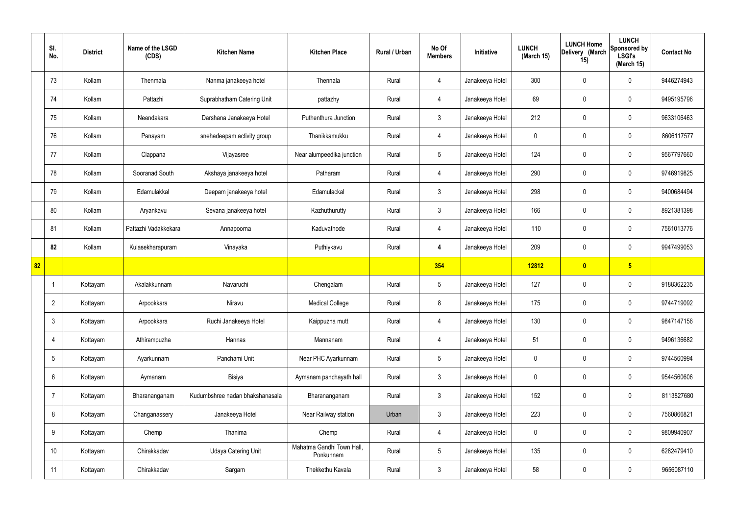| | Sl. No. | District | Name of the LSGD (CDS) | Kitchen Name | Kitchen Place | Rural / Urban | No Of Members | Initiative | LUNCH (March 15) | LUNCH Home Delivery (March 15) | LUNCH Sponsored by LSGI's (March 15) | Contact No |
|---|---|---|---|---|---|---|---|---|---|---|---|---|
| | 73 | Kollam | Thenmala | Nanma janakeeya hotel | Thennala | Rural | 4 | Janakeeya Hotel | 300 | 0 | 0 | 9446274943 |
| | 74 | Kollam | Pattazhi | Suprabhatham Catering Unit | pattazhy | Rural | 4 | Janakeeya Hotel | 69 | 0 | 0 | 9495195796 |
| | 75 | Kollam | Neendakara | Darshana Janakeeya Hotel | Puthenthura Junction | Rural | 3 | Janakeeya Hotel | 212 | 0 | 0 | 9633106463 |
| | 76 | Kollam | Panayam | snehadeepam activity group | Thanikkamukku | Rural | 4 | Janakeeya Hotel | 0 | 0 | 0 | 8606117577 |
| | 77 | Kollam | Clappana | Vijayasree | Near alumpeedika junction | Rural | 5 | Janakeeya Hotel | 124 | 0 | 0 | 9567797660 |
| | 78 | Kollam | Sooranad South | Akshaya janakeeya hotel | Patharam | Rural | 4 | Janakeeya Hotel | 290 | 0 | 0 | 9746919825 |
| | 79 | Kollam | Edamulakkal | Deepam janakeeya hotel | Edamulackal | Rural | 3 | Janakeeya Hotel | 298 | 0 | 0 | 9400684494 |
| | 80 | Kollam | Aryankavu | Sevana janakeeya hotel | Kazhuthurutty | Rural | 3 | Janakeeya Hotel | 166 | 0 | 0 | 8921381398 |
| | 81 | Kollam | Pattazhi Vadakkekara | Annapoorna | Kaduvathode | Rural | 4 | Janakeeya Hotel | 110 | 0 | 0 | 7561013776 |
| | **82** | Kollam | Kulasekharapuram | Vinayaka | Puthiykavu | Rural | **4** | Janakeeya Hotel | 209 | 0 | 0 | 9947499053 |
| **82** | | | | | | | **354** | | **12812** | **0** | **5** | |
| | 1 | Kottayam | Akalakkunnam | Navaruchi | Chengalam | Rural | 5 | Janakeeya Hotel | 127 | 0 | 0 | 9188362235 |
| | 2 | Kottayam | Arpookkara | Niravu | Medical College | Rural | 8 | Janakeeya Hotel | 175 | 0 | 0 | 9744719092 |
| | 3 | Kottayam | Arpookkara | Ruchi Janakeeya Hotel | Kaippuzha mutt | Rural | 4 | Janakeeya Hotel | 130 | 0 | 0 | 9847147156 |
| | 4 | Kottayam | Athirampuzha | Hannas | Mannanam | Rural | 4 | Janakeeya Hotel | 51 | 0 | 0 | 9496136682 |
| | 5 | Kottayam | Ayarkunnam | Panchami Unit | Near PHC Ayarkunnam | Rural | 5 | Janakeeya Hotel | 0 | 0 | 0 | 9744560994 |
| | 6 | Kottayam | Aymanam | Bisiya | Aymanam panchayath hall | Rural | 3 | Janakeeya Hotel | 0 | 0 | 0 | 9544560606 |
| | 7 | Kottayam | Bharananganam | Kudumbshree nadan bhakshanasala | Bharananganam | Rural | 3 | Janakeeya Hotel | 152 | 0 | 0 | 8113827680 |
| | 8 | Kottayam | Changanassery | Janakeeya Hotel | Near Railway station | Urban | 3 | Janakeeya Hotel | 223 | 0 | 0 | 7560866821 |
| | 9 | Kottayam | Chemp | Thanima | Chemp | Rural | 4 | Janakeeya Hotel | 0 | 0 | 0 | 9809940907 |
| | 10 | Kottayam | Chirakkadav | Udaya Catering Unit | Mahatma Gandhi Town Hall, Ponkunnam | Rural | 5 | Janakeeya Hotel | 135 | 0 | 0 | 6282479410 |
| | 11 | Kottayam | Chirakkadav | Sargam | Thekkethu Kavala | Rural | 3 | Janakeeya Hotel | 58 | 0 | 0 | 9656087110 |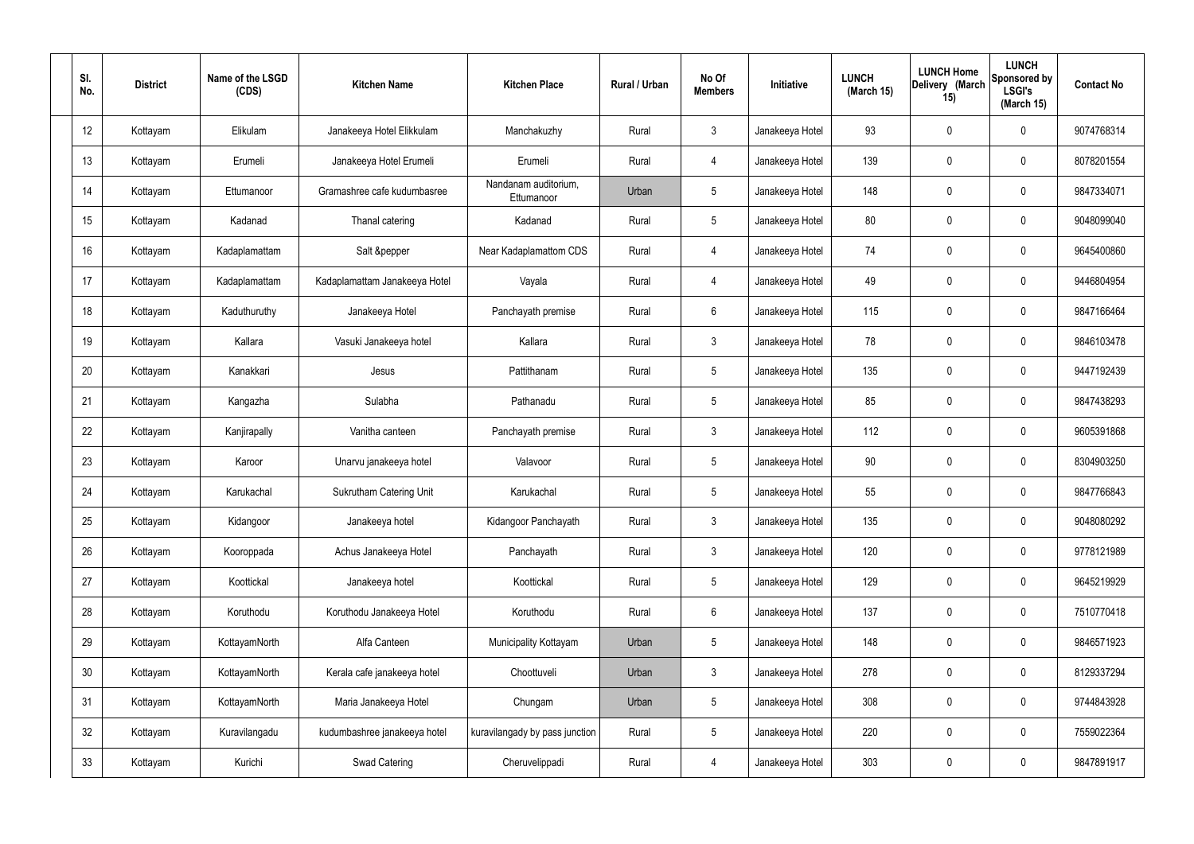| Sl. No. | District | Name of the LSGD (CDS) | Kitchen Name | Kitchen Place | Rural / Urban | No Of Members | Initiative | LUNCH (March 15) | LUNCH Home Delivery (March 15) | LUNCH Sponsored by LSGI's (March 15) | Contact No |
|---|---|---|---|---|---|---|---|---|---|---|---|
| 12 | Kottayam | Elikulam | Janakeeya Hotel Elikkulam | Manchakuzhy | Rural | 3 | Janakeeya Hotel | 93 | 0 | 0 | 9074768314 |
| 13 | Kottayam | Erumeli | Janakeeya Hotel Erumeli | Erumeli | Rural | 4 | Janakeeya Hotel | 139 | 0 | 0 | 8078201554 |
| 14 | Kottayam | Ettumanoor | Gramashree cafe kudumbasree | Nandanam auditorium, Ettumanoor | Urban | 5 | Janakeeya Hotel | 148 | 0 | 0 | 9847334071 |
| 15 | Kottayam | Kadanad | Thanal catering | Kadanad | Rural | 5 | Janakeeya Hotel | 80 | 0 | 0 | 9048099040 |
| 16 | Kottayam | Kadaplamattam | Salt &pepper | Near Kadaplamattom CDS | Rural | 4 | Janakeeya Hotel | 74 | 0 | 0 | 9645400860 |
| 17 | Kottayam | Kadaplamattam | Kadaplamattam Janakeeya Hotel | Vayala | Rural | 4 | Janakeeya Hotel | 49 | 0 | 0 | 9446804954 |
| 18 | Kottayam | Kaduthuruthy | Janakeeya Hotel | Panchayath premise | Rural | 6 | Janakeeya Hotel | 115 | 0 | 0 | 9847166464 |
| 19 | Kottayam | Kallara | Vasuki Janakeeya hotel | Kallara | Rural | 3 | Janakeeya Hotel | 78 | 0 | 0 | 9846103478 |
| 20 | Kottayam | Kanakkari | Jesus | Pattithanam | Rural | 5 | Janakeeya Hotel | 135 | 0 | 0 | 9447192439 |
| 21 | Kottayam | Kangazha | Sulabha | Pathanadu | Rural | 5 | Janakeeya Hotel | 85 | 0 | 0 | 9847438293 |
| 22 | Kottayam | Kanjirapally | Vanitha canteen | Panchayath premise | Rural | 3 | Janakeeya Hotel | 112 | 0 | 0 | 9605391868 |
| 23 | Kottayam | Karoor | Unarvu janakeeya hotel | Valavoor | Rural | 5 | Janakeeya Hotel | 90 | 0 | 0 | 8304903250 |
| 24 | Kottayam | Karukachal | Sukrutham Catering Unit | Karukachal | Rural | 5 | Janakeeya Hotel | 55 | 0 | 0 | 9847766843 |
| 25 | Kottayam | Kidangoor | Janakeeya hotel | Kidangoor Panchayath | Rural | 3 | Janakeeya Hotel | 135 | 0 | 0 | 9048080292 |
| 26 | Kottayam | Kooroppada | Achus Janakeeya Hotel | Panchayath | Rural | 3 | Janakeeya Hotel | 120 | 0 | 0 | 9778121989 |
| 27 | Kottayam | Koottickal | Janakeeya hotel | Koottickal | Rural | 5 | Janakeeya Hotel | 129 | 0 | 0 | 9645219929 |
| 28 | Kottayam | Koruthodu | Koruthodu Janakeeya Hotel | Koruthodu | Rural | 6 | Janakeeya Hotel | 137 | 0 | 0 | 7510770418 |
| 29 | Kottayam | KottayamNorth | Alfa Canteen | Municipality Kottayam | Urban | 5 | Janakeeya Hotel | 148 | 0 | 0 | 9846571923 |
| 30 | Kottayam | KottayamNorth | Kerala cafe janakeeya hotel | Choottuveli | Urban | 3 | Janakeeya Hotel | 278 | 0 | 0 | 8129337294 |
| 31 | Kottayam | KottayamNorth | Maria Janakeeya Hotel | Chungam | Urban | 5 | Janakeeya Hotel | 308 | 0 | 0 | 9744843928 |
| 32 | Kottayam | Kuravilangadu | kudumbashree janakeeya hotel | kuravilangady by pass junction | Rural | 5 | Janakeeya Hotel | 220 | 0 | 0 | 7559022364 |
| 33 | Kottayam | Kurichi | Swad Catering | Cheruvelippadi | Rural | 4 | Janakeeya Hotel | 303 | 0 | 0 | 9847891917 |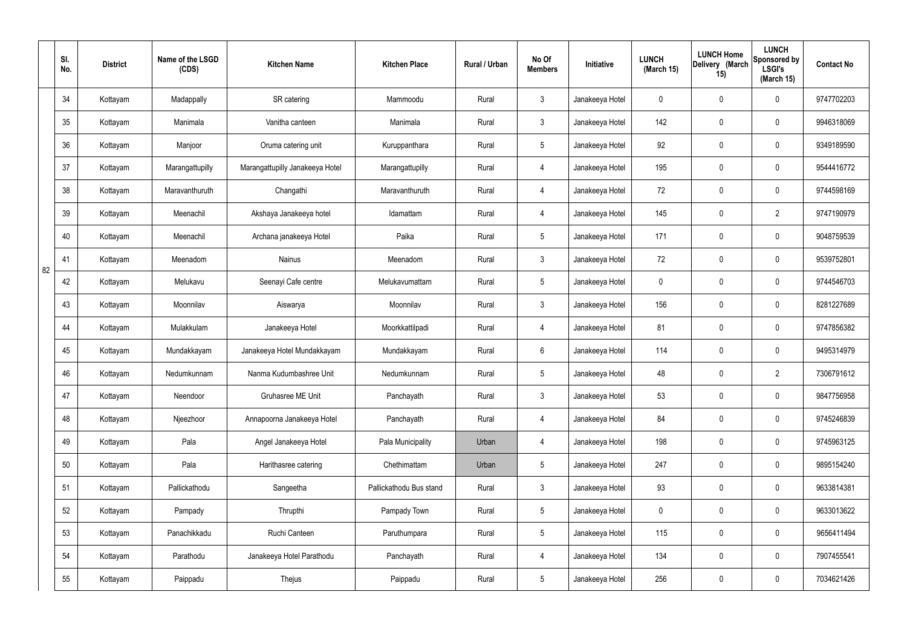| | Sl. No. | District | Name of the LSGD (CDS) | Kitchen Name | Kitchen Place | Rural / Urban | No Of Members | Initiative | LUNCH (March 15) | LUNCH Home Delivery (March 15) | LUNCH Sponsored by LSGI's (March 15) | Contact No |
|---|---|---|---|---|---|---|---|---|---|---|---|---|
| 82 | 34 | Kottayam | Madappally | SR catering | Mammoodu | Rural | 3 | Janakeeya Hotel | 0 | 0 | 0 | 9747702203 |
| | 35 | Kottayam | Manimala | Vanitha canteen | Manimala | Rural | 3 | Janakeeya Hotel | 142 | 0 | 0 | 9946318069 |
| | 36 | Kottayam | Manjoor | Oruma catering unit | Kuruppanthara | Rural | 5 | Janakeeya Hotel | 92 | 0 | 0 | 9349189590 |
| | 37 | Kottayam | Marangattupilly | Marangattupilly Janakeeya Hotel | Marangattupilly | Rural | 4 | Janakeeya Hotel | 195 | 0 | 0 | 9544416772 |
| | 38 | Kottayam | Maravanthuruth | Changathi | Maravanthuruth | Rural | 4 | Janakeeya Hotel | 72 | 0 | 0 | 9744598169 |
| | 39 | Kottayam | Meenachil | Akshaya Janakeeya hotel | Idamattam | Rural | 4 | Janakeeya Hotel | 145 | 0 | 2 | 9747190979 |
| | 40 | Kottayam | Meenachil | Archana janakeeya Hotel | Paika | Rural | 5 | Janakeeya Hotel | 171 | 0 | 0 | 9048759539 |
| | 41 | Kottayam | Meenadom | Nainus | Meenadom | Rural | 3 | Janakeeya Hotel | 72 | 0 | 0 | 9539752801 |
| | 42 | Kottayam | Melukavu | Seenayi Cafe centre | Melukavumattam | Rural | 5 | Janakeeya Hotel | 0 | 0 | 0 | 9744546703 |
| | 43 | Kottayam | Moonnilav | Aiswarya | Moonnilav | Rural | 3 | Janakeeya Hotel | 156 | 0 | 0 | 8281227689 |
| | 44 | Kottayam | Mulakkulam | Janakeeya Hotel | Moorkkattilpadi | Rural | 4 | Janakeeya Hotel | 81 | 0 | 0 | 9747856382 |
| | 45 | Kottayam | Mundakkayam | Janakeeya Hotel Mundakkayam | Mundakkayam | Rural | 6 | Janakeeya Hotel | 114 | 0 | 0 | 9495314979 |
| | 46 | Kottayam | Nedumkunnam | Nanma Kudumbashree Unit | Nedumkunnam | Rural | 5 | Janakeeya Hotel | 48 | 0 | 2 | 7306791612 |
| | 47 | Kottayam | Neendoor | Gruhasree ME Unit | Panchayath | Rural | 3 | Janakeeya Hotel | 53 | 0 | 0 | 9847756958 |
| | 48 | Kottayam | Njeezhoor | Annapoorna Janakeeya Hotel | Panchayath | Rural | 4 | Janakeeya Hotel | 84 | 0 | 0 | 9745246839 |
| | 49 | Kottayam | Pala | Angel Janakeeya Hotel | Pala Municipality | Urban | 4 | Janakeeya Hotel | 198 | 0 | 0 | 9745963125 |
| | 50 | Kottayam | Pala | Harithasree catering | Chethimattam | Urban | 5 | Janakeeya Hotel | 247 | 0 | 0 | 9895154240 |
| | 51 | Kottayam | Pallickathodu | Sangeetha | Pallickathodu Bus stand | Rural | 3 | Janakeeya Hotel | 93 | 0 | 0 | 9633814381 |
| | 52 | Kottayam | Pampady | Thrupthi | Pampady Town | Rural | 5 | Janakeeya Hotel | 0 | 0 | 0 | 9633013622 |
| | 53 | Kottayam | Panachikkadu | Ruchi Canteen | Paruthumpara | Rural | 5 | Janakeeya Hotel | 115 | 0 | 0 | 9656411494 |
| | 54 | Kottayam | Parathodu | Janakeeya Hotel Parathodu | Panchayath | Rural | 4 | Janakeeya Hotel | 134 | 0 | 0 | 7907455541 |
| | 55 | Kottayam | Paippadu | Thejus | Paippadu | Rural | 5 | Janakeeya Hotel | 256 | 0 | 0 | 7034621426 |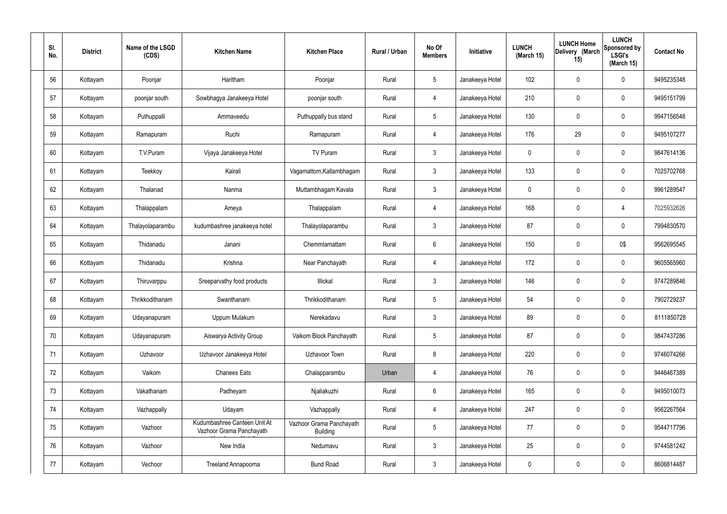| Sl. No. | District | Name of the LSGD (CDS) | Kitchen Name | Kitchen Place | Rural / Urban | No Of Members | Initiative | LUNCH (March 15) | LUNCH Home Delivery (March 15) | LUNCH Sponsored by LSGI's (March 15) | Contact No |
|---|---|---|---|---|---|---|---|---|---|---|---|
| 56 | Kottayam | Poonjar | Haritham | Poonjar | Rural | 5 | Janakeeya Hotel | 102 | 0 | 0 | 9495235348 |
| 57 | Kottayam | poonjar south | Sowbhagya Janakeeya Hotel | poonjar south | Rural | 4 | Janakeeya Hotel | 210 | 0 | 0 | 9495151799 |
| 58 | Kottayam | Puthuppalli | Ammaveedu | Puthuppally bus stand | Rural | 5 | Janakeeya Hotel | 130 | 0 | 0 | 9947156548 |
| 59 | Kottayam | Ramapuram | Ruchi | Ramapuram | Rural | 4 | Janakeeya Hotel | 176 | 29 | 0 | 9495107277 |
| 60 | Kottayam | T.V.Puram | Vijaya Janakeeya Hotel | TV Puram | Rural | 3 | Janakeeya Hotel | 0 | 0 | 0 | 9847614136 |
| 61 | Kottayam | Teekkoy | Kairali | Vagamattom,Kallambhagam | Rural | 3 | Janakeeya Hotel | 133 | 0 | 0 | 7025702768 |
| 62 | Kottayam | Thalanad | Nanma | Muttambhagam Kavala | Rural | 3 | Janakeeya Hotel | 0 | 0 | 0 | 9961289547 |
| 63 | Kottayam | Thalappalam | Ameya | Thalappalam | Rural | 4 | Janakeeya Hotel | 168 | 0 | 4 | 7025932626 |
| 64 | Kottayam | Thalayolaparambu | kudumbashree janakeeya hotel | Thalayolaparambu | Rural | 3 | Janakeeya Hotel | 87 | 0 | 0 | 7994830570 |
| 65 | Kottayam | Thidanadu | Janani | Chemmlamattam | Rural | 6 | Janakeeya Hotel | 150 | 0 | 0$ | 9562695545 |
| 66 | Kottayam | Thidanadu | Krishna | Near Panchayath | Rural | 4 | Janakeeya Hotel | 172 | 0 | 0 | 9605565960 |
| 67 | Kottayam | Thiruvarppu | Sreeparvathy food products | Illickal | Rural | 3 | Janakeeya Hotel | 146 | 0 | 0 | 9747289846 |
| 68 | Kottayam | Thrikkodithanam | Swanthanam | Thrikkodithanam | Rural | 5 | Janakeeya Hotel | 54 | 0 | 0 | 7902729237 |
| 69 | Kottayam | Udayanapuram | Uppum Mulakum | Nerekadavu | Rural | 3 | Janakeeya Hotel | 89 | 0 | 0 | 8111850728 |
| 70 | Kottayam | Udayanapuram | Aiswarya Activity Group | Vaikom Block Panchayath | Rural | 5 | Janakeeya Hotel | 87 | 0 | 0 | 9847437286 |
| 71 | Kottayam | Uzhavoor | Uzhavoor Janakeeya Hotel | Uzhavoor Town | Rural | 8 | Janakeeya Hotel | 220 | 0 | 0 | 9746074266 |
| 72 | Kottayam | Vaikom | Chanees Eats | Chalapparambu | Urban | 4 | Janakeeya Hotel | 76 | 0 | 0 | 9446467389 |
| 73 | Kottayam | Vakathanam | Padheyam | Njaliakuzhi | Rural | 6 | Janakeeya Hotel | 165 | 0 | 0 | 9495010073 |
| 74 | Kottayam | Vazhappally | Udayam | Vazhappally | Rural | 4 | Janakeeya Hotel | 247 | 0 | 0 | 9562267564 |
| 75 | Kottayam | Vazhoor | Kudumbashree Canteen Unit At Vazhoor Grama Panchayath | Vazhoor Grama Panchayath Building | Rural | 5 | Janakeeya Hotel | 77 | 0 | 0 | 9544717796 |
| 76 | Kottayam | Vazhoor | New India | Nedumavu | Rural | 3 | Janakeeya Hotel | 25 | 0 | 0 | 9744581242 |
| 77 | Kottayam | Vechoor | Treeland Annapoorna | Bund Road | Rural | 3 | Janakeeya Hotel | 0 | 0 | 0 | 8606814487 |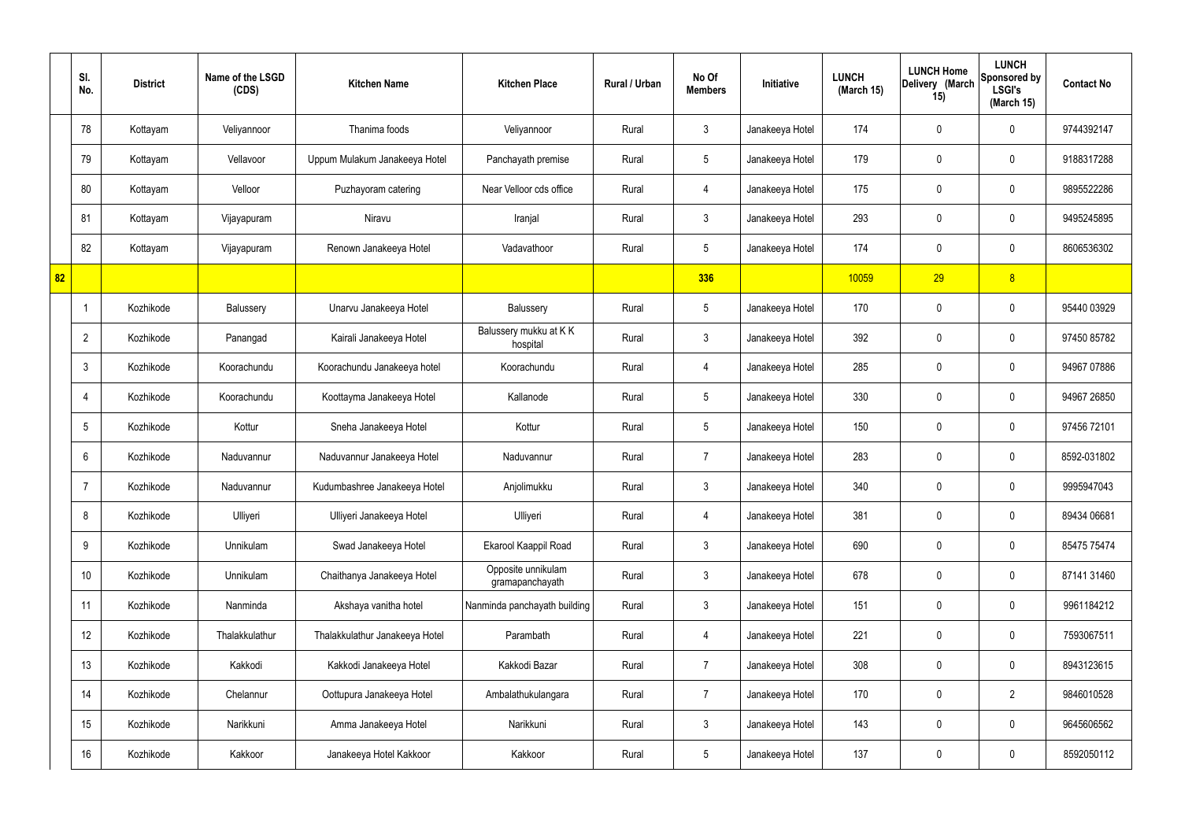| | Sl. No. | District | Name of the LSGD (CDS) | Kitchen Name | Kitchen Place | Rural / Urban | No Of Members | Initiative | LUNCH (March 15) | LUNCH Home Delivery (March 15) | LUNCH Sponsored by LSGI's (March 15) | Contact No |
|---|---|---|---|---|---|---|---|---|---|---|---|---|
| | 78 | Kottayam | Veliyannoor | Thanima foods | Veliyannoor | Rural | 3 | Janakeeya Hotel | 174 | 0 | 0 | 9744392147 |
| | 79 | Kottayam | Vellavoor | Uppum Mulakum Janakeeya Hotel | Panchayath premise | Rural | 5 | Janakeeya Hotel | 179 | 0 | 0 | 9188317288 |
| | 80 | Kottayam | Velloor | Puzhayoram catering | Near Velloor cds office | Rural | 4 | Janakeeya Hotel | 175 | 0 | 0 | 9895522286 |
| | 81 | Kottayam | Vijayapuram | Niravu | Iranjal | Rural | 3 | Janakeeya Hotel | 293 | 0 | 0 | 9495245895 |
| | 82 | Kottayam | Vijayapuram | Renown Janakeeya Hotel | Vadavathoor | Rural | 5 | Janakeeya Hotel | 174 | 0 | 0 | 8606536302 |
| 82 | | | | | | | 336 | | 10059 | 29 | 8 | |
| | 1 | Kozhikode | Balussery | Unarvu Janakeeya Hotel | Balussery | Rural | 5 | Janakeeya Hotel | 170 | 0 | 0 | 95440 03929 |
| | 2 | Kozhikode | Panangad | Kairali Janakeeya Hotel | Balussery mukku at K K hospital | Rural | 3 | Janakeeya Hotel | 392 | 0 | 0 | 97450 85782 |
| | 3 | Kozhikode | Koorachundu | Koorachundu Janakeeya hotel | Koorachundu | Rural | 4 | Janakeeya Hotel | 285 | 0 | 0 | 94967 07886 |
| | 4 | Kozhikode | Koorachundu | Koottayma Janakeeya Hotel | Kallanode | Rural | 5 | Janakeeya Hotel | 330 | 0 | 0 | 94967 26850 |
| | 5 | Kozhikode | Kottur | Sneha Janakeeya Hotel | Kottur | Rural | 5 | Janakeeya Hotel | 150 | 0 | 0 | 97456 72101 |
| | 6 | Kozhikode | Naduvannur | Naduvannur Janakeeya Hotel | Naduvannur | Rural | 7 | Janakeeya Hotel | 283 | 0 | 0 | 8592-031802 |
| | 7 | Kozhikode | Naduvannur | Kudumbashree Janakeeya Hotel | Anjolimukku | Rural | 3 | Janakeeya Hotel | 340 | 0 | 0 | 9995947043 |
| | 8 | Kozhikode | Ulliyeri | Ulliyeri Janakeeya Hotel | Ulliyeri | Rural | 4 | Janakeeya Hotel | 381 | 0 | 0 | 89434 06681 |
| | 9 | Kozhikode | Unnikulam | Swad Janakeeya Hotel | Ekarool Kaappil Road | Rural | 3 | Janakeeya Hotel | 690 | 0 | 0 | 85475 75474 |
| | 10 | Kozhikode | Unnikulam | Chaithanya Janakeeya Hotel | Opposite unnikulam gramapanchayath | Rural | 3 | Janakeeya Hotel | 678 | 0 | 0 | 87141 31460 |
| | 11 | Kozhikode | Nanminda | Akshaya vanitha hotel | Nanminda panchayath building | Rural | 3 | Janakeeya Hotel | 151 | 0 | 0 | 9961184212 |
| | 12 | Kozhikode | Thalakkulathur | Thalakkulathur Janakeeya Hotel | Parambath | Rural | 4 | Janakeeya Hotel | 221 | 0 | 0 | 7593067511 |
| | 13 | Kozhikode | Kakkodi | Kakkodi Janakeeya Hotel | Kakkodi Bazar | Rural | 7 | Janakeeya Hotel | 308 | 0 | 0 | 8943123615 |
| | 14 | Kozhikode | Chelannur | Oottupura Janakeeya Hotel | Ambalathukulangara | Rural | 7 | Janakeeya Hotel | 170 | 0 | 2 | 9846010528 |
| | 15 | Kozhikode | Narikkuni | Amma Janakeeya Hotel | Narikkuni | Rural | 3 | Janakeeya Hotel | 143 | 0 | 0 | 9645606562 |
| | 16 | Kozhikode | Kakkoor | Janakeeya Hotel Kakkoor | Kakkoor | Rural | 5 | Janakeeya Hotel | 137 | 0 | 0 | 8592050112 |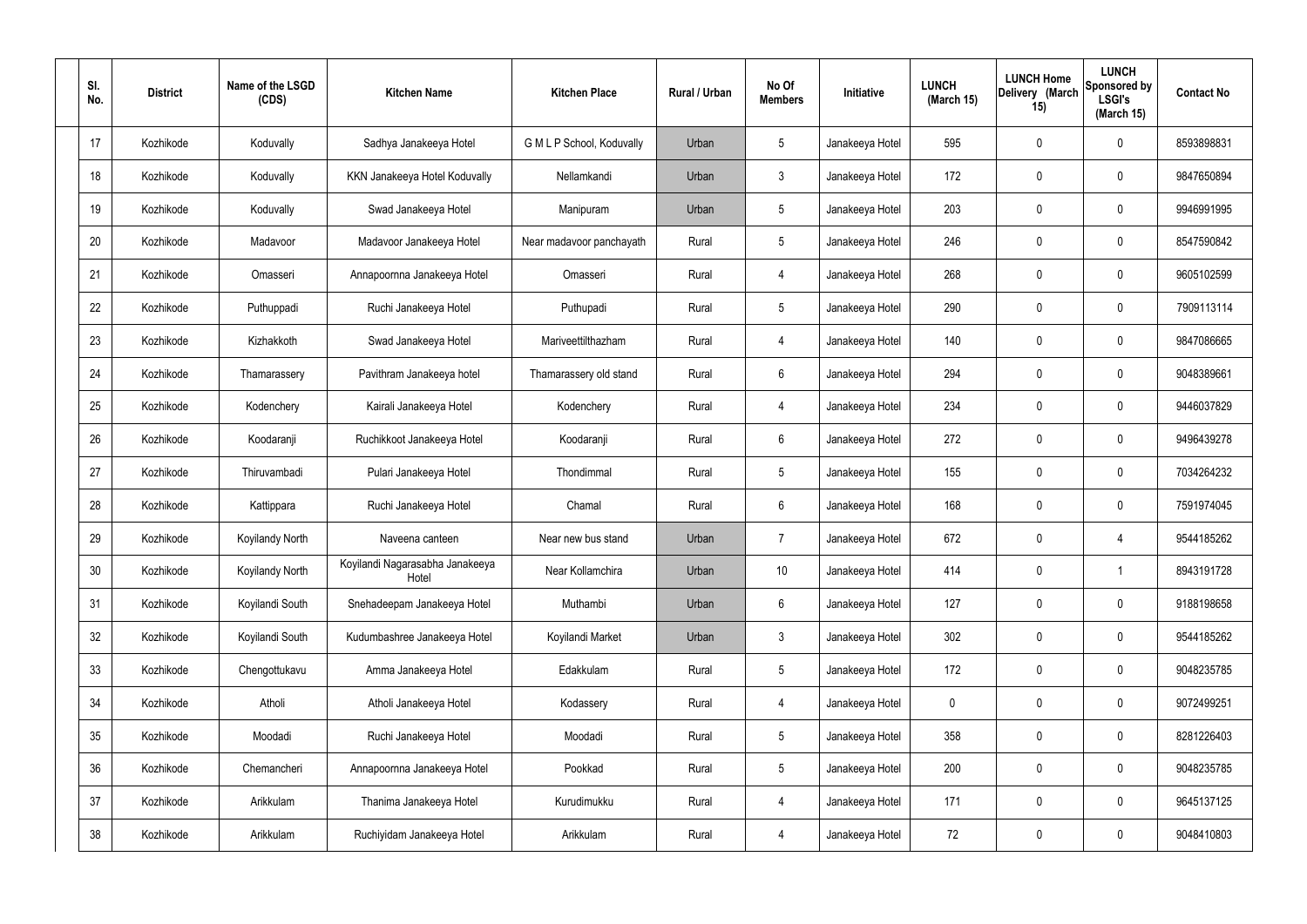| Sl. No. | District | Name of the LSGD (CDS) | Kitchen Name | Kitchen Place | Rural / Urban | No Of Members | Initiative | LUNCH (March 15) | LUNCH Home Delivery (March 15) | LUNCH Sponsored by LSGI's (March 15) | Contact No |
|---|---|---|---|---|---|---|---|---|---|---|---|
| 17 | Kozhikode | Koduvally | Sadhya Janakeeya Hotel | G M L P School, Koduvally | Urban | 5 | Janakeeya Hotel | 595 | 0 | 0 | 8593898831 |
| 18 | Kozhikode | Koduvally | KKN Janakeeya Hotel Koduvally | Nellamkandi | Urban | 3 | Janakeeya Hotel | 172 | 0 | 0 | 9847650894 |
| 19 | Kozhikode | Koduvally | Swad Janakeeya Hotel | Manipuram | Urban | 5 | Janakeeya Hotel | 203 | 0 | 0 | 9946991995 |
| 20 | Kozhikode | Madavoor | Madavoor Janakeeya Hotel | Near madavoor panchayath | Rural | 5 | Janakeeya Hotel | 246 | 0 | 0 | 8547590842 |
| 21 | Kozhikode | Omasseri | Annapoornna Janakeeya Hotel | Omasseri | Rural | 4 | Janakeeya Hotel | 268 | 0 | 0 | 9605102599 |
| 22 | Kozhikode | Puthuppadi | Ruchi Janakeeya Hotel | Puthupadi | Rural | 5 | Janakeeya Hotel | 290 | 0 | 0 | 7909113114 |
| 23 | Kozhikode | Kizhakkoth | Swad Janakeeya Hotel | Mariveettilthazham | Rural | 4 | Janakeeya Hotel | 140 | 0 | 0 | 9847086665 |
| 24 | Kozhikode | Thamarassery | Pavithram Janakeeya hotel | Thamarassery old stand | Rural | 6 | Janakeeya Hotel | 294 | 0 | 0 | 9048389661 |
| 25 | Kozhikode | Kodenchery | Kairali Janakeeya Hotel | Kodenchery | Rural | 4 | Janakeeya Hotel | 234 | 0 | 0 | 9446037829 |
| 26 | Kozhikode | Koodaranji | Ruchikkoot Janakeeya Hotel | Koodaranji | Rural | 6 | Janakeeya Hotel | 272 | 0 | 0 | 9496439278 |
| 27 | Kozhikode | Thiruvambadi | Pulari Janakeeya Hotel | Thondimmal | Rural | 5 | Janakeeya Hotel | 155 | 0 | 0 | 7034264232 |
| 28 | Kozhikode | Kattippara | Ruchi Janakeeya Hotel | Chamal | Rural | 6 | Janakeeya Hotel | 168 | 0 | 0 | 7591974045 |
| 29 | Kozhikode | Koyilandy North | Naveena canteen | Near new bus stand | Urban | 7 | Janakeeya Hotel | 672 | 0 | 4 | 9544185262 |
| 30 | Kozhikode | Koyilandy North | Koyilandi Nagarasabha Janakeeya Hotel | Near Kollamchira | Urban | 10 | Janakeeya Hotel | 414 | 0 | 1 | 8943191728 |
| 31 | Kozhikode | Koyilandi South | Snehadeepam Janakeeya Hotel | Muthambi | Urban | 6 | Janakeeya Hotel | 127 | 0 | 0 | 9188198658 |
| 32 | Kozhikode | Koyilandi South | Kudumbashree Janakeeya Hotel | Koyilandi Market | Urban | 3 | Janakeeya Hotel | 302 | 0 | 0 | 9544185262 |
| 33 | Kozhikode | Chengottukavu | Amma Janakeeya Hotel | Edakkulam | Rural | 5 | Janakeeya Hotel | 172 | 0 | 0 | 9048235785 |
| 34 | Kozhikode | Atholi | Atholi Janakeeya Hotel | Kodassery | Rural | 4 | Janakeeya Hotel | 0 | 0 | 0 | 9072499251 |
| 35 | Kozhikode | Moodadi | Ruchi Janakeeya Hotel | Moodadi | Rural | 5 | Janakeeya Hotel | 358 | 0 | 0 | 8281226403 |
| 36 | Kozhikode | Chemancheri | Annapoornna Janakeeya Hotel | Pookkad | Rural | 5 | Janakeeya Hotel | 200 | 0 | 0 | 9048235785 |
| 37 | Kozhikode | Arikkulam | Thanima Janakeeya Hotel | Kurudimukku | Rural | 4 | Janakeeya Hotel | 171 | 0 | 0 | 9645137125 |
| 38 | Kozhikode | Arikkulam | Ruchiyidam Janakeeya Hotel | Arikkulam | Rural | 4 | Janakeeya Hotel | 72 | 0 | 0 | 9048410803 |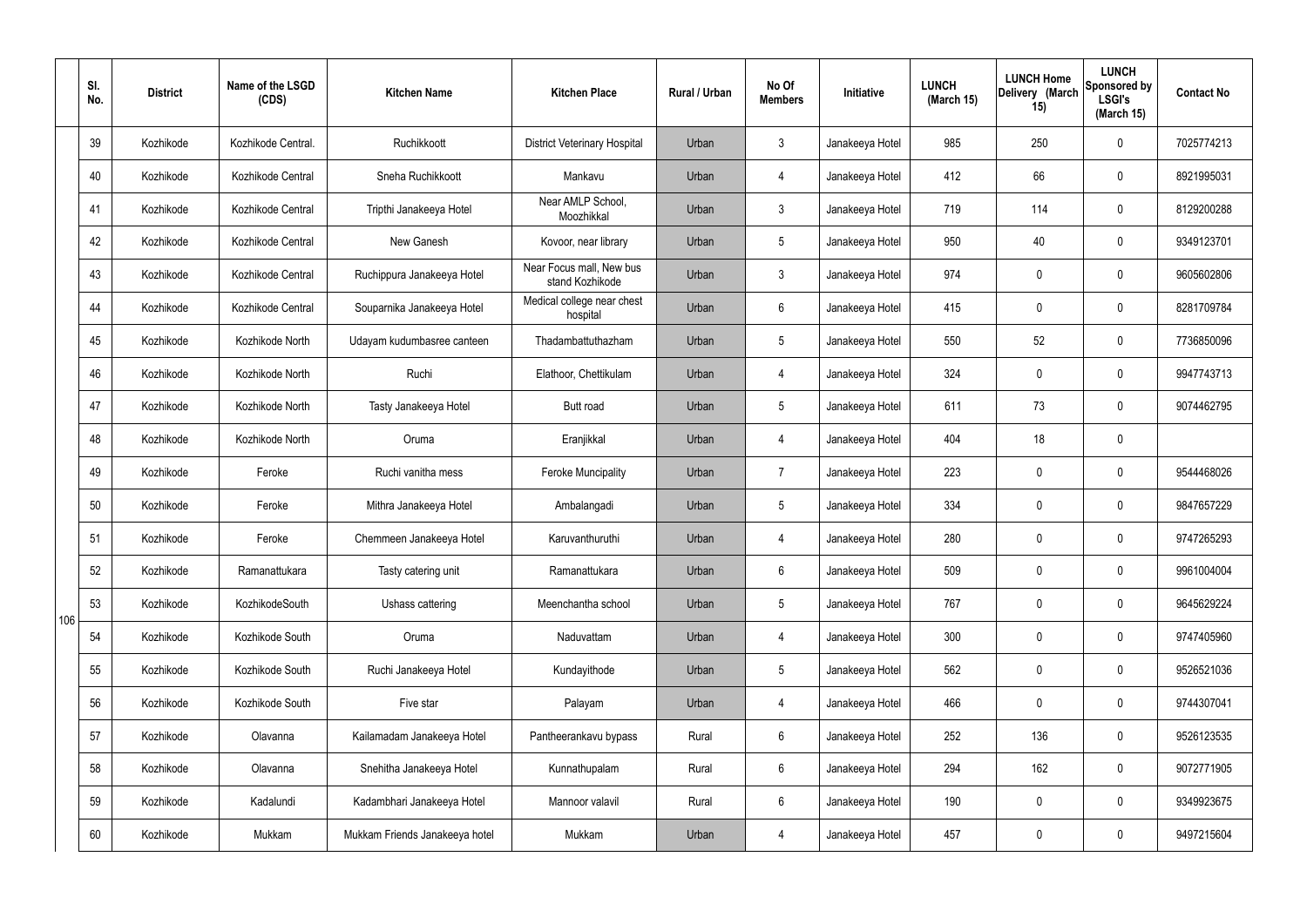|  | Sl. No. | District | Name of the LSGD (CDS) | Kitchen Name | Kitchen Place | Rural / Urban | No Of Members | Initiative | LUNCH (March 15) | LUNCH Home Delivery (March 15) | LUNCH Sponsored by LSGI's (March 15) | Contact No |
|---|---|---|---|---|---|---|---|---|---|---|---|---|
| 106 | 39 | Kozhikode | Kozhikode Central. | Ruchikkoott | District Veterinary Hospital | Urban | 3 | Janakeeya Hotel | 985 | 250 | 0 | 7025774213 |
|  | 40 | Kozhikode | Kozhikode Central | Sneha Ruchikkoott | Mankavu | Urban | 4 | Janakeeya Hotel | 412 | 66 | 0 | 8921995031 |
|  | 41 | Kozhikode | Kozhikode Central | Tripthi Janakeeya Hotel | Near AMLP School, Moozhikkal | Urban | 3 | Janakeeya Hotel | 719 | 114 | 0 | 8129200288 |
|  | 42 | Kozhikode | Kozhikode Central | New Ganesh | Kovoor, near library | Urban | 5 | Janakeeya Hotel | 950 | 40 | 0 | 9349123701 |
|  | 43 | Kozhikode | Kozhikode Central | Ruchippura Janakeeya Hotel | Near Focus mall, New bus stand Kozhikode | Urban | 3 | Janakeeya Hotel | 974 | 0 | 0 | 9605602806 |
|  | 44 | Kozhikode | Kozhikode Central | Souparnika Janakeeya Hotel | Medical college near chest hospital | Urban | 6 | Janakeeya Hotel | 415 | 0 | 0 | 8281709784 |
|  | 45 | Kozhikode | Kozhikode North | Udayam kudumbasree canteen | Thadambattuthazham | Urban | 5 | Janakeeya Hotel | 550 | 52 | 0 | 7736850096 |
|  | 46 | Kozhikode | Kozhikode North | Ruchi | Elathoor, Chettikulam | Urban | 4 | Janakeeya Hotel | 324 | 0 | 0 | 9947743713 |
|  | 47 | Kozhikode | Kozhikode North | Tasty Janakeeya Hotel | Butt road | Urban | 5 | Janakeeya Hotel | 611 | 73 | 0 | 9074462795 |
|  | 48 | Kozhikode | Kozhikode North | Oruma | Eranjikkal | Urban | 4 | Janakeeya Hotel | 404 | 18 | 0 |  |
|  | 49 | Kozhikode | Feroke | Ruchi vanitha mess | Feroke Muncipality | Urban | 7 | Janakeeya Hotel | 223 | 0 | 0 | 9544468026 |
|  | 50 | Kozhikode | Feroke | Mithra Janakeeya Hotel | Ambalangadi | Urban | 5 | Janakeeya Hotel | 334 | 0 | 0 | 9847657229 |
|  | 51 | Kozhikode | Feroke | Chemmeen Janakeeya Hotel | Karuvanthuruthi | Urban | 4 | Janakeeya Hotel | 280 | 0 | 0 | 9747265293 |
|  | 52 | Kozhikode | Ramanattukara | Tasty catering unit | Ramanattukara | Urban | 6 | Janakeeya Hotel | 509 | 0 | 0 | 9961004004 |
|  | 53 | Kozhikode | KozhikodeSouth | Ushass cattering | Meenchantha school | Urban | 5 | Janakeeya Hotel | 767 | 0 | 0 | 9645629224 |
|  | 54 | Kozhikode | Kozhikode South | Oruma | Naduvattam | Urban | 4 | Janakeeya Hotel | 300 | 0 | 0 | 9747405960 |
|  | 55 | Kozhikode | Kozhikode South | Ruchi Janakeeya Hotel | Kundayithode | Urban | 5 | Janakeeya Hotel | 562 | 0 | 0 | 9526521036 |
|  | 56 | Kozhikode | Kozhikode South | Five star | Palayam | Urban | 4 | Janakeeya Hotel | 466 | 0 | 0 | 9744307041 |
|  | 57 | Kozhikode | Olavanna | Kailamadam Janakeeya Hotel | Pantheerankavu bypass | Rural | 6 | Janakeeya Hotel | 252 | 136 | 0 | 9526123535 |
|  | 58 | Kozhikode | Olavanna | Snehitha Janakeeya Hotel | Kunnathupalam | Rural | 6 | Janakeeya Hotel | 294 | 162 | 0 | 9072771905 |
|  | 59 | Kozhikode | Kadalundi | Kadambhari Janakeeya Hotel | Mannoor valavil | Rural | 6 | Janakeeya Hotel | 190 | 0 | 0 | 9349923675 |
|  | 60 | Kozhikode | Mukkam | Mukkam Friends Janakeeya hotel | Mukkam | Urban | 4 | Janakeeya Hotel | 457 | 0 | 0 | 9497215604 |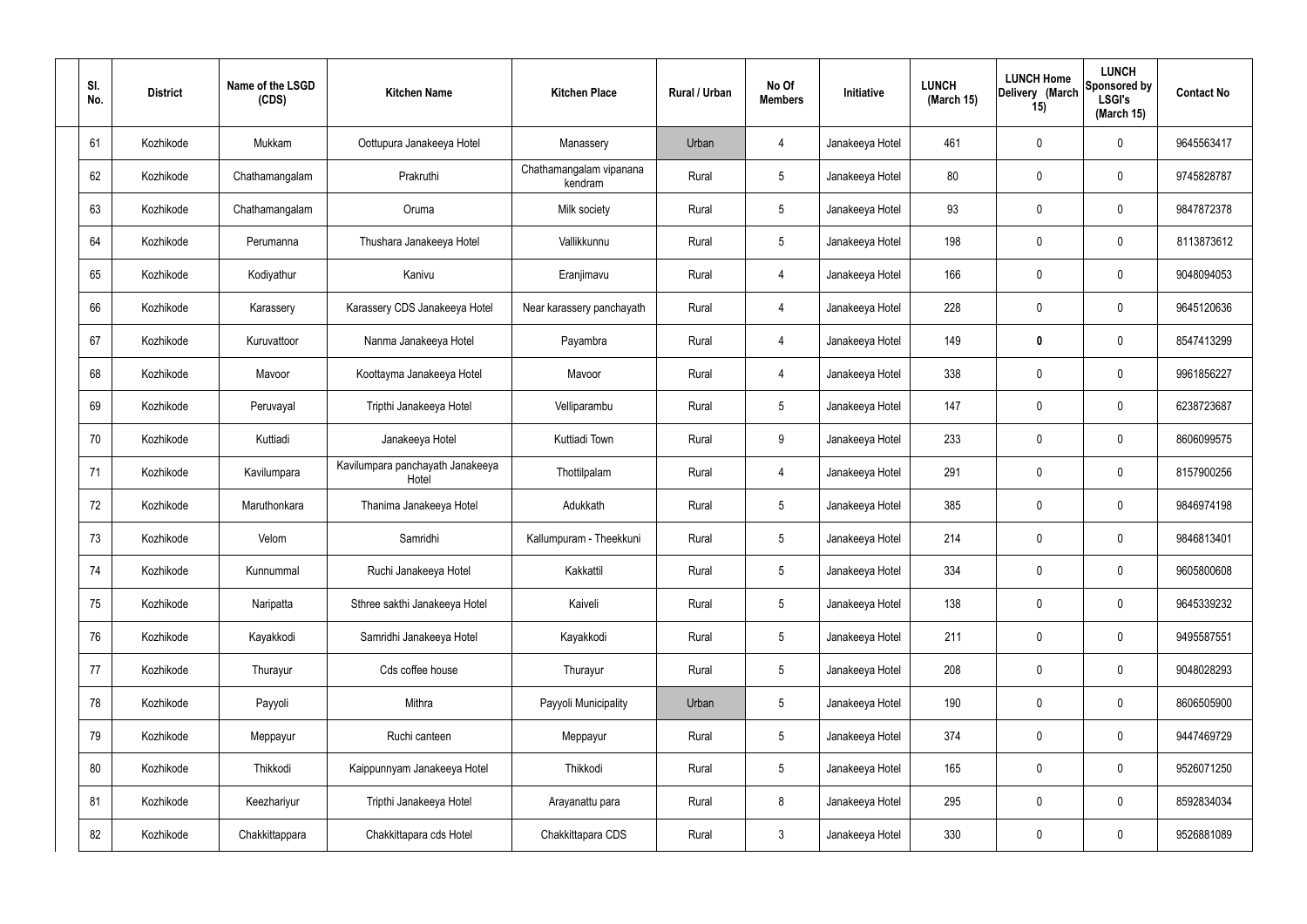| Sl. No. | District | Name of the LSGD (CDS) | Kitchen Name | Kitchen Place | Rural / Urban | No Of Members | Initiative | LUNCH (March 15) | LUNCH Home Delivery (March 15) | LUNCH Sponsored by LSGI's (March 15) | Contact No |
|---|---|---|---|---|---|---|---|---|---|---|---|
| 61 | Kozhikode | Mukkam | Oottupura Janakeeya Hotel | Manassery | Urban | 4 | Janakeeya Hotel | 461 | 0 | 0 | 9645563417 |
| 62 | Kozhikode | Chathamangalam | Prakruthi | Chathamangalam vipanana kendram | Rural | 5 | Janakeeya Hotel | 80 | 0 | 0 | 9745828787 |
| 63 | Kozhikode | Chathamangalam | Oruma | Milk society | Rural | 5 | Janakeeya Hotel | 93 | 0 | 0 | 9847872378 |
| 64 | Kozhikode | Perumanna | Thushara Janakeeya Hotel | Vallikkunnu | Rural | 5 | Janakeeya Hotel | 198 | 0 | 0 | 8113873612 |
| 65 | Kozhikode | Kodiyathur | Kanivu | Eranjimavu | Rural | 4 | Janakeeya Hotel | 166 | 0 | 0 | 9048094053 |
| 66 | Kozhikode | Karassery | Karassery CDS Janakeeya Hotel | Near karassery panchayath | Rural | 4 | Janakeeya Hotel | 228 | 0 | 0 | 9645120636 |
| 67 | Kozhikode | Kuruvattoor | Nanma Janakeeya Hotel | Payambra | Rural | 4 | Janakeeya Hotel | 149 | **0** | 0 | 8547413299 |
| 68 | Kozhikode | Mavoor | Koottayma Janakeeya Hotel | Mavoor | Rural | 4 | Janakeeya Hotel | 338 | 0 | 0 | 9961856227 |
| 69 | Kozhikode | Peruvayal | Tripthi Janakeeya Hotel | Velliparambu | Rural | 5 | Janakeeya Hotel | 147 | 0 | 0 | 6238723687 |
| 70 | Kozhikode | Kuttiadi | Janakeeya Hotel | Kuttiadi Town | Rural | 9 | Janakeeya Hotel | 233 | 0 | 0 | 8606099575 |
| 71 | Kozhikode | Kavilumpara | Kavilumpara panchayath Janakeeya Hotel | Thottilpalam | Rural | 4 | Janakeeya Hotel | 291 | 0 | 0 | 8157900256 |
| 72 | Kozhikode | Maruthonkara | Thanima Janakeeya Hotel | Adukkath | Rural | 5 | Janakeeya Hotel | 385 | 0 | 0 | 9846974198 |
| 73 | Kozhikode | Velom | Samridhi | Kallumpuram - Theekkuni | Rural | 5 | Janakeeya Hotel | 214 | 0 | 0 | 9846813401 |
| 74 | Kozhikode | Kunnummal | Ruchi Janakeeya Hotel | Kakkattil | Rural | 5 | Janakeeya Hotel | 334 | 0 | 0 | 9605800608 |
| 75 | Kozhikode | Naripatta | Sthree sakthi Janakeeya Hotel | Kaiveli | Rural | 5 | Janakeeya Hotel | 138 | 0 | 0 | 9645339232 |
| 76 | Kozhikode | Kayakkodi | Samridhi Janakeeya Hotel | Kayakkodi | Rural | 5 | Janakeeya Hotel | 211 | 0 | 0 | 9495587551 |
| 77 | Kozhikode | Thurayur | Cds coffee house | Thurayur | Rural | 5 | Janakeeya Hotel | 208 | 0 | 0 | 9048028293 |
| 78 | Kozhikode | Payyoli | Mithra | Payyoli Municipality | Urban | 5 | Janakeeya Hotel | 190 | 0 | 0 | 8606505900 |
| 79 | Kozhikode | Meppayur | Ruchi canteen | Meppayur | Rural | 5 | Janakeeya Hotel | 374 | 0 | 0 | 9447469729 |
| 80 | Kozhikode | Thikkodi | Kaippunnyam Janakeeya Hotel | Thikkodi | Rural | 5 | Janakeeya Hotel | 165 | 0 | 0 | 9526071250 |
| 81 | Kozhikode | Keezhariyur | Tripthi Janakeeya Hotel | Arayanattu para | Rural | 8 | Janakeeya Hotel | 295 | 0 | 0 | 8592834034 |
| 82 | Kozhikode | Chakkittappara | Chakkittapara cds Hotel | Chakkittapara CDS | Rural | 3 | Janakeeya Hotel | 330 | 0 | 0 | 9526881089 |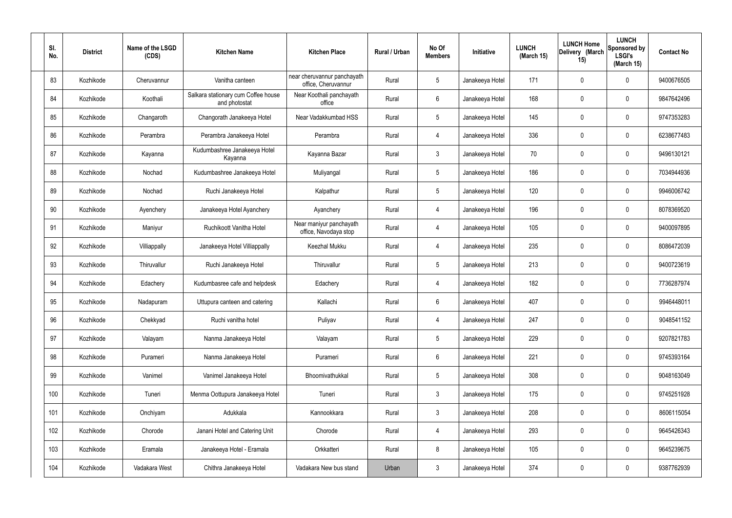| Sl. No. | District | Name of the LSGD (CDS) | Kitchen Name | Kitchen Place | Rural / Urban | No Of Members | Initiative | LUNCH (March 15) | LUNCH Home Delivery (March 15) | LUNCH Sponsored by LSGI's (March 15) | Contact No |
|---|---|---|---|---|---|---|---|---|---|---|---|
| 83 | Kozhikode | Cheruvannur | Vanitha canteen | near cheruvannur panchayath office, Cheruvannur | Rural | 5 | Janakeeya Hotel | 171 | 0 | 0 | 9400676505 |
| 84 | Kozhikode | Koothali | Salkara stationary cum Coffee house and photostat | Near Koothali panchayath office | Rural | 6 | Janakeeya Hotel | 168 | 0 | 0 | 9847642496 |
| 85 | Kozhikode | Changaroth | Changorath Janakeeya Hotel | Near Vadakkumbad HSS | Rural | 5 | Janakeeya Hotel | 145 | 0 | 0 | 9747353283 |
| 86 | Kozhikode | Perambra | Perambra Janakeeya Hotel | Perambra | Rural | 4 | Janakeeya Hotel | 336 | 0 | 0 | 6238677483 |
| 87 | Kozhikode | Kayanna | Kudumbashree Janakeeya Hotel Kayanna | Kayanna Bazar | Rural | 3 | Janakeeya Hotel | 70 | 0 | 0 | 9496130121 |
| 88 | Kozhikode | Nochad | Kudumbashree Janakeeya Hotel | Muliyangal | Rural | 5 | Janakeeya Hotel | 186 | 0 | 0 | 7034944936 |
| 89 | Kozhikode | Nochad | Ruchi Janakeeya Hotel | Kalpathur | Rural | 5 | Janakeeya Hotel | 120 | 0 | 0 | 9946006742 |
| 90 | Kozhikode | Ayenchery | Janakeeya Hotel Ayanchery | Ayanchery | Rural | 4 | Janakeeya Hotel | 196 | 0 | 0 | 8078369520 |
| 91 | Kozhikode | Maniyur | Ruchikoott Vanitha Hotel | Near maniyur panchayath office, Navodaya stop | Rural | 4 | Janakeeya Hotel | 105 | 0 | 0 | 9400097895 |
| 92 | Kozhikode | Villiappally | Janakeeya Hotel Villiappally | Keezhal Mukku | Rural | 4 | Janakeeya Hotel | 235 | 0 | 0 | 8086472039 |
| 93 | Kozhikode | Thiruvallur | Ruchi Janakeeya Hotel | Thiruvallur | Rural | 5 | Janakeeya Hotel | 213 | 0 | 0 | 9400723619 |
| 94 | Kozhikode | Edachery | Kudumbasree cafe and helpdesk | Edachery | Rural | 4 | Janakeeya Hotel | 182 | 0 | 0 | 7736287974 |
| 95 | Kozhikode | Nadapuram | Uttupura canteen and catering | Kallachi | Rural | 6 | Janakeeya Hotel | 407 | 0 | 0 | 9946448011 |
| 96 | Kozhikode | Chekkyad | Ruchi vanitha hotel | Puliyav | Rural | 4 | Janakeeya Hotel | 247 | 0 | 0 | 9048541152 |
| 97 | Kozhikode | Valayam | Nanma Janakeeya Hotel | Valayam | Rural | 5 | Janakeeya Hotel | 229 | 0 | 0 | 9207821783 |
| 98 | Kozhikode | Purameri | Nanma Janakeeya Hotel | Purameri | Rural | 6 | Janakeeya Hotel | 221 | 0 | 0 | 9745393164 |
| 99 | Kozhikode | Vanimel | Vanimel Janakeeya Hotel | Bhoomivathukkal | Rural | 5 | Janakeeya Hotel | 308 | 0 | 0 | 9048163049 |
| 100 | Kozhikode | Tuneri | Menma Oottupura Janakeeya Hotel | Tuneri | Rural | 3 | Janakeeya Hotel | 175 | 0 | 0 | 9745251928 |
| 101 | Kozhikode | Onchiyam | Adukkala | Kannookkara | Rural | 3 | Janakeeya Hotel | 208 | 0 | 0 | 8606115054 |
| 102 | Kozhikode | Chorode | Janani Hotel and Catering Unit | Chorode | Rural | 4 | Janakeeya Hotel | 293 | 0 | 0 | 9645426343 |
| 103 | Kozhikode | Eramala | Janakeeya Hotel - Eramala | Orkkatteri | Rural | 8 | Janakeeya Hotel | 105 | 0 | 0 | 9645239675 |
| 104 | Kozhikode | Vadakara West | Chithra Janakeeya Hotel | Vadakara New bus stand | Urban | 3 | Janakeeya Hotel | 374 | 0 | 0 | 9387762939 |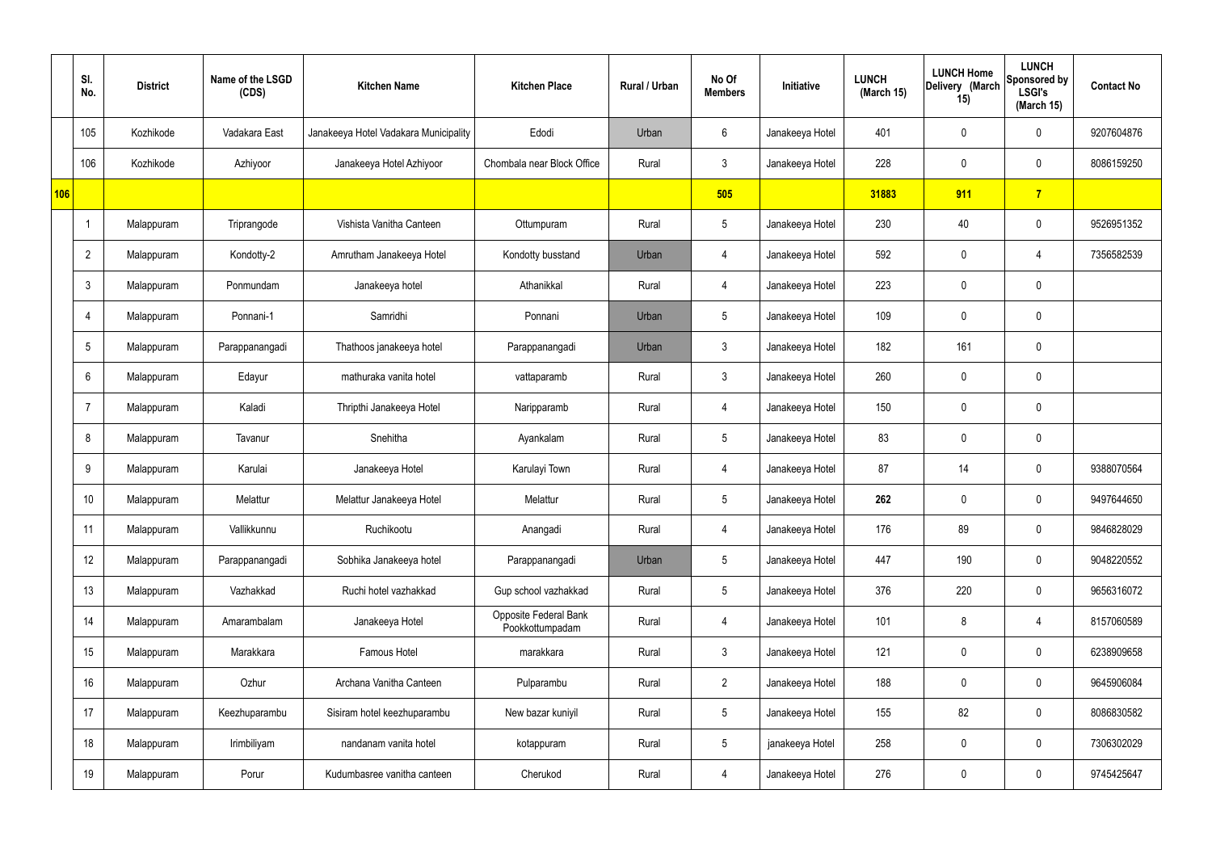| | Sl. No. | District | Name of the LSGD (CDS) | Kitchen Name | Kitchen Place | Rural / Urban | No Of Members | Initiative | LUNCH (March 15) | LUNCH Home Delivery (March 15) | LUNCH Sponsored by LSGI's (March 15) | Contact No |
|---|---|---|---|---|---|---|---|---|---|---|---|---|
| | 105 | Kozhikode | Vadakara East | Janakeeya Hotel Vadakara Municipality | Edodi | Urban | 6 | Janakeeya Hotel | 401 | 0 | 0 | 9207604876 |
| | 106 | Kozhikode | Azhiyoor | Janakeeya Hotel Azhiyoor | Chombala near Block Office | Rural | 3 | Janakeeya Hotel | 228 | 0 | 0 | 8086159250 |
| 106 | | | | | | | 505 | | 31883 | 911 | 7 | |
| | 1 | Malappuram | Triprangode | Vishista Vanitha Canteen | Ottumpuram | Rural | 5 | Janakeeya Hotel | 230 | 40 | 0 | 9526951352 |
| | 2 | Malappuram | Kondotty-2 | Amrutham Janakeeya Hotel | Kondotty busstand | Urban | 4 | Janakeeya Hotel | 592 | 0 | 4 | 7356582539 |
| | 3 | Malappuram | Ponmundam | Janakeeya hotel | Athanikkal | Rural | 4 | Janakeeya Hotel | 223 | 0 | 0 | |
| | 4 | Malappuram | Ponnani-1 | Samridhi | Ponnani | Urban | 5 | Janakeeya Hotel | 109 | 0 | 0 | |
| | 5 | Malappuram | Parappanangadi | Thathoos janakeeya hotel | Parappanangadi | Urban | 3 | Janakeeya Hotel | 182 | 161 | 0 | |
| | 6 | Malappuram | Edayur | mathuraka vanita hotel | vattaparamb | Rural | 3 | Janakeeya Hotel | 260 | 0 | 0 | |
| | 7 | Malappuram | Kaladi | Thripthi Janakeeya Hotel | Naripparamb | Rural | 4 | Janakeeya Hotel | 150 | 0 | 0 | |
| | 8 | Malappuram | Tavanur | Snehitha | Ayankalam | Rural | 5 | Janakeeya Hotel | 83 | 0 | 0 | |
| | 9 | Malappuram | Karulai | Janakeeya Hotel | Karulayi Town | Rural | 4 | Janakeeya Hotel | 87 | 14 | 0 | 9388070564 |
| | 10 | Malappuram | Melattur | Melattur Janakeeya Hotel | Melattur | Rural | 5 | Janakeeya Hotel | 262 | 0 | 0 | 9497644650 |
| | 11 | Malappuram | Vallikkunnu | Ruchikootu | Anangadi | Rural | 4 | Janakeeya Hotel | 176 | 89 | 0 | 9846828029 |
| | 12 | Malappuram | Parappanangadi | Sobhika Janakeeya hotel | Parappanangadi | Urban | 5 | Janakeeya Hotel | 447 | 190 | 0 | 9048220552 |
| | 13 | Malappuram | Vazhakkad | Ruchi hotel vazhakkad | Gup school vazhakkad | Rural | 5 | Janakeeya Hotel | 376 | 220 | 0 | 9656316072 |
| | 14 | Malappuram | Amarambalam | Janakeeya Hotel | Opposite Federal Bank Pookkottumpadam | Rural | 4 | Janakeeya Hotel | 101 | 8 | 4 | 8157060589 |
| | 15 | Malappuram | Marakkara | Famous Hotel | marakkara | Rural | 3 | Janakeeya Hotel | 121 | 0 | 0 | 6238909658 |
| | 16 | Malappuram | Ozhur | Archana Vanitha Canteen | Pulparambu | Rural | 2 | Janakeeya Hotel | 188 | 0 | 0 | 9645906084 |
| | 17 | Malappuram | Keezhuparambu | Sisiram hotel keezhuparambu | New bazar kuniyil | Rural | 5 | Janakeeya Hotel | 155 | 82 | 0 | 8086830582 |
| | 18 | Malappuram | Irimbiliyam | nandanam vanita hotel | kotappuram | Rural | 5 | janakeeya Hotel | 258 | 0 | 0 | 7306302029 |
| | 19 | Malappuram | Porur | Kudumbasree vanitha canteen | Cherukod | Rural | 4 | Janakeeya Hotel | 276 | 0 | 0 | 9745425647 |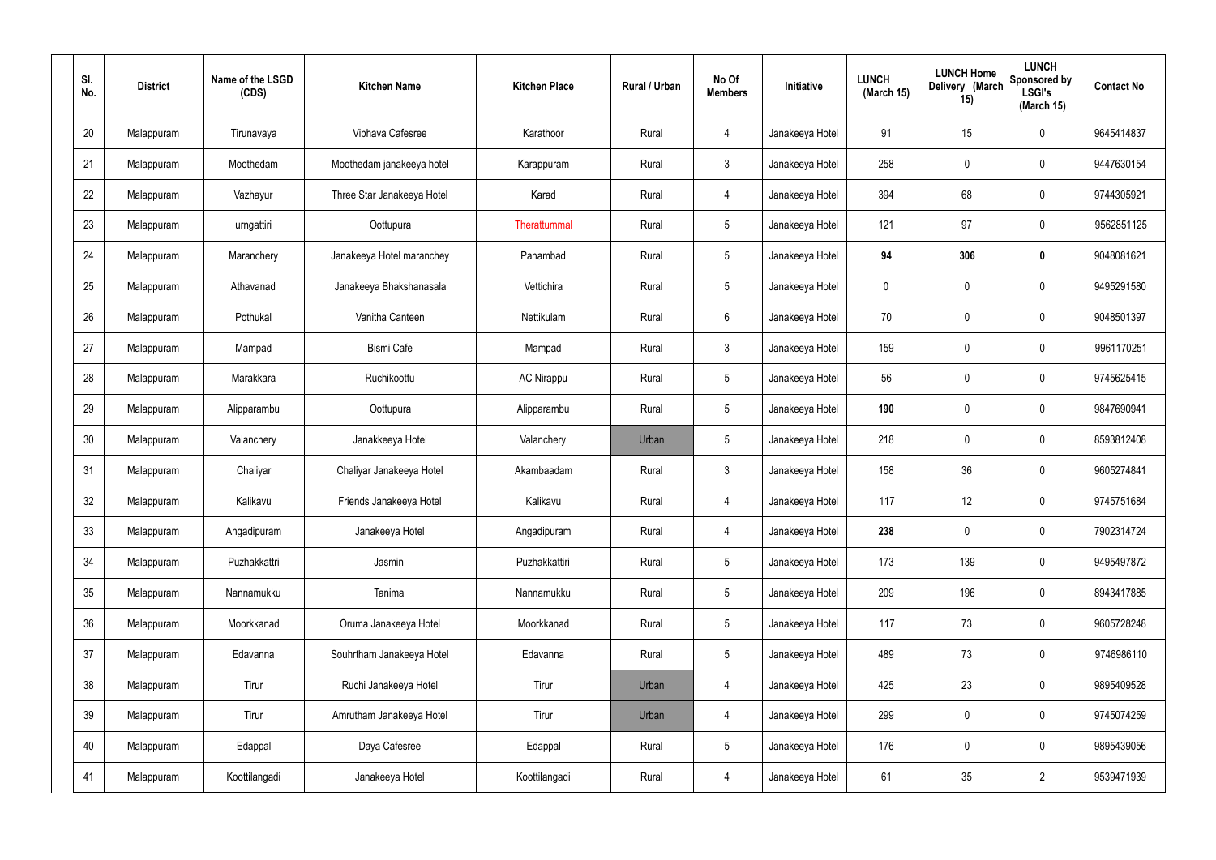| Sl. No. | District | Name of the LSGD (CDS) | Kitchen Name | Kitchen Place | Rural / Urban | No Of Members | Initiative | LUNCH (March 15) | LUNCH Home Delivery (March 15) | LUNCH Sponsored by LSGI's (March 15) | Contact No |
|---|---|---|---|---|---|---|---|---|---|---|---|
| 20 | Malappuram | Tirunavaya | Vibhava Cafesree | Karathoor | Rural | 4 | Janakeeya Hotel | 91 | 15 | 0 | 9645414837 |
| 21 | Malappuram | Moothedam | Moothedam janakeeya hotel | Karappuram | Rural | 3 | Janakeeya Hotel | 258 | 0 | 0 | 9447630154 |
| 22 | Malappuram | Vazhayur | Three Star Janakeeya Hotel | Karad | Rural | 4 | Janakeeya Hotel | 394 | 68 | 0 | 9744305921 |
| 23 | Malappuram | urngattiri | Oottupura | Therattummal | Rural | 5 | Janakeeya Hotel | 121 | 97 | 0 | 9562851125 |
| 24 | Malappuram | Maranchery | Janakeeya Hotel maranchey | Panambad | Rural | 5 | Janakeeya Hotel | **94** | **306** | **0** | 9048081621 |
| 25 | Malappuram | Athavanad | Janakeeya Bhakshanasala | Vettichira | Rural | 5 | Janakeeya Hotel | 0 | 0 | 0 | 9495291580 |
| 26 | Malappuram | Pothukal | Vanitha Canteen | Nettikulam | Rural | 6 | Janakeeya Hotel | 70 | 0 | 0 | 9048501397 |
| 27 | Malappuram | Mampad | Bismi Cafe | Mampad | Rural | 3 | Janakeeya Hotel | 159 | 0 | 0 | 9961170251 |
| 28 | Malappuram | Marakkara | Ruchikoottu | AC Nirappu | Rural | 5 | Janakeeya Hotel | 56 | 0 | 0 | 9745625415 |
| 29 | Malappuram | Alipparambu | Oottupura | Alipparambu | Rural | 5 | Janakeeya Hotel | **190** | 0 | 0 | 9847690941 |
| 30 | Malappuram | Valanchery | Janakkeeya Hotel | Valanchery | Urban | 5 | Janakeeya Hotel | 218 | 0 | 0 | 8593812408 |
| 31 | Malappuram | Chaliyar | Chaliyar Janakeeya Hotel | Akambaadam | Rural | 3 | Janakeeya Hotel | 158 | 36 | 0 | 9605274841 |
| 32 | Malappuram | Kalikavu | Friends Janakeeya Hotel | Kalikavu | Rural | 4 | Janakeeya Hotel | 117 | 12 | 0 | 9745751684 |
| 33 | Malappuram | Angadipuram | Janakeeya Hotel | Angadipuram | Rural | 4 | Janakeeya Hotel | **238** | 0 | 0 | 7902314724 |
| 34 | Malappuram | Puzhakkattri | Jasmin | Puzhakkattiri | Rural | 5 | Janakeeya Hotel | 173 | 139 | 0 | 9495497872 |
| 35 | Malappuram | Nannamukku | Tanima | Nannamukku | Rural | 5 | Janakeeya Hotel | 209 | 196 | 0 | 8943417885 |
| 36 | Malappuram | Moorkkanad | Oruma Janakeeya Hotel | Moorkkanad | Rural | 5 | Janakeeya Hotel | 117 | 73 | 0 | 9605728248 |
| 37 | Malappuram | Edavanna | Souhrtham Janakeeya Hotel | Edavanna | Rural | 5 | Janakeeya Hotel | 489 | 73 | 0 | 9746986110 |
| 38 | Malappuram | Tirur | Ruchi Janakeeya Hotel | Tirur | Urban | 4 | Janakeeya Hotel | 425 | 23 | 0 | 9895409528 |
| 39 | Malappuram | Tirur | Amrutham Janakeeya Hotel | Tirur | Urban | 4 | Janakeeya Hotel | 299 | 0 | 0 | 9745074259 |
| 40 | Malappuram | Edappal | Daya Cafesree | Edappal | Rural | 5 | Janakeeya Hotel | 176 | 0 | 0 | 9895439056 |
| 41 | Malappuram | Koottilangadi | Janakeeya Hotel | Koottilangadi | Rural | 4 | Janakeeya Hotel | 61 | 35 | 2 | 9539471939 |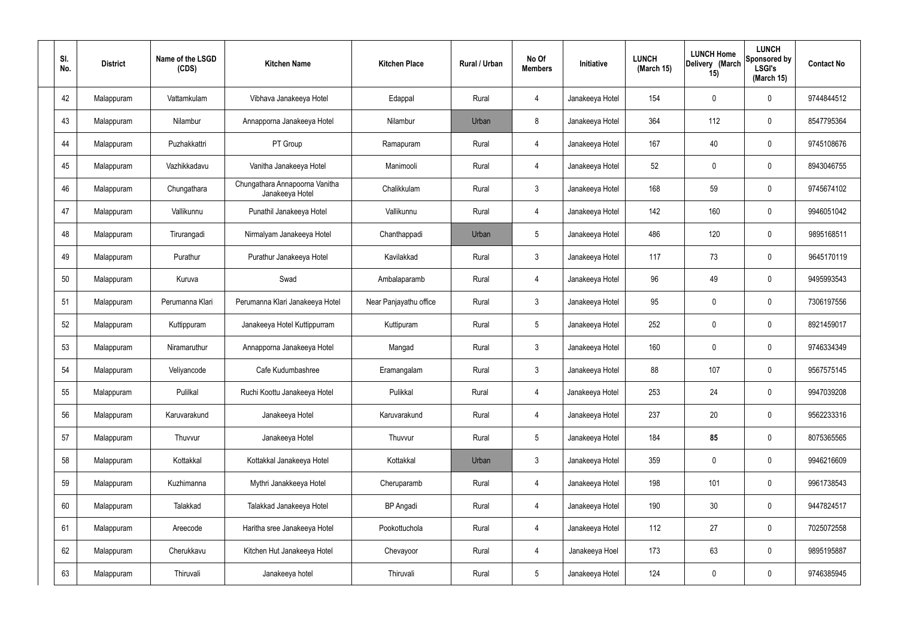| Sl. No. | District | Name of the LSGD (CDS) | Kitchen Name | Kitchen Place | Rural / Urban | No Of Members | Initiative | LUNCH (March 15) | LUNCH Home Delivery (March 15) | LUNCH Sponsored by LSGI's (March 15) | Contact No |
|---|---|---|---|---|---|---|---|---|---|---|---|
| 42 | Malappuram | Vattamkulam | Vibhava Janakeeya Hotel | Edappal | Rural | 4 | Janakeeya Hotel | 154 | 0 | 0 | 9744844512 |
| 43 | Malappuram | Nilambur | Annapporna Janakeeya Hotel | Nilambur | Urban | 8 | Janakeeya Hotel | 364 | 112 | 0 | 8547795364 |
| 44 | Malappuram | Puzhakkattri | PT Group | Ramapuram | Rural | 4 | Janakeeya Hotel | 167 | 40 | 0 | 9745108676 |
| 45 | Malappuram | Vazhikkadavu | Vanitha Janakeeya Hotel | Manimooli | Rural | 4 | Janakeeya Hotel | 52 | 0 | 0 | 8943046755 |
| 46 | Malappuram | Chungathara | Chungathara Annapoorna Vanitha Janakeeya Hotel | Chalikkulam | Rural | 3 | Janakeeya Hotel | 168 | 59 | 0 | 9745674102 |
| 47 | Malappuram | Vallikunnu | Punathil Janakeeya Hotel | Vallikunnu | Rural | 4 | Janakeeya Hotel | 142 | 160 | 0 | 9946051042 |
| 48 | Malappuram | Tirurangadi | Nirmalyam Janakeeya Hotel | Chanthappadi | Urban | 5 | Janakeeya Hotel | 486 | 120 | 0 | 9895168511 |
| 49 | Malappuram | Purathur | Purathur Janakeeya Hotel | Kavilakkad | Rural | 3 | Janakeeya Hotel | 117 | 73 | 0 | 9645170119 |
| 50 | Malappuram | Kuruva | Swad | Ambalaparamb | Rural | 4 | Janakeeya Hotel | 96 | 49 | 0 | 9495993543 |
| 51 | Malappuram | Perumanna Klari | Perumanna Klari Janakeeya Hotel | Near Panjayathu office | Rural | 3 | Janakeeya Hotel | 95 | 0 | 0 | 7306197556 |
| 52 | Malappuram | Kuttippuram | Janakeeya Hotel Kuttippurram | Kuttipuram | Rural | 5 | Janakeeya Hotel | 252 | 0 | 0 | 8921459017 |
| 53 | Malappuram | Niramaruthur | Annapporna Janakeeya Hotel | Mangad | Rural | 3 | Janakeeya Hotel | 160 | 0 | 0 | 9746334349 |
| 54 | Malappuram | Veliyancode | Cafe Kudumbashree | Eramangalam | Rural | 3 | Janakeeya Hotel | 88 | 107 | 0 | 9567575145 |
| 55 | Malappuram | Pulilkal | Ruchi Koottu Janakeeya Hotel | Pulikkal | Rural | 4 | Janakeeya Hotel | 253 | 24 | 0 | 9947039208 |
| 56 | Malappuram | Karuvarakund | Janakeeya Hotel | Karuvarakund | Rural | 4 | Janakeeya Hotel | 237 | 20 | 0 | 9562233316 |
| 57 | Malappuram | Thuvvur | Janakeeya Hotel | Thuvvur | Rural | 5 | Janakeeya Hotel | 184 | **85** | 0 | 8075365565 |
| 58 | Malappuram | Kottakkal | Kottakkal Janakeeya Hotel | Kottakkal | Urban | 3 | Janakeeya Hotel | 359 | 0 | 0 | 9946216609 |
| 59 | Malappuram | Kuzhimanna | Mythri Janakkeeya Hotel | Cheruparamb | Rural | 4 | Janakeeya Hotel | 198 | 101 | 0 | 9961738543 |
| 60 | Malappuram | Talakkad | Talakkad Janakeeya Hotel | BP Angadi | Rural | 4 | Janakeeya Hotel | 190 | 30 | 0 | 9447824517 |
| 61 | Malappuram | Areecode | Haritha sree Janakeeya Hotel | Pookottuchola | Rural | 4 | Janakeeya Hotel | 112 | 27 | 0 | 7025072558 |
| 62 | Malappuram | Cherukkavu | Kitchen Hut Janakeeya Hotel | Chevayoor | Rural | 4 | Janakeeya Hoel | 173 | 63 | 0 | 9895195887 |
| 63 | Malappuram | Thiruvali | Janakeeya hotel | Thiruvali | Rural | 5 | Janakeeya Hotel | 124 | 0 | 0 | 9746385945 |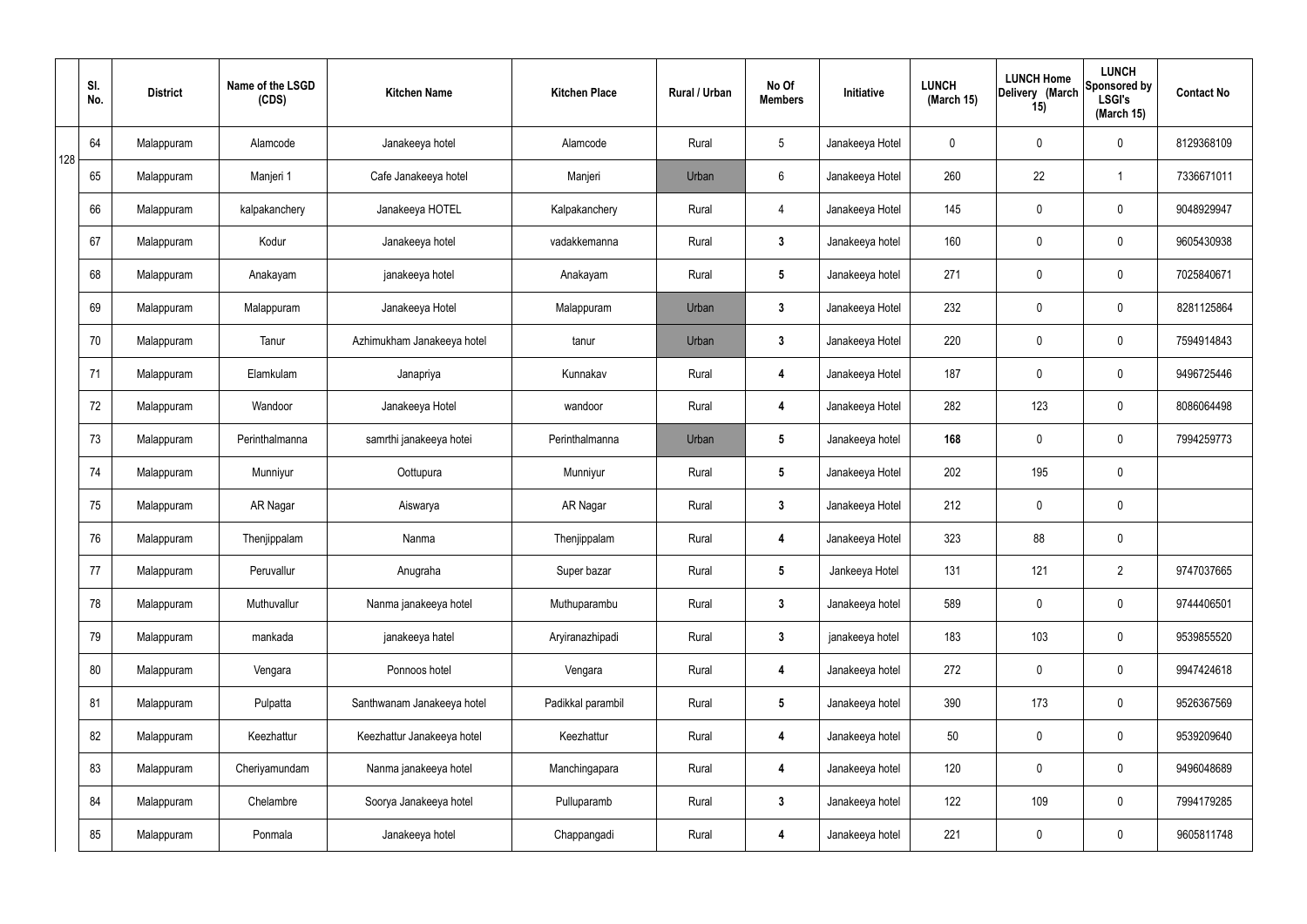| | Sl. No. | District | Name of the LSGD (CDS) | Kitchen Name | Kitchen Place | Rural / Urban | No Of Members | Initiative | LUNCH (March 15) | LUNCH Home Delivery (March 15) | LUNCH Sponsored by LSGI's (March 15) | Contact No |
|---|---|---|---|---|---|---|---|---|---|---|---|---|
| 128 | 64 | Malappuram | Alamcode | Janakeeya hotel | Alamcode | Rural | 5 | Janakeeya Hotel | 0 | 0 | 0 | 8129368109 |
| | 65 | Malappuram | Manjeri 1 | Cafe Janakeeya hotel | Manjeri | Urban | 6 | Janakeeya Hotel | 260 | 22 | 1 | 7336671011 |
| | 66 | Malappuram | kalpakanchery | Janakeeya HOTEL | Kalpakanchery | Rural | 4 | Janakeeya Hotel | 145 | 0 | 0 | 9048929947 |
| | 67 | Malappuram | Kodur | Janakeeya hotel | vadakkemanna | Rural | 3 | Janakeeya hotel | 160 | 0 | 0 | 9605430938 |
| | 68 | Malappuram | Anakayam | janakeeya hotel | Anakayam | Rural | 5 | Janakeeya hotel | 271 | 0 | 0 | 7025840671 |
| | 69 | Malappuram | Malappuram | Janakeeya Hotel | Malappuram | Urban | 3 | Janakeeya Hotel | 232 | 0 | 0 | 8281125864 |
| | 70 | Malappuram | Tanur | Azhimukham Janakeeya hotel | tanur | Urban | 3 | Janakeeya Hotel | 220 | 0 | 0 | 7594914843 |
| | 71 | Malappuram | Elamkulam | Janapriya | Kunnakav | Rural | 4 | Janakeeya Hotel | 187 | 0 | 0 | 9496725446 |
| | 72 | Malappuram | Wandoor | Janakeeya Hotel | wandoor | Rural | 4 | Janakeeya Hotel | 282 | 123 | 0 | 8086064498 |
| | 73 | Malappuram | Perinthalmanna | samrthi janakeeya hotei | Perinthalmanna | Urban | 5 | Janakeeya hotel | **168** | 0 | 0 | 7994259773 |
| | 74 | Malappuram | Munniyur | Oottupura | Munniyur | Rural | 5 | Janakeeya Hotel | 202 | 195 | 0 | |
| | 75 | Malappuram | AR Nagar | Aiswarya | AR Nagar | Rural | 3 | Janakeeya Hotel | 212 | 0 | 0 | |
| | 76 | Malappuram | Thenjippalam | Nanma | Thenjippalam | Rural | 4 | Janakeeya Hotel | 323 | 88 | 0 | |
| | 77 | Malappuram | Peruvallur | Anugraha | Super bazar | Rural | 5 | Jankeeya Hotel | 131 | 121 | 2 | 9747037665 |
| | 78 | Malappuram | Muthuvallur | Nanma janakeeya hotel | Muthuparambu | Rural | 3 | Janakeeya hotel | 589 | 0 | 0 | 9744406501 |
| | 79 | Malappuram | mankada | janakeeya hatel | Aryiranazhipadi | Rural | 3 | janakeeya hotel | 183 | 103 | 0 | 9539855520 |
| | 80 | Malappuram | Vengara | Ponnoos hotel | Vengara | Rural | 4 | Janakeeya hotel | 272 | 0 | 0 | 9947424618 |
| | 81 | Malappuram | Pulpatta | Santhwanam Janakeeya hotel | Padikkal parambil | Rural | 5 | Janakeeya hotel | 390 | 173 | 0 | 9526367569 |
| | 82 | Malappuram | Keezhattur | Keezhattur Janakeeya hotel | Keezhattur | Rural | 4 | Janakeeya hotel | 50 | 0 | 0 | 9539209640 |
| | 83 | Malappuram | Cheriyamundam | Nanma janakeeya hotel | Manchingapara | Rural | 4 | Janakeeya hotel | 120 | 0 | 0 | 9496048689 |
| | 84 | Malappuram | Chelambre | Soorya Janakeeya hotel | Pulluparamb | Rural | 3 | Janakeeya hotel | 122 | 109 | 0 | 7994179285 |
| | 85 | Malappuram | Ponmala | Janakeeya hotel | Chappangadi | Rural | 4 | Janakeeya hotel | 221 | 0 | 0 | 9605811748 |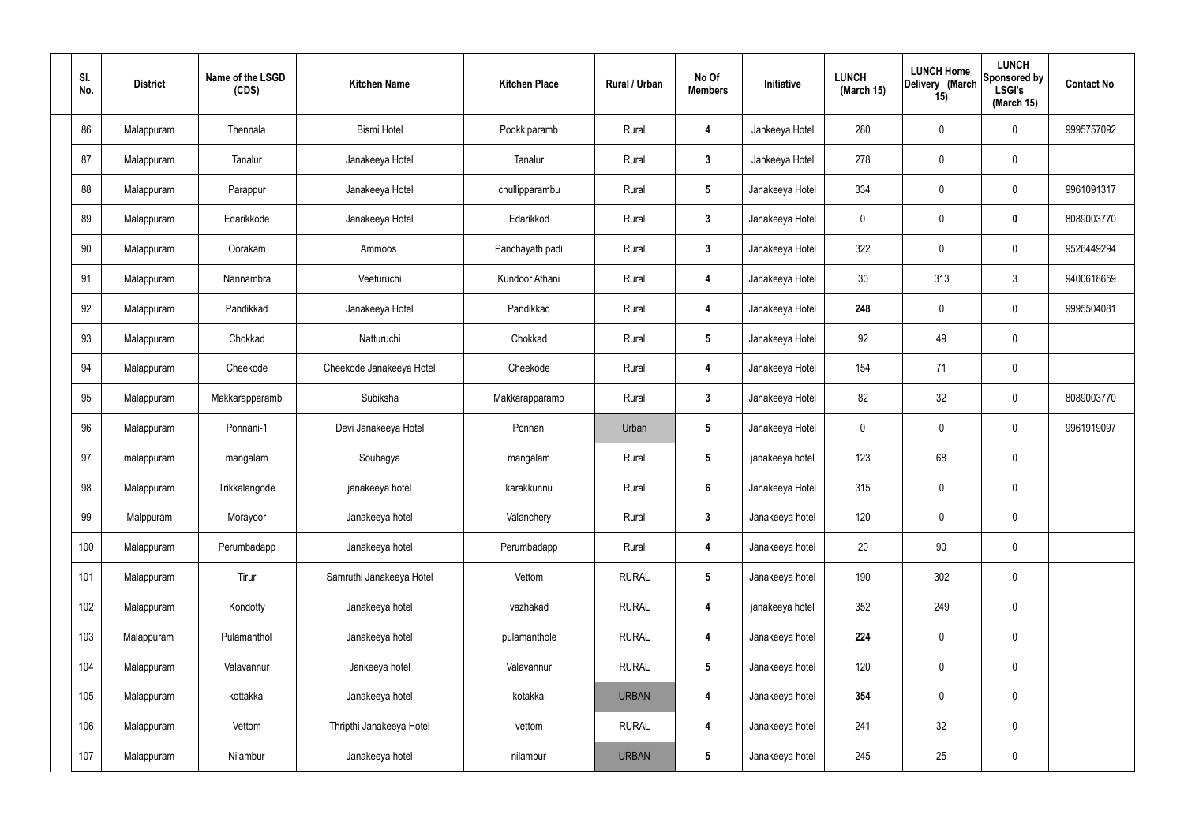| Sl. No. | District | Name of the LSGD (CDS) | Kitchen Name | Kitchen Place | Rural / Urban | No Of Members | Initiative | LUNCH (March 15) | LUNCH Home Delivery (March 15) | LUNCH Sponsored by LSGI's (March 15) | Contact No |
|---|---|---|---|---|---|---|---|---|---|---|---|
| 86 | Malappuram | Thennala | Bismi Hotel | Pookkiparamb | Rural | 4 | Jankeeya Hotel | 280 | 0 | 0 | 9995757092 |
| 87 | Malappuram | Tanalur | Janakeeya Hotel | Tanalur | Rural | 3 | Jankeeya Hotel | 278 | 0 | 0 | |
| 88 | Malappuram | Parappur | Janakeeya Hotel | chullipparambu | Rural | 5 | Janakeeya Hotel | 334 | 0 | 0 | 9961091317 |
| 89 | Malappuram | Edarikkode | Janakeeya Hotel | Edarikkod | Rural | 3 | Janakeeya Hotel | 0 | 0 | **0** | 8089003770 |
| 90 | Malappuram | Oorakam | Ammoos | Panchayath padi | Rural | 3 | Janakeeya Hotel | 322 | 0 | 0 | 9526449294 |
| 91 | Malappuram | Nannambra | Veeturuchi | Kundoor Athani | Rural | 4 | Janakeeya Hotel | 30 | 313 | 3 | 9400618659 |
| 92 | Malappuram | Pandikkad | Janakeeya Hotel | Pandikkad | Rural | 4 | Janakeeya Hotel | **248** | 0 | 0 | 9995504081 |
| 93 | Malappuram | Chokkad | Natturuchi | Chokkad | Rural | 5 | Janakeeya Hotel | 92 | 49 | 0 | |
| 94 | Malappuram | Cheekode | Cheekode Janakeeya Hotel | Cheekode | Rural | 4 | Janakeeya Hotel | 154 | 71 | 0 | |
| 95 | Malappuram | Makkarapparamb | Subiksha | Makkarapparamb | Rural | 3 | Janakeeya Hotel | 82 | 32 | 0 | 8089003770 |
| 96 | Malappuram | Ponnani-1 | Devi Janakeeya Hotel | Ponnani | Urban | 5 | Janakeeya Hotel | 0 | 0 | 0 | 9961919097 |
| 97 | malappuram | mangalam | Soubagya | mangalam | Rural | 5 | janakeeya hotel | 123 | 68 | 0 | |
| 98 | Malappuram | Trikkalangode | janakeeya hotel | karakkunnu | Rural | 6 | Janakeeya Hotel | 315 | 0 | 0 | |
| 99 | Malppuram | Morayoor | Janakeeya hotel | Valanchery | Rural | 3 | Janakeeya hotel | 120 | 0 | 0 | |
| 100 | Malappuram | Perumbadapp | Janakeeya hotel | Perumbadapp | Rural | 4 | Janakeeya hotel | 20 | 90 | 0 | |
| 101 | Malappuram | Tirur | Samruthi Janakeeya Hotel | Vettom | RURAL | 5 | Janakeeya hotel | 190 | 302 | 0 | |
| 102 | Malappuram | Kondotty | Janakeeya hotel | vazhakad | RURAL | 4 | janakeeya hotel | 352 | 249 | 0 | |
| 103 | Malappuram | Pulamanthol | Janakeeya hotel | pulamanthole | RURAL | 4 | Janakeeya hotel | **224** | 0 | 0 | |
| 104 | Malappuram | Valavannur | Jankeeya hotel | Valavannur | RURAL | 5 | Janakeeya hotel | 120 | 0 | 0 | |
| 105 | Malappuram | kottakkal | Janakeeya hotel | kotakkal | URBAN | 4 | Janakeeya hotel | **354** | 0 | 0 | |
| 106 | Malappuram | Vettom | Thripthi Janakeeya Hotel | vettom | RURAL | 4 | Janakeeya hotel | 241 | 32 | 0 | |
| 107 | Malappuram | Nilambur | Janakeeya hotel | nilambur | URBAN | 5 | Janakeeya hotel | 245 | 25 | 0 | |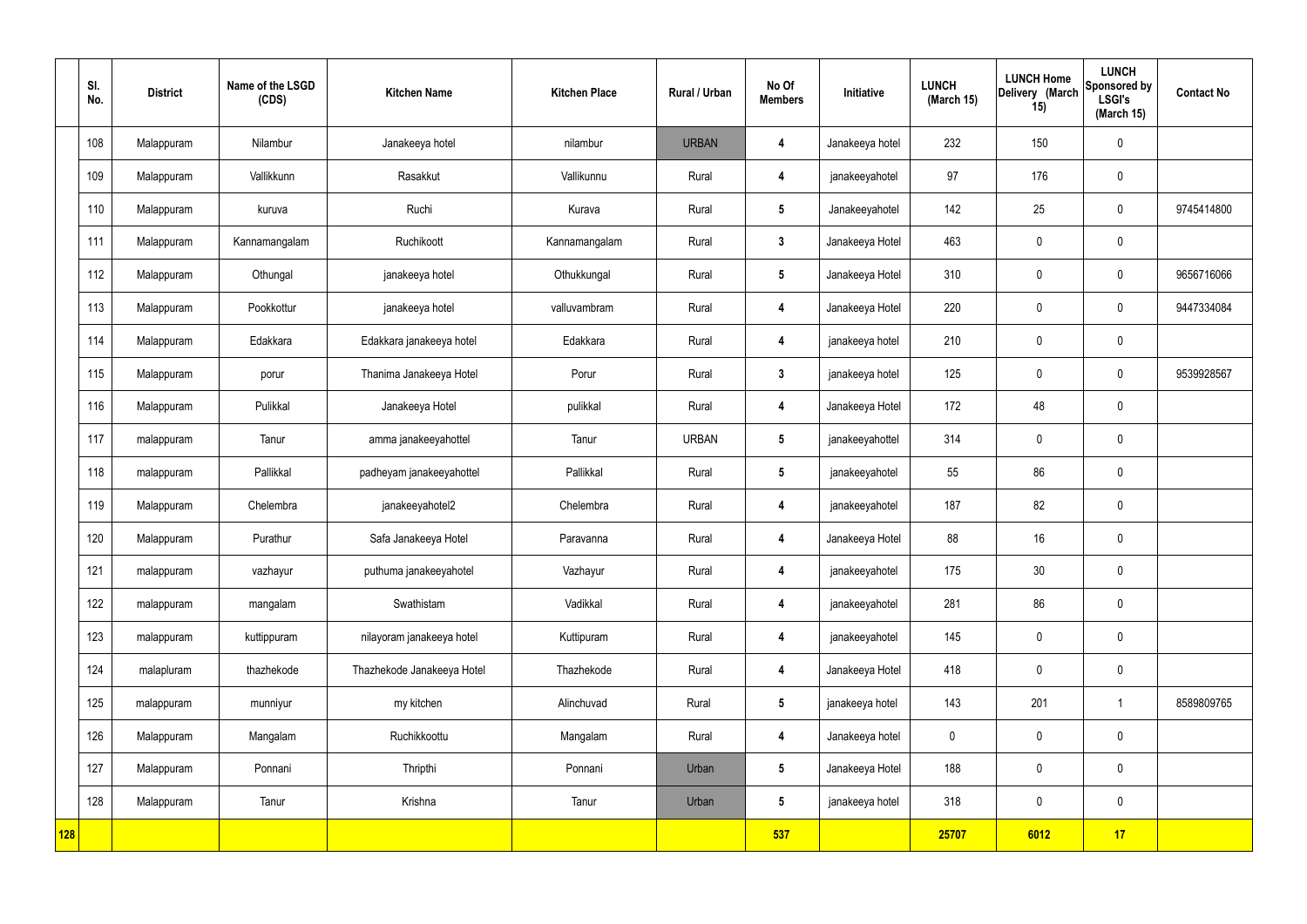| | Sl. No. | District | Name of the LSGD (CDS) | Kitchen Name | Kitchen Place | Rural / Urban | No Of Members | Initiative | LUNCH (March 15) | LUNCH Home Delivery (March 15) | LUNCH Sponsored by LSGI's (March 15) | Contact No |
|---|---|---|---|---|---|---|---|---|---|---|---|---|
| | 108 | Malappuram | Nilambur | Janakeeya hotel | nilambur | URBAN | 4 | Janakeeya hotel | 232 | 150 | 0 | |
| | 109 | Malappuram | Vallikkunn | Rasakkut | Vallikunnu | Rural | 4 | janakeeyahotel | 97 | 176 | 0 | |
| | 110 | Malappuram | kuruva | Ruchi | Kurava | Rural | 5 | Janakeeyahotel | 142 | 25 | 0 | 9745414800 |
| | 111 | Malappuram | Kannamangalam | Ruchikoott | Kannamangalam | Rural | 3 | Janakeeya Hotel | 463 | 0 | 0 | |
| | 112 | Malappuram | Othungal | janakeeya hotel | Othukkungal | Rural | 5 | Janakeeya Hotel | 310 | 0 | 0 | 9656716066 |
| | 113 | Malappuram | Pookkottur | janakeeya hotel | valluvambram | Rural | 4 | Janakeeya Hotel | 220 | 0 | 0 | 9447334084 |
| | 114 | Malappuram | Edakkara | Edakkara janakeeya hotel | Edakkara | Rural | 4 | janakeeya hotel | 210 | 0 | 0 | |
| | 115 | Malappuram | porur | Thanima Janakeeya Hotel | Porur | Rural | 3 | janakeeya hotel | 125 | 0 | 0 | 9539928567 |
| | 116 | Malappuram | Pulikkal | Janakeeya Hotel | pulikkal | Rural | 4 | Janakeeya Hotel | 172 | 48 | 0 | |
| | 117 | malappuram | Tanur | amma janakeeyahottel | Tanur | URBAN | 5 | janakeeyahottel | 314 | 0 | 0 | |
| | 118 | malappuram | Pallikkal | padheyam janakeeyahottel | Pallikkal | Rural | 5 | janakeeyahotel | 55 | 86 | 0 | |
| | 119 | Malappuram | Chelembra | janakeeyahotel2 | Chelembra | Rural | 4 | janakeeyahotel | 187 | 82 | 0 | |
| | 120 | Malappuram | Purathur | Safa Janakeeya Hotel | Paravanna | Rural | 4 | Janakeeya Hotel | 88 | 16 | 0 | |
| | 121 | malappuram | vazhayur | puthuma janakeeyahotel | Vazhayur | Rural | 4 | janakeeyahotel | 175 | 30 | 0 | |
| | 122 | malappuram | mangalam | Swathistam | Vadikkal | Rural | 4 | janakeeyahotel | 281 | 86 | 0 | |
| | 123 | malappuram | kuttippuram | nilayoram janakeeya hotel | Kuttipuram | Rural | 4 | janakeeyahotel | 145 | 0 | 0 | |
| | 124 | malapluram | thazhekode | Thazhekode Janakeeya Hotel | Thazhekode | Rural | 4 | Janakeeya Hotel | 418 | 0 | 0 | |
| | 125 | malappuram | munniyur | my kitchen | Alinchuvad | Rural | 5 | janakeeya hotel | 143 | 201 | 1 | 8589809765 |
| | 126 | Malappuram | Mangalam | Ruchikkoottu | Mangalam | Rural | 4 | Janakeeya hotel | 0 | 0 | 0 | |
| | 127 | Malappuram | Ponnani | Thripthi | Ponnani | Urban | 5 | Janakeeya Hotel | 188 | 0 | 0 | |
| | 128 | Malappuram | Tanur | Krishna | Tanur | Urban | 5 | janakeeya hotel | 318 | 0 | 0 | |
| 128 | | | | | | | 537 | | 25707 | 6012 | 17 | |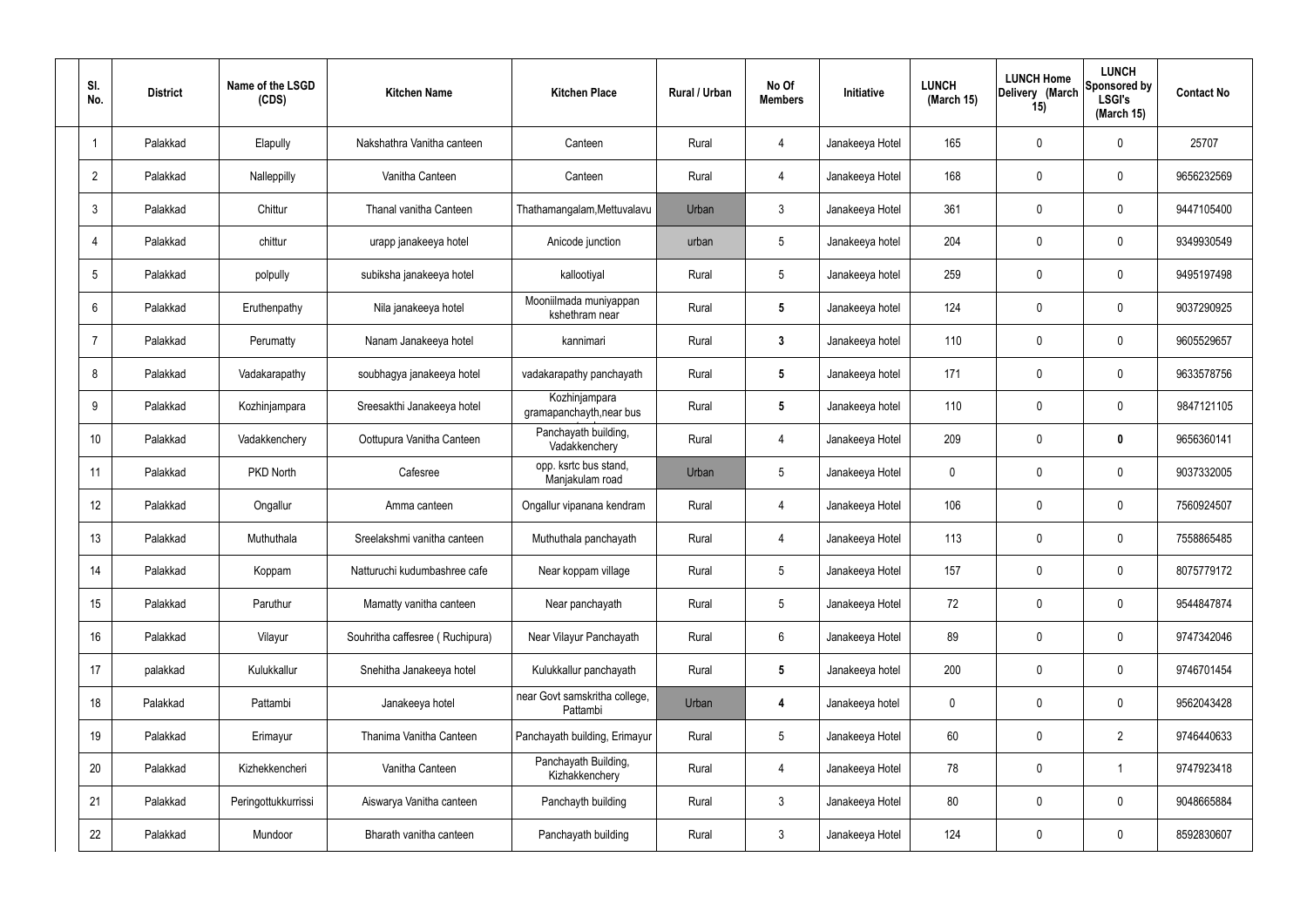| Sl. No. | District | Name of the LSGD (CDS) | Kitchen Name | Kitchen Place | Rural / Urban | No Of Members | Initiative | LUNCH (March 15) | LUNCH Home Delivery (March 15) | LUNCH Sponsored by LSGI's (March 15) | Contact No |
|---|---|---|---|---|---|---|---|---|---|---|---|
| 1 | Palakkad | Elapully | Nakshathra Vanitha canteen | Canteen | Rural | 4 | Janakeeya Hotel | 165 | 0 | 0 | 25707 |
| 2 | Palakkad | Nalleppilly | Vanitha Canteen | Canteen | Rural | 4 | Janakeeya Hotel | 168 | 0 | 0 | 9656232569 |
| 3 | Palakkad | Chittur | Thanal vanitha Canteen | Thathamangalam,Mettuvalavu | Urban | 3 | Janakeeya Hotel | 361 | 0 | 0 | 9447105400 |
| 4 | Palakkad | chittur | urapp janakeeya hotel | Anicode junction | urban | 5 | Janakeeya hotel | 204 | 0 | 0 | 9349930549 |
| 5 | Palakkad | polpully | subiksha janakeeya hotel | kallootiyal | Rural | 5 | Janakeeya hotel | 259 | 0 | 0 | 9495197498 |
| 6 | Palakkad | Eruthenpathy | Nila janakeeya hotel | Mooniilmada muniyappan kshethram near | Rural | **5** | Janakeeya hotel | 124 | 0 | 0 | 9037290925 |
| 7 | Palakkad | Perumatty | Nanam Janakeeya hotel | kannimari | Rural | **3** | Janakeeya hotel | 110 | 0 | 0 | 9605529657 |
| 8 | Palakkad | Vadakarapathy | soubhagya janakeeya hotel | vadakarapathy panchayath | Rural | **5** | Janakeeya hotel | 171 | 0 | 0 | 9633578756 |
| 9 | Palakkad | Kozhinjampara | Sreesakthi Janakeeya hotel | Kozhinjampara gramapanchayth,near bus | Rural | **5** | Janakeeya hotel | 110 | 0 | 0 | 9847121105 |
| 10 | Palakkad | Vadakkenchery | Oottupura Vanitha Canteen | Panchayath building, Vadakkenchery | Rural | 4 | Janakeeya Hotel | 209 | 0 | **0** | 9656360141 |
| 11 | Palakkad | PKD North | Cafesree | opp. ksrtc bus stand, Manjakulam road | Urban | 5 | Janakeeya Hotel | 0 | 0 | 0 | 9037332005 |
| 12 | Palakkad | Ongallur | Amma canteen | Ongallur vipanana kendram | Rural | 4 | Janakeeya Hotel | 106 | 0 | 0 | 7560924507 |
| 13 | Palakkad | Muthuthala | Sreelakshmi vanitha canteen | Muthuthala panchayath | Rural | 4 | Janakeeya Hotel | 113 | 0 | 0 | 7558865485 |
| 14 | Palakkad | Koppam | Natturuchi kudumbashree cafe | Near koppam village | Rural | 5 | Janakeeya Hotel | 157 | 0 | 0 | 8075779172 |
| 15 | Palakkad | Paruthur | Mamatty vanitha canteen | Near panchayath | Rural | 5 | Janakeeya Hotel | 72 | 0 | 0 | 9544847874 |
| 16 | Palakkad | Vilayur | Souhritha caffesree ( Ruchipura) | Near Vilayur Panchayath | Rural | 6 | Janakeeya Hotel | 89 | 0 | 0 | 9747342046 |
| 17 | palakkad | Kulukkallur | Snehitha Janakeeya hotel | Kulukkallur panchayath | Rural | **5** | Janakeeya hotel | 200 | 0 | 0 | 9746701454 |
| 18 | Palakkad | Pattambi | Janakeeya hotel | near Govt samskritha college, Pattambi | Urban | **4** | Janakeeya hotel | 0 | 0 | 0 | 9562043428 |
| 19 | Palakkad | Erimayur | Thanima Vanitha Canteen | Panchayath building, Erimayur | Rural | 5 | Janakeeya Hotel | 60 | 0 | 2 | 9746440633 |
| 20 | Palakkad | Kizhekkencheri | Vanitha Canteen | Panchayath Building, Kizhakkenchery | Rural | 4 | Janakeeya Hotel | 78 | 0 | 1 | 9747923418 |
| 21 | Palakkad | Peringottukkurrissi | Aiswarya Vanitha canteen | Panchayth building | Rural | 3 | Janakeeya Hotel | 80 | 0 | 0 | 9048665884 |
| 22 | Palakkad | Mundoor | Bharath vanitha canteen | Panchayath building | Rural | 3 | Janakeeya Hotel | 124 | 0 | 0 | 8592830607 |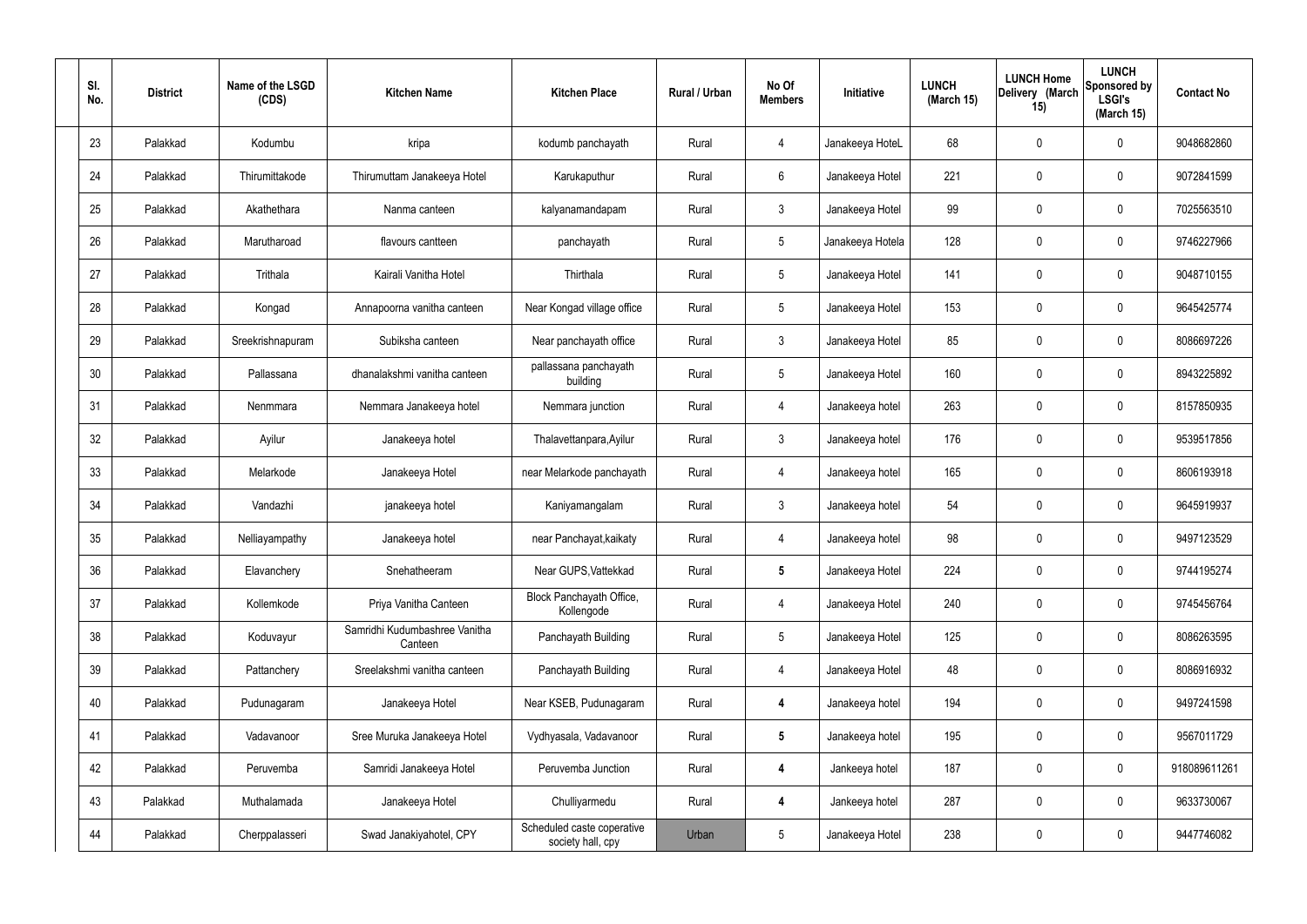| Sl. No. | District | Name of the LSGD (CDS) | Kitchen Name | Kitchen Place | Rural / Urban | No Of Members | Initiative | LUNCH (March 15) | LUNCH Home Delivery (March 15) | LUNCH Sponsored by LSGI's (March 15) | Contact No |
|---|---|---|---|---|---|---|---|---|---|---|---|
| 23 | Palakkad | Kodumbu | kripa | kodumb panchayath | Rural | 4 | Janakeeya HoteL | 68 | 0 | 0 | 9048682860 |
| 24 | Palakkad | Thirumittakode | Thirumuttam Janakeeya Hotel | Karukaputhur | Rural | 6 | Janakeeya Hotel | 221 | 0 | 0 | 9072841599 |
| 25 | Palakkad | Akathethara | Nanma canteen | kalyanamandapam | Rural | 3 | Janakeeya Hotel | 99 | 0 | 0 | 7025563510 |
| 26 | Palakkad | Marutharoad | flavours cantteen | panchayath | Rural | 5 | Janakeeya Hotela | 128 | 0 | 0 | 9746227966 |
| 27 | Palakkad | Trithala | Kairali Vanitha Hotel | Thirthala | Rural | 5 | Janakeeya Hotel | 141 | 0 | 0 | 9048710155 |
| 28 | Palakkad | Kongad | Annapoorna vanitha canteen | Near Kongad village office | Rural | 5 | Janakeeya Hotel | 153 | 0 | 0 | 9645425774 |
| 29 | Palakkad | Sreekrishnapuram | Subiksha canteen | Near panchayath office | Rural | 3 | Janakeeya Hotel | 85 | 0 | 0 | 8086697226 |
| 30 | Palakkad | Pallassana | dhanalakshmi vanitha canteen | pallassana panchayath building | Rural | 5 | Janakeeya Hotel | 160 | 0 | 0 | 8943225892 |
| 31 | Palakkad | Nenmmara | Nemmara Janakeeya hotel | Nemmara junction | Rural | 4 | Janakeeya hotel | 263 | 0 | 0 | 8157850935 |
| 32 | Palakkad | Ayilur | Janakeeya hotel | Thalavettanpara,Ayilur | Rural | 3 | Janakeeya hotel | 176 | 0 | 0 | 9539517856 |
| 33 | Palakkad | Melarkode | Janakeeya Hotel | near Melarkode panchayath | Rural | 4 | Janakeeya hotel | 165 | 0 | 0 | 8606193918 |
| 34 | Palakkad | Vandazhi | janakeeya hotel | Kaniyamangalam | Rural | 3 | Janakeeya hotel | 54 | 0 | 0 | 9645919937 |
| 35 | Palakkad | Nelliayampathy | Janakeeya hotel | near Panchayat,kaikaty | Rural | 4 | Janakeeya hotel | 98 | 0 | 0 | 9497123529 |
| 36 | Palakkad | Elavanchery | Snehatheeram | Near GUPS,Vattekkad | Rural | **5** | Janakeeya Hotel | 224 | 0 | 0 | 9744195274 |
| 37 | Palakkad | Kollemkode | Priya Vanitha Canteen | Block Panchayath Office, Kollengode | Rural | 4 | Janakeeya Hotel | 240 | 0 | 0 | 9745456764 |
| 38 | Palakkad | Koduvayur | Samridhi Kudumbashree Vanitha Canteen | Panchayath Building | Rural | 5 | Janakeeya Hotel | 125 | 0 | 0 | 8086263595 |
| 39 | Palakkad | Pattanchery | Sreelakshmi vanitha canteen | Panchayath Building | Rural | 4 | Janakeeya Hotel | 48 | 0 | 0 | 8086916932 |
| 40 | Palakkad | Pudunagaram | Janakeeya Hotel | Near KSEB, Pudunagaram | Rural | **4** | Janakeeya hotel | 194 | 0 | 0 | 9497241598 |
| 41 | Palakkad | Vadavanoor | Sree Muruka Janakeeya Hotel | Vydhyasala, Vadavanoor | Rural | **5** | Janakeeya hotel | 195 | 0 | 0 | 9567011729 |
| 42 | Palakkad | Peruvemba | Samridi Janakeeya Hotel | Peruvemba Junction | Rural | **4** | Jankeeya hotel | 187 | 0 | 0 | 918089611261 |
| 43 | Palakkad | Muthalamada | Janakeeya Hotel | Chulliyarmedu | Rural | **4** | Jankeeya hotel | 287 | 0 | 0 | 9633730067 |
| 44 | Palakkad | Cherppalasseri | Swad Janakiyahotel, CPY | Scheduled caste coperative society hall, cpy | Urban | 5 | Janakeeya Hotel | 238 | 0 | 0 | 9447746082 |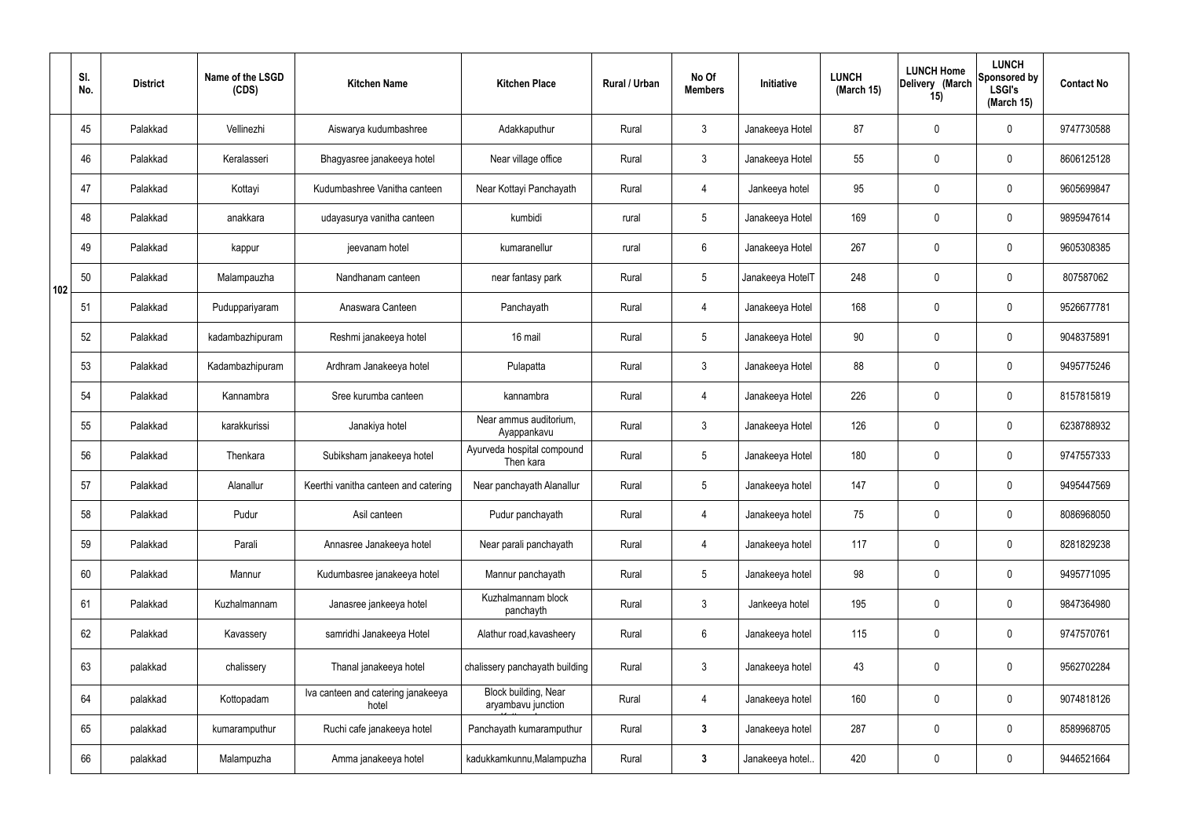|  | Sl. No. | District | Name of the LSGD (CDS) | Kitchen Name | Kitchen Place | Rural / Urban | No Of Members | Initiative | LUNCH (March 15) | LUNCH Home Delivery (March 15) | LUNCH Sponsored by LSGI's (March 15) | Contact No |
|---|---|---|---|---|---|---|---|---|---|---|---|---|
| 102 | 45 | Palakkad | Vellinezhi | Aiswarya kudumbashree | Adakkaputhur | Rural | 3 | Janakeeya Hotel | 87 | 0 | 0 | 9747730588 |
|  | 46 | Palakkad | Keralasseri | Bhagyasree janakeeya hotel | Near village office | Rural | 3 | Janakeeya Hotel | 55 | 0 | 0 | 8606125128 |
|  | 47 | Palakkad | Kottayi | Kudumbashree Vanitha canteen | Near Kottayi Panchayath | Rural | 4 | Jankeeya hotel | 95 | 0 | 0 | 9605699847 |
|  | 48 | Palakkad | anakkara | udayasurya vanitha canteen | kumbidi | rural | 5 | Janakeeya Hotel | 169 | 0 | 0 | 9895947614 |
|  | 49 | Palakkad | kappur | jeevanam hotel | kumaranellur | rural | 6 | Janakeeya Hotel | 267 | 0 | 0 | 9605308385 |
|  | 50 | Palakkad | Malampauzha | Nandhanam canteen | near fantasy park | Rural | 5 | Janakeeya HotelT | 248 | 0 | 0 | 807587062 |
|  | 51 | Palakkad | Puduppariyaram | Anaswara Canteen | Panchayath | Rural | 4 | Janakeeya Hotel | 168 | 0 | 0 | 9526677781 |
|  | 52 | Palakkad | kadambazhipuram | Reshmi janakeeya hotel | 16 mail | Rural | 5 | Janakeeya Hotel | 90 | 0 | 0 | 9048375891 |
|  | 53 | Palakkad | Kadambazhipuram | Ardhram Janakeeya hotel | Pulapatta | Rural | 3 | Janakeeya Hotel | 88 | 0 | 0 | 9495775246 |
|  | 54 | Palakkad | Kannambra | Sree kurumba canteen | kannambra | Rural | 4 | Janakeeya Hotel | 226 | 0 | 0 | 8157815819 |
|  | 55 | Palakkad | karakkurissi | Janakiya hotel | Near ammus auditorium, Ayappankavu | Rural | 3 | Janakeeya Hotel | 126 | 0 | 0 | 6238788932 |
|  | 56 | Palakkad | Thenkara | Subiksham janakeeya hotel | Ayurveda hospital compound Then kara | Rural | 5 | Janakeeya Hotel | 180 | 0 | 0 | 9747557333 |
|  | 57 | Palakkad | Alanallur | Keerthi vanitha canteen and catering | Near panchayath Alanallur | Rural | 5 | Janakeeya hotel | 147 | 0 | 0 | 9495447569 |
|  | 58 | Palakkad | Pudur | Asil canteen | Pudur panchayath | Rural | 4 | Janakeeya hotel | 75 | 0 | 0 | 8086968050 |
|  | 59 | Palakkad | Parali | Annasree Janakeeya hotel | Near parali panchayath | Rural | 4 | Janakeeya hotel | 117 | 0 | 0 | 8281829238 |
|  | 60 | Palakkad | Mannur | Kudumbasree janakeeya hotel | Mannur panchayath | Rural | 5 | Janakeeya hotel | 98 | 0 | 0 | 9495771095 |
|  | 61 | Palakkad | Kuzhalmannam | Janasree jankeeya hotel | Kuzhalmannam block panchayth | Rural | 3 | Jankeeya hotel | 195 | 0 | 0 | 9847364980 |
|  | 62 | Palakkad | Kavassery | samridhi Janakeeya Hotel | Alathur road,kavasheery | Rural | 6 | Janakeeya hotel | 115 | 0 | 0 | 9747570761 |
|  | 63 | palakkad | chalissery | Thanal janakeeya hotel | chalissery panchayath building | Rural | 3 | Janakeeya hotel | 43 | 0 | 0 | 9562702284 |
|  | 64 | palakkad | Kottopadam | Iva canteen and catering janakeeya hotel | Block building, Near aryambavu junction | Rural | 4 | Janakeeya hotel | 160 | 0 | 0 | 9074818126 |
|  | 65 | palakkad | kumaramputhur | Ruchi cafe janakeeya hotel | Panchayath kumaramputhur | Rural | **3** | Janakeeya hotel | 287 | 0 | 0 | 8589968705 |
|  | 66 | palakkad | Malampuzha | Amma janakeeya hotel | kadukkamkunnu,Malampuzha | Rural | **3** | Janakeeya hotel.. | 420 | 0 | 0 | 9446521664 |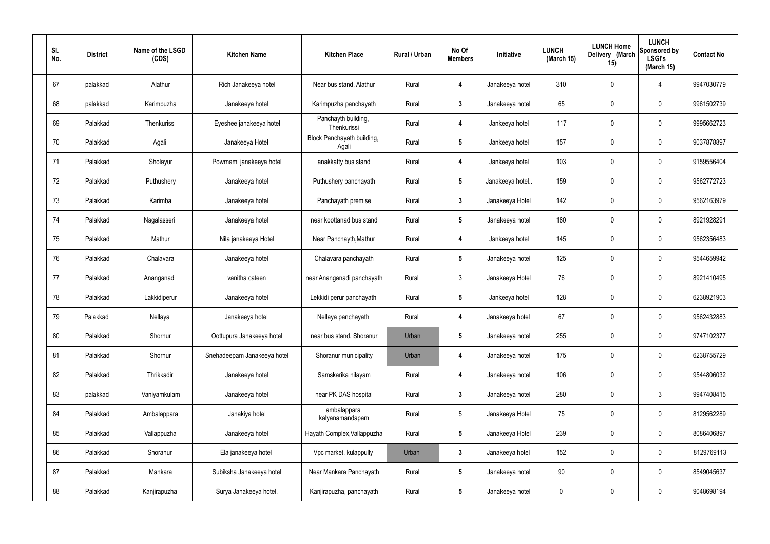| Sl. No. | District | Name of the LSGD (CDS) | Kitchen Name | Kitchen Place | Rural / Urban | No Of Members | Initiative | LUNCH (March 15) | LUNCH Home Delivery (March 15) | LUNCH Sponsored by LSGI's (March 15) | Contact No |
|---|---|---|---|---|---|---|---|---|---|---|---|
| 67 | palakkad | Alathur | Rich Janakeeya hotel | Near bus stand, Alathur | Rural | 4 | Janakeeya hotel | 310 | 0 | 4 | 9947030779 |
| 68 | palakkad | Karimpuzha | Janakeeya hotel | Karimpuzha panchayath | Rural | 3 | Janakeeya hotel | 65 | 0 | 0 | 9961502739 |
| 69 | Palakkad | Thenkurissi | Eyeshee janakeeya hotel | Panchayth building, Thenkurissi | Rural | 4 | Jankeeya hotel | 117 | 0 | 0 | 9995662723 |
| 70 | Palakkad | Agali | Janakeeya Hotel | Block Panchayath building, Agali | Rural | 5 | Jankeeya hotel | 157 | 0 | 0 | 9037878897 |
| 71 | Palakkad | Sholayur | Powrnami janakeeya hotel | anakkatty bus stand | Rural | 4 | Jankeeya hotel | 103 | 0 | 0 | 9159556404 |
| 72 | Palakkad | Puthushery | Janakeeya hotel | Puthushery panchayath | Rural | 5 | Janakeeya hotel.. | 159 | 0 | 0 | 9562772723 |
| 73 | Palakkad | Karimba | Janakeeya hotel | Panchayath premise | Rural | 3 | Janakeeya Hotel | 142 | 0 | 0 | 9562163979 |
| 74 | Palakkad | Nagalasseri | Janakeeya hotel | near koottanad bus stand | Rural | 5 | Janakeeya hotel | 180 | 0 | 0 | 8921928291 |
| 75 | Palakkad | Mathur | Nila janakeeya Hotel | Near Panchayth,Mathur | Rural | 4 | Jankeeya hotel | 145 | 0 | 0 | 9562356483 |
| 76 | Palakkad | Chalavara | Janakeeya hotel | Chalavara panchayath | Rural | 5 | Janakeeya hotel | 125 | 0 | 0 | 9544659942 |
| 77 | Palakkad | Ananganadi | vanitha cateen | near Ananganadi panchayath | Rural | 3 | Janakeeya Hotel | 76 | 0 | 0 | 8921410495 |
| 78 | Palakkad | Lakkidiperur | Janakeeya hotel | Lekkidi perur panchayath | Rural | 5 | Jankeeya hotel | 128 | 0 | 0 | 6238921903 |
| 79 | Palakkad | Nellaya | Janakeeya hotel | Nellaya panchayath | Rural | 4 | Janakeeya hotel | 67 | 0 | 0 | 9562432883 |
| 80 | Palakkad | Shornur | Oottupura Janakeeya hotel | near bus stand, Shoranur | Urban | 5 | Janakeeya hotel | 255 | 0 | 0 | 9747102377 |
| 81 | Palakkad | Shornur | Snehadeepam Janakeeya hotel | Shoranur municipality | Urban | 4 | Janakeeya hotel | 175 | 0 | 0 | 6238755729 |
| 82 | Palakkad | Thrikkadiri | Janakeeya hotel | Samskarika nilayam | Rural | 4 | Janakeeya hotel | 106 | 0 | 0 | 9544806032 |
| 83 | palakkad | Vaniyamkulam | Janakeeya hotel | near PK DAS hospital | Rural | 3 | Janakeeya hotel | 280 | 0 | 3 | 9947408415 |
| 84 | Palakkad | Ambalappara | Janakiya hotel | ambalappara kalyanamandapam | Rural | 5 | Janakeeya Hotel | 75 | 0 | 0 | 8129562289 |
| 85 | Palakkad | Vallappuzha | Janakeeya hotel | Hayath Complex,Vallappuzha | Rural | 5 | Janakeeya Hotel | 239 | 0 | 0 | 8086406897 |
| 86 | Palakkad | Shoranur | Ela janakeeya hotel | Vpc market, kulappully | Urban | 3 | Janakeeya hotel | 152 | 0 | 0 | 8129769113 |
| 87 | Palakkad | Mankara | Subiksha Janakeeya hotel | Near Mankara Panchayath | Rural | 5 | Janakeeya hotel | 90 | 0 | 0 | 8549045637 |
| 88 | Palakkad | Kanjirapuzha | Surya Janakeeya hotel, | Kanjirapuzha, panchayath | Rural | 5 | Janakeeya hotel | 0 | 0 | 0 | 9048698194 |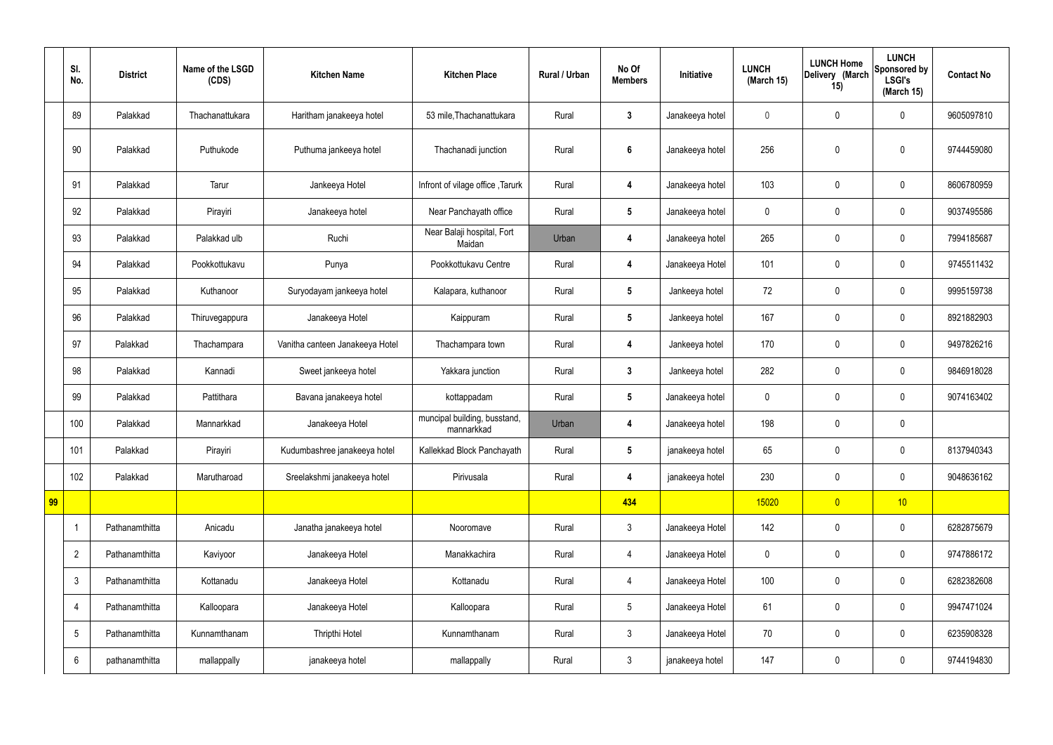| | Sl. No. | District | Name of the LSGD (CDS) | Kitchen Name | Kitchen Place | Rural / Urban | No Of Members | Initiative | LUNCH (March 15) | LUNCH Home Delivery (March 15) | LUNCH Sponsored by LSGI's (March 15) | Contact No |
|---|---|---|---|---|---|---|---|---|---|---|---|---|
| | 89 | Palakkad | Thachanattukara | Haritham janakeeya hotel | 53 mile,Thachanattukara | Rural | 3 | Janakeeya hotel | 0 | 0 | 0 | 9605097810 |
| | 90 | Palakkad | Puthukode | Puthuma jankeeya hotel | Thachanadi junction | Rural | 6 | Janakeeya hotel | 256 | 0 | 0 | 9744459080 |
| | 91 | Palakkad | Tarur | Jankeeya Hotel | Infront of vilage office ,Tarurk | Rural | 4 | Janakeeya hotel | 103 | 0 | 0 | 8606780959 |
| | 92 | Palakkad | Pirayiri | Janakeeya hotel | Near Panchayath office | Rural | 5 | Janakeeya hotel | 0 | 0 | 0 | 9037495586 |
| | 93 | Palakkad | Palakkad ulb | Ruchi | Near Balaji hospital, Fort Maidan | Urban | 4 | Janakeeya hotel | 265 | 0 | 0 | 7994185687 |
| | 94 | Palakkad | Pookkottukavu | Punya | Pookkottukavu Centre | Rural | 4 | Janakeeya Hotel | 101 | 0 | 0 | 9745511432 |
| | 95 | Palakkad | Kuthanoor | Suryodayam jankeeya hotel | Kalapara, kuthanoor | Rural | 5 | Jankeeya hotel | 72 | 0 | 0 | 9995159738 |
| | 96 | Palakkad | Thiruvegappura | Janakeeya Hotel | Kaippuram | Rural | 5 | Jankeeya hotel | 167 | 0 | 0 | 8921882903 |
| | 97 | Palakkad | Thachampara | Vanitha canteen Janakeeya Hotel | Thachampara town | Rural | 4 | Jankeeya hotel | 170 | 0 | 0 | 9497826216 |
| | 98 | Palakkad | Kannadi | Sweet jankeeya hotel | Yakkara junction | Rural | 3 | Jankeeya hotel | 282 | 0 | 0 | 9846918028 |
| | 99 | Palakkad | Pattithara | Bavana janakeeya hotel | kottappadam | Rural | 5 | Janakeeya hotel | 0 | 0 | 0 | 9074163402 |
| | 100 | Palakkad | Mannarkkad | Janakeeya Hotel | muncipal building, busstand, mannarkkad | Urban | 4 | Janakeeya hotel | 198 | 0 | 0 | |
| | 101 | Palakkad | Pirayiri | Kudumbashree janakeeya hotel | Kallekkad Block Panchayath | Rural | 5 | janakeeya hotel | 65 | 0 | 0 | 8137940343 |
| | 102 | Palakkad | Marutharoad | Sreelakshmi janakeeya hotel | Pirivusala | Rural | 4 | janakeeya hotel | 230 | 0 | 0 | 9048636162 |
| 99 | | | | | | | 434 | | 15020 | 0 | 10 | |
| | 1 | Pathanamthitta | Anicadu | Janatha janakeeya hotel | Nooromave | Rural | 3 | Janakeeya Hotel | 142 | 0 | 0 | 6282875679 |
| | 2 | Pathanamthitta | Kaviyoor | Janakeeya Hotel | Manakkachira | Rural | 4 | Janakeeya Hotel | 0 | 0 | 0 | 9747886172 |
| | 3 | Pathanamthitta | Kottanadu | Janakeeya Hotel | Kottanadu | Rural | 4 | Janakeeya Hotel | 100 | 0 | 0 | 6282382608 |
| | 4 | Pathanamthitta | Kalloopara | Janakeeya Hotel | Kalloopara | Rural | 5 | Janakeeya Hotel | 61 | 0 | 0 | 9947471024 |
| | 5 | Pathanamthitta | Kunnamthanam | Thripthi Hotel | Kunnamthanam | Rural | 3 | Janakeeya Hotel | 70 | 0 | 0 | 6235908328 |
| | 6 | pathanamthitta | mallappally | janakeeya hotel | mallappally | Rural | 3 | janakeeya hotel | 147 | 0 | 0 | 9744194830 |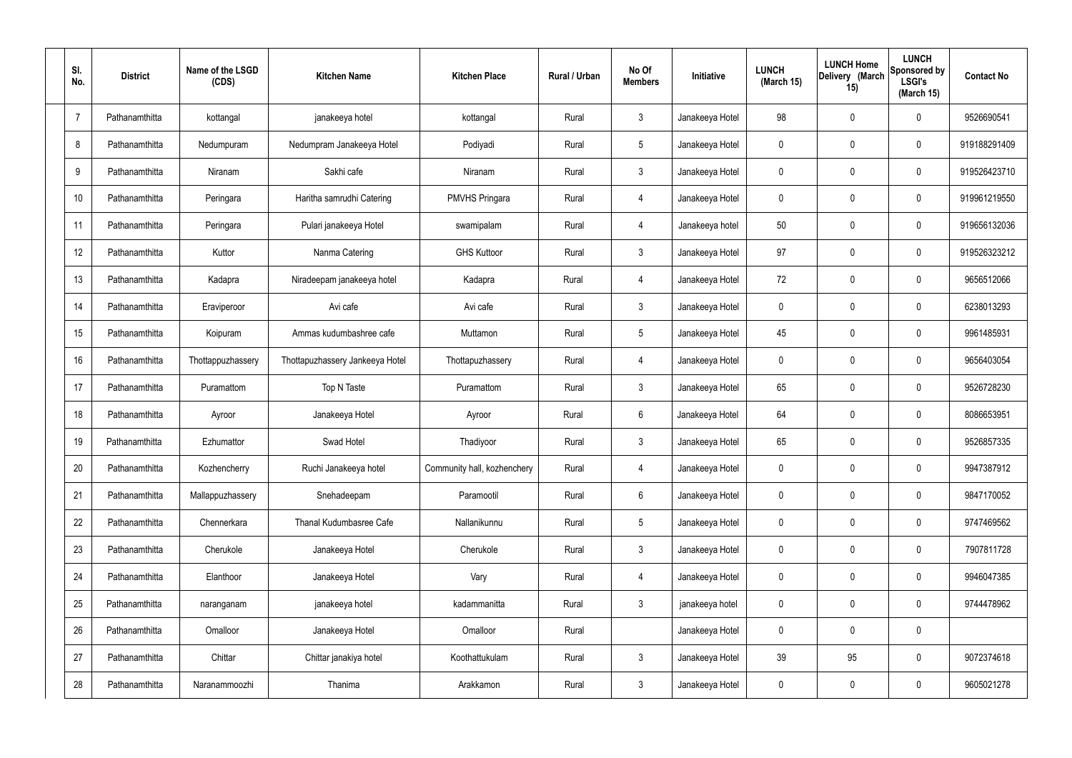| Sl. No. | District | Name of the LSGD (CDS) | Kitchen Name | Kitchen Place | Rural / Urban | No Of Members | Initiative | LUNCH (March 15) | LUNCH Home Delivery (March 15) | LUNCH Sponsored by LSGI's (March 15) | Contact No |
|---|---|---|---|---|---|---|---|---|---|---|---|
| 7 | Pathanamthitta | kottangal | janakeeya hotel | kottangal | Rural | 3 | Janakeeya Hotel | 98 | 0 | 0 | 9526690541 |
| 8 | Pathanamthitta | Nedumpuram | Nedumpram Janakeeya Hotel | Podiyadi | Rural | 5 | Janakeeya Hotel | 0 | 0 | 0 | 919188291409 |
| 9 | Pathanamthitta | Niranam | Sakhi cafe | Niranam | Rural | 3 | Janakeeya Hotel | 0 | 0 | 0 | 919526423710 |
| 10 | Pathanamthitta | Peringara | Haritha samrudhi Catering | PMVHS Pringara | Rural | 4 | Janakeeya Hotel | 0 | 0 | 0 | 919961219550 |
| 11 | Pathanamthitta | Peringara | Pulari janakeeya Hotel | swamipalam | Rural | 4 | Janakeeya hotel | 50 | 0 | 0 | 919656132036 |
| 12 | Pathanamthitta | Kuttor | Nanma Catering | GHS Kuttoor | Rural | 3 | Janakeeya Hotel | 97 | 0 | 0 | 919526323212 |
| 13 | Pathanamthitta | Kadapra | Niradeepam janakeeya hotel | Kadapra | Rural | 4 | Janakeeya Hotel | 72 | 0 | 0 | 9656512066 |
| 14 | Pathanamthitta | Eraviperoor | Avi cafe | Avi cafe | Rural | 3 | Janakeeya Hotel | 0 | 0 | 0 | 6238013293 |
| 15 | Pathanamthitta | Koipuram | Ammas kudumbashree cafe | Muttamon | Rural | 5 | Janakeeya Hotel | 45 | 0 | 0 | 9961485931 |
| 16 | Pathanamthitta | Thottappuzhassery | Thottapuzhassery Jankeeya Hotel | Thottapuzhassery | Rural | 4 | Janakeeya Hotel | 0 | 0 | 0 | 9656403054 |
| 17 | Pathanamthitta | Puramattom | Top N Taste | Puramattom | Rural | 3 | Janakeeya Hotel | 65 | 0 | 0 | 9526728230 |
| 18 | Pathanamthitta | Ayroor | Janakeeya Hotel | Ayroor | Rural | 6 | Janakeeya Hotel | 64 | 0 | 0 | 8086653951 |
| 19 | Pathanamthitta | Ezhumattor | Swad Hotel | Thadiyoor | Rural | 3 | Janakeeya Hotel | 65 | 0 | 0 | 9526857335 |
| 20 | Pathanamthitta | Kozhencherry | Ruchi Janakeeya hotel | Community hall, kozhenchery | Rural | 4 | Janakeeya Hotel | 0 | 0 | 0 | 9947387912 |
| 21 | Pathanamthitta | Mallappuzhassery | Snehadeepam | Paramootil | Rural | 6 | Janakeeya Hotel | 0 | 0 | 0 | 9847170052 |
| 22 | Pathanamthitta | Chennerkara | Thanal Kudumbasree Cafe | Nallanikunnu | Rural | 5 | Janakeeya Hotel | 0 | 0 | 0 | 9747469562 |
| 23 | Pathanamthitta | Cherukole | Janakeeya Hotel | Cherukole | Rural | 3 | Janakeeya Hotel | 0 | 0 | 0 | 7907811728 |
| 24 | Pathanamthitta | Elanthoor | Janakeeya Hotel | Vary | Rural | 4 | Janakeeya Hotel | 0 | 0 | 0 | 9946047385 |
| 25 | Pathanamthitta | naranganam | janakeeya hotel | kadammanitta | Rural | 3 | janakeeya hotel | 0 | 0 | 0 | 9744478962 |
| 26 | Pathanamthitta | Omalloor | Janakeeya Hotel | Omalloor | Rural | | Janakeeya Hotel | 0 | 0 | 0 | |
| 27 | Pathanamthitta | Chittar | Chittar janakiya hotel | Koothattukulam | Rural | 3 | Janakeeya Hotel | 39 | 95 | 0 | 9072374618 |
| 28 | Pathanamthitta | Naranammoozhi | Thanima | Arakkamon | Rural | 3 | Janakeeya Hotel | 0 | 0 | 0 | 9605021278 |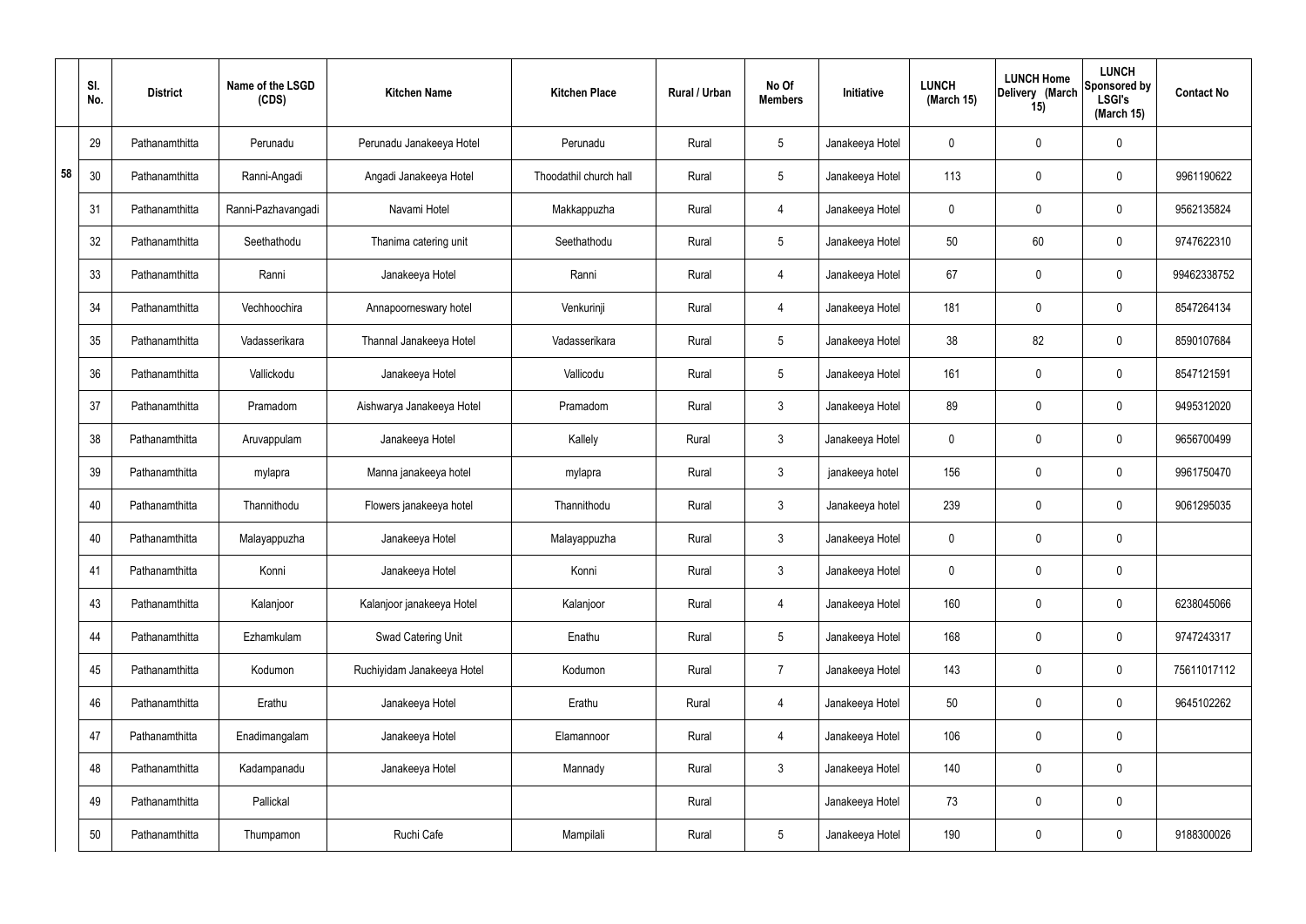| | Sl. No. | District | Name of the LSGD (CDS) | Kitchen Name | Kitchen Place | Rural / Urban | No Of Members | Initiative | LUNCH (March 15) | LUNCH Home Delivery (March 15) | LUNCH Sponsored by LSGI's (March 15) | Contact No |
|---|---|---|---|---|---|---|---|---|---|---|---|---|
| 58 | 29 | Pathanamthitta | Perunadu | Perunadu Janakeeya Hotel | Perunadu | Rural | 5 | Janakeeya Hotel | 0 | 0 | 0 | |
| | 30 | Pathanamthitta | Ranni-Angadi | Angadi Janakeeya Hotel | Thoodathil church hall | Rural | 5 | Janakeeya Hotel | 113 | 0 | 0 | 9961190622 |
| | 31 | Pathanamthitta | Ranni-Pazhavangadi | Navami Hotel | Makkappuzha | Rural | 4 | Janakeeya Hotel | 0 | 0 | 0 | 9562135824 |
| | 32 | Pathanamthitta | Seethathodu | Thanima catering unit | Seethathodu | Rural | 5 | Janakeeya Hotel | 50 | 60 | 0 | 9747622310 |
| | 33 | Pathanamthitta | Ranni | Janakeeya Hotel | Ranni | Rural | 4 | Janakeeya Hotel | 67 | 0 | 0 | 99462338752 |
| | 34 | Pathanamthitta | Vechhoochira | Annapoorneswary hotel | Venkurinji | Rural | 4 | Janakeeya Hotel | 181 | 0 | 0 | 8547264134 |
| | 35 | Pathanamthitta | Vadasserikara | Thannal Janakeeya Hotel | Vadasserikara | Rural | 5 | Janakeeya Hotel | 38 | 82 | 0 | 8590107684 |
| | 36 | Pathanamthitta | Vallickodu | Janakeeya Hotel | Vallicodu | Rural | 5 | Janakeeya Hotel | 161 | 0 | 0 | 8547121591 |
| | 37 | Pathanamthitta | Pramadom | Aishwarya Janakeeya Hotel | Pramadom | Rural | 3 | Janakeeya Hotel | 89 | 0 | 0 | 9495312020 |
| | 38 | Pathanamthitta | Aruvappulam | Janakeeya Hotel | Kallely | Rural | 3 | Janakeeya Hotel | 0 | 0 | 0 | 9656700499 |
| | 39 | Pathanamthitta | mylapra | Manna janakeeya hotel | mylapra | Rural | 3 | janakeeya hotel | 156 | 0 | 0 | 9961750470 |
| | 40 | Pathanamthitta | Thannithodu | Flowers janakeeya hotel | Thannithodu | Rural | 3 | Janakeeya hotel | 239 | 0 | 0 | 9061295035 |
| | 40 | Pathanamthitta | Malayappuzha | Janakeeya Hotel | Malayappuzha | Rural | 3 | Janakeeya Hotel | 0 | 0 | 0 | |
| | 41 | Pathanamthitta | Konni | Janakeeya Hotel | Konni | Rural | 3 | Janakeeya Hotel | 0 | 0 | 0 | |
| | 43 | Pathanamthitta | Kalanjoor | Kalanjoor janakeeya Hotel | Kalanjoor | Rural | 4 | Janakeeya Hotel | 160 | 0 | 0 | 6238045066 |
| | 44 | Pathanamthitta | Ezhamkulam | Swad Catering Unit | Enathu | Rural | 5 | Janakeeya Hotel | 168 | 0 | 0 | 9747243317 |
| | 45 | Pathanamthitta | Kodumon | Ruchiyidam Janakeeya Hotel | Kodumon | Rural | 7 | Janakeeya Hotel | 143 | 0 | 0 | 75611017112 |
| | 46 | Pathanamthitta | Erathu | Janakeeya Hotel | Erathu | Rural | 4 | Janakeeya Hotel | 50 | 0 | 0 | 9645102262 |
| | 47 | Pathanamthitta | Enadimangalam | Janakeeya Hotel | Elamannoor | Rural | 4 | Janakeeya Hotel | 106 | 0 | 0 | |
| | 48 | Pathanamthitta | Kadampanadu | Janakeeya Hotel | Mannady | Rural | 3 | Janakeeya Hotel | 140 | 0 | 0 | |
| | 49 | Pathanamthitta | Pallickal | | | Rural | | Janakeeya Hotel | 73 | 0 | 0 | |
| | 50 | Pathanamthitta | Thumpamon | Ruchi Cafe | Mampilali | Rural | 5 | Janakeeya Hotel | 190 | 0 | 0 | 9188300026 |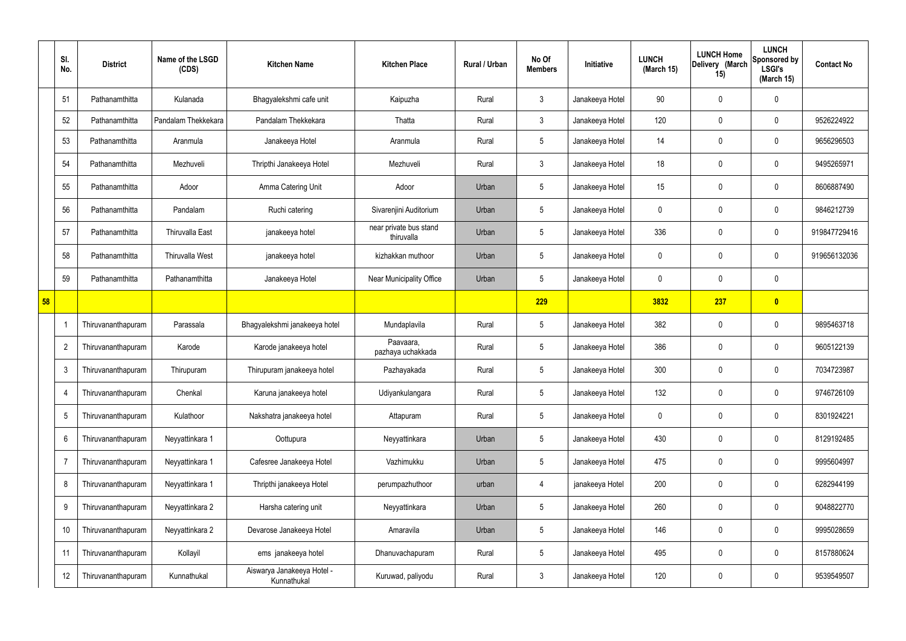| | Sl. No. | District | Name of the LSGD (CDS) | Kitchen Name | Kitchen Place | Rural / Urban | No Of Members | Initiative | LUNCH (March 15) | LUNCH Home Delivery (March 15) | LUNCH Sponsored by LSGI's (March 15) | Contact No |
|---|---|---|---|---|---|---|---|---|---|---|---|---|
| | 51 | Pathanamthitta | Kulanada | Bhagyalekshmi cafe unit | Kaipuzha | Rural | 3 | Janakeeya Hotel | 90 | 0 | 0 | |
| | 52 | Pathanamthitta | Pandalam Thekkekara | Pandalam Thekkekara | Thatta | Rural | 3 | Janakeeya Hotel | 120 | 0 | 0 | 9526224922 |
| | 53 | Pathanamthitta | Aranmula | Janakeeya Hotel | Aranmula | Rural | 5 | Janakeeya Hotel | 14 | 0 | 0 | 9656296503 |
| | 54 | Pathanamthitta | Mezhuveli | Thripthi Janakeeya Hotel | Mezhuveli | Rural | 3 | Janakeeya Hotel | 18 | 0 | 0 | 9495265971 |
| | 55 | Pathanamthitta | Adoor | Amma Catering Unit | Adoor | Urban | 5 | Janakeeya Hotel | 15 | 0 | 0 | 8606887490 |
| | 56 | Pathanamthitta | Pandalam | Ruchi catering | Sivarenjini Auditorium | Urban | 5 | Janakeeya Hotel | 0 | 0 | 0 | 9846212739 |
| | 57 | Pathanamthitta | Thiruvalla East | janakeeya hotel | near private bus stand thiruvalla | Urban | 5 | Janakeeya Hotel | 336 | 0 | 0 | 919847729416 |
| | 58 | Pathanamthitta | Thiruvalla West | janakeeya hotel | kizhakkan muthoor | Urban | 5 | Janakeeya Hotel | 0 | 0 | 0 | 919656132036 |
| | 59 | Pathanamthitta | Pathanamthitta | Janakeeya Hotel | Near Municipality Office | Urban | 5 | Janakeeya Hotel | 0 | 0 | 0 | |
| **58** | | | | | | | **229** | | **3832** | **237** | **0** | |
| | 1 | Thiruvananthapuram | Parassala | Bhagyalekshmi janakeeya hotel | Mundaplavila | Rural | 5 | Janakeeya Hotel | 382 | 0 | 0 | 9895463718 |
| | 2 | Thiruvananthapuram | Karode | Karode janakeeya hotel | Paavaara, pazhaya uchakkada | Rural | 5 | Janakeeya Hotel | 386 | 0 | 0 | 9605122139 |
| | 3 | Thiruvananthapuram | Thirupuram | Thirupuram janakeeya hotel | Pazhayakada | Rural | 5 | Janakeeya Hotel | 300 | 0 | 0 | 7034723987 |
| | 4 | Thiruvananthapuram | Chenkal | Karuna janakeeya hotel | Udiyankulangara | Rural | 5 | Janakeeya Hotel | 132 | 0 | 0 | 9746726109 |
| | 5 | Thiruvananthapuram | Kulathoor | Nakshatra janakeeya hotel | Attapuram | Rural | 5 | Janakeeya Hotel | 0 | 0 | 0 | 8301924221 |
| | 6 | Thiruvananthapuram | Neyyattinkara 1 | Oottupura | Neyyattinkara | Urban | 5 | Janakeeya Hotel | 430 | 0 | 0 | 8129192485 |
| | 7 | Thiruvananthapuram | Neyyattinkara 1 | Cafesree Janakeeya Hotel | Vazhimukku | Urban | 5 | Janakeeya Hotel | 475 | 0 | 0 | 9995604997 |
| | 8 | Thiruvananthapuram | Neyyattinkara 1 | Thripthi janakeeya Hotel | perumpazhuthoor | urban | 4 | janakeeya Hotel | 200 | 0 | 0 | 6282944199 |
| | 9 | Thiruvananthapuram | Neyyattinkara 2 | Harsha catering unit | Neyyattinkara | Urban | 5 | Janakeeya Hotel | 260 | 0 | 0 | 9048822770 |
| | 10 | Thiruvananthapuram | Neyyattinkara 2 | Devarose Janakeeya Hotel | Amaravila | Urban | 5 | Janakeeya Hotel | 146 | 0 | 0 | 9995028659 |
| | 11 | Thiruvananthapuram | Kollayil | ems janakeeya hotel | Dhanuvachapuram | Rural | 5 | Janakeeya Hotel | 495 | 0 | 0 | 8157880624 |
| | 12 | Thiruvananthapuram | Kunnathukal | Aiswarya Janakeeya Hotel - Kunnathukal | Kuruwad, paliyodu | Rural | 3 | Janakeeya Hotel | 120 | 0 | 0 | 9539549507 |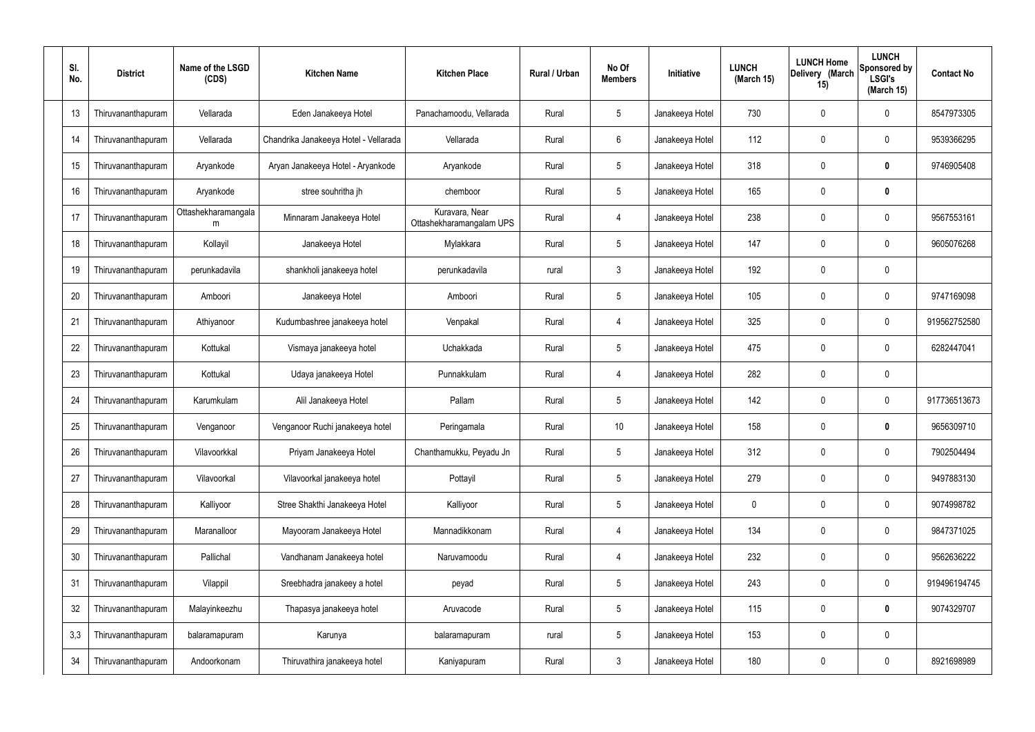| Sl. No. | District | Name of the LSGD (CDS) | Kitchen Name | Kitchen Place | Rural / Urban | No Of Members | Initiative | LUNCH (March 15) | LUNCH Home Delivery (March 15) | LUNCH Sponsored by LSGI's (March 15) | Contact No |
|---|---|---|---|---|---|---|---|---|---|---|---|
| 13 | Thiruvananthapuram | Vellarada | Eden Janakeeya Hotel | Panachamoodu, Vellarada | Rural | 5 | Janakeeya Hotel | 730 | 0 | 0 | 8547973305 |
| 14 | Thiruvananthapuram | Vellarada | Chandrika Janakeeya Hotel - Vellarada | Vellarada | Rural | 6 | Janakeeya Hotel | 112 | 0 | 0 | 9539366295 |
| 15 | Thiruvananthapuram | Aryankode | Aryan Janakeeya Hotel - Aryankode | Aryankode | Rural | 5 | Janakeeya Hotel | 318 | 0 | **0** | 9746905408 |
| 16 | Thiruvananthapuram | Aryankode | stree souhritha jh | chemboor | Rural | 5 | Janakeeya Hotel | 165 | 0 | **0** | |
| 17 | Thiruvananthapuram | Ottashekharamangalam | Minnaram Janakeeya Hotel | Kuravara, Near Ottashekharamangalam UPS | Rural | 4 | Janakeeya Hotel | 238 | 0 | 0 | 9567553161 |
| 18 | Thiruvananthapuram | Kollayil | Janakeeya Hotel | Mylakkara | Rural | 5 | Janakeeya Hotel | 147 | 0 | 0 | 9605076268 |
| 19 | Thiruvananthapuram | perunkadavila | shankholi janakeeya hotel | perunkadavila | rural | 3 | Janakeeya Hotel | 192 | 0 | 0 | |
| 20 | Thiruvananthapuram | Amboori | Janakeeya Hotel | Amboori | Rural | 5 | Janakeeya Hotel | 105 | 0 | 0 | 9747169098 |
| 21 | Thiruvananthapuram | Athiyanoor | Kudumbashree janakeeya hotel | Venpakal | Rural | 4 | Janakeeya Hotel | 325 | 0 | 0 | 919562752580 |
| 22 | Thiruvananthapuram | Kottukal | Vismaya janakeeya hotel | Uchakkada | Rural | 5 | Janakeeya Hotel | 475 | 0 | 0 | 6282447041 |
| 23 | Thiruvananthapuram | Kottukal | Udaya janakeeya Hotel | Punnakkulam | Rural | 4 | Janakeeya Hotel | 282 | 0 | 0 | |
| 24 | Thiruvananthapuram | Karumkulam | Alil Janakeeya Hotel | Pallam | Rural | 5 | Janakeeya Hotel | 142 | 0 | 0 | 917736513673 |
| 25 | Thiruvananthapuram | Venganoor | Venganoor Ruchi janakeeya hotel | Peringamala | Rural | 10 | Janakeeya Hotel | 158 | 0 | **0** | 9656309710 |
| 26 | Thiruvananthapuram | Vilavoorkkal | Priyam Janakeeya Hotel | Chanthamukku, Peyadu Jn | Rural | 5 | Janakeeya Hotel | 312 | 0 | 0 | 7902504494 |
| 27 | Thiruvananthapuram | Vilavoorkal | Vilavoorkal janakeeya hotel | Pottayil | Rural | 5 | Janakeeya Hotel | 279 | 0 | 0 | 9497883130 |
| 28 | Thiruvananthapuram | Kalliyoor | Stree Shakthi Janakeeya Hotel | Kalliyoor | Rural | 5 | Janakeeya Hotel | 0 | 0 | 0 | 9074998782 |
| 29 | Thiruvananthapuram | Maranalloor | Mayooram Janakeeya Hotel | Mannadikkonam | Rural | 4 | Janakeeya Hotel | 134 | 0 | 0 | 9847371025 |
| 30 | Thiruvananthapuram | Pallichal | Vandhanam Janakeeya hotel | Naruvamoodu | Rural | 4 | Janakeeya Hotel | 232 | 0 | 0 | 9562636222 |
| 31 | Thiruvananthapuram | Vilappil | Sreebhadra janakeey a hotel | peyad | Rural | 5 | Janakeeya Hotel | 243 | 0 | 0 | 919496194745 |
| 32 | Thiruvananthapuram | Malayinkeezhu | Thapasya janakeeya hotel | Aruvacode | Rural | 5 | Janakeeya Hotel | 115 | 0 | **0** | 9074329707 |
| 3,3 | Thiruvananthapuram | balaramapuram | Karunya | balaramapuram | rural | 5 | Janakeeya Hotel | 153 | 0 | 0 | |
| 34 | Thiruvananthapuram | Andoorkonam | Thiruvathira janakeeya hotel | Kaniyapuram | Rural | 3 | Janakeeya Hotel | 180 | 0 | 0 | 8921698989 |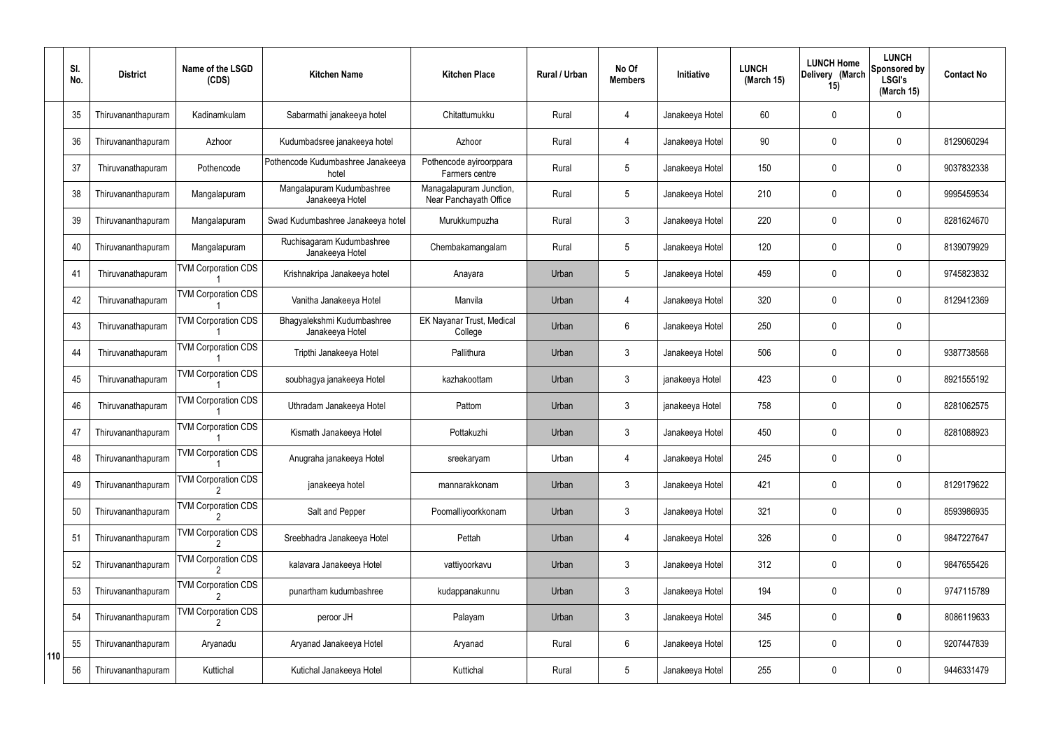| | Sl. No. | District | Name of the LSGD (CDS) | Kitchen Name | Kitchen Place | Rural / Urban | No Of Members | Initiative | LUNCH (March 15) | LUNCH Home Delivery (March 15) | LUNCH Sponsored by LSGI's (March 15) | Contact No |
|---|---|---|---|---|---|---|---|---|---|---|---|---|
| | 35 | Thiruvananthapuram | Kadinamkulam | Sabarmathi janakeeya hotel | Chitattumukku | Rural | 4 | Janakeeya Hotel | 60 | 0 | 0 | |
| | 36 | Thiruvananthapuram | Azhoor | Kudumbadsree janakeeya hotel | Azhoor | Rural | 4 | Janakeeya Hotel | 90 | 0 | 0 | 8129060294 |
| | 37 | Thiruvanathapuram | Pothencode | Pothencode Kudumbashree Janakeeya hotel | Pothencode ayiroorppara Farmers centre | Rural | 5 | Janakeeya Hotel | 150 | 0 | 0 | 9037832338 |
| | 38 | Thiruvananthapuram | Mangalapuram | Mangalapuram Kudumbashree Janakeeya Hotel | Managalapuram Junction, Near Panchayath Office | Rural | 5 | Janakeeya Hotel | 210 | 0 | 0 | 9995459534 |
| | 39 | Thiruvananthapuram | Mangalapuram | Swad Kudumbashree Janakeeya hotel | Murukkumpuzha | Rural | 3 | Janakeeya Hotel | 220 | 0 | 0 | 8281624670 |
| | 40 | Thiruvananthapuram | Mangalapuram | Ruchisagaram Kudumbashree Janakeeya Hotel | Chembakamangalam | Rural | 5 | Janakeeya Hotel | 120 | 0 | 0 | 8139079929 |
| | 41 | Thiruvanathapuram | TVM Corporation CDS 1 | Krishnakripa Janakeeya hotel | Anayara | Urban | 5 | Janakeeya Hotel | 459 | 0 | 0 | 9745823832 |
| | 42 | Thiruvanathapuram | TVM Corporation CDS 1 | Vanitha Janakeeya Hotel | Manvila | Urban | 4 | Janakeeya Hotel | 320 | 0 | 0 | 8129412369 |
| | 43 | Thiruvanathapuram | TVM Corporation CDS 1 | Bhagyalekshmi Kudumbashree Janakeeya Hotel | EK Nayanar Trust, Medical College | Urban | 6 | Janakeeya Hotel | 250 | 0 | 0 | |
| | 44 | Thiruvanathapuram | TVM Corporation CDS 1 | Tripthi Janakeeya Hotel | Pallithura | Urban | 3 | Janakeeya Hotel | 506 | 0 | 0 | 9387738568 |
| | 45 | Thiruvanathapuram | TVM Corporation CDS 1 | soubhagya janakeeya Hotel | kazhakoottam | Urban | 3 | janakeeya Hotel | 423 | 0 | 0 | 8921555192 |
| | 46 | Thiruvanathapuram | TVM Corporation CDS 1 | Uthradam Janakeeya Hotel | Pattom | Urban | 3 | janakeeya Hotel | 758 | 0 | 0 | 8281062575 |
| | 47 | Thiruvananthapuram | TVM Corporation CDS 1 | Kismath Janakeeya Hotel | Pottakuzhi | Urban | 3 | Janakeeya Hotel | 450 | 0 | 0 | 8281088923 |
| | 48 | Thiruvananthapuram | TVM Corporation CDS 1 | Anugraha janakeeya Hotel | sreekaryam | Urban | 4 | Janakeeya Hotel | 245 | 0 | 0 | |
| | 49 | Thiruvananthapuram | TVM Corporation CDS 2 | janakeeya hotel | mannarakkonam | Urban | 3 | Janakeeya Hotel | 421 | 0 | 0 | 8129179622 |
| | 50 | Thiruvananthapuram | TVM Corporation CDS 2 | Salt and Pepper | Poomalliyoorkkonam | Urban | 3 | Janakeeya Hotel | 321 | 0 | 0 | 8593986935 |
| | 51 | Thiruvananthapuram | TVM Corporation CDS 2 | Sreebhadra Janakeeya Hotel | Pettah | Urban | 4 | Janakeeya Hotel | 326 | 0 | 0 | 9847227647 |
| | 52 | Thiruvananthapuram | TVM Corporation CDS 2 | kalavara Janakeeya Hotel | vattiyoorkavu | Urban | 3 | Janakeeya Hotel | 312 | 0 | 0 | 9847655426 |
| | 53 | Thiruvananthapuram | TVM Corporation CDS 2 | punartham kudumbashree | kudappanakunnu | Urban | 3 | Janakeeya Hotel | 194 | 0 | 0 | 9747115789 |
| | 54 | Thiruvananthapuram | TVM Corporation CDS 2 | peroor JH | Palayam | Urban | 3 | Janakeeya Hotel | 345 | 0 | **0** | 8086119633 |
| 110 | 55 | Thiruvananthapuram | Aryanadu | Aryanad Janakeeya Hotel | Aryanad | Rural | 6 | Janakeeya Hotel | 125 | 0 | 0 | 9207447839 |
| | 56 | Thiruvananthapuram | Kuttichal | Kutichal Janakeeya Hotel | Kuttichal | Rural | 5 | Janakeeya Hotel | 255 | 0 | 0 | 9446331479 |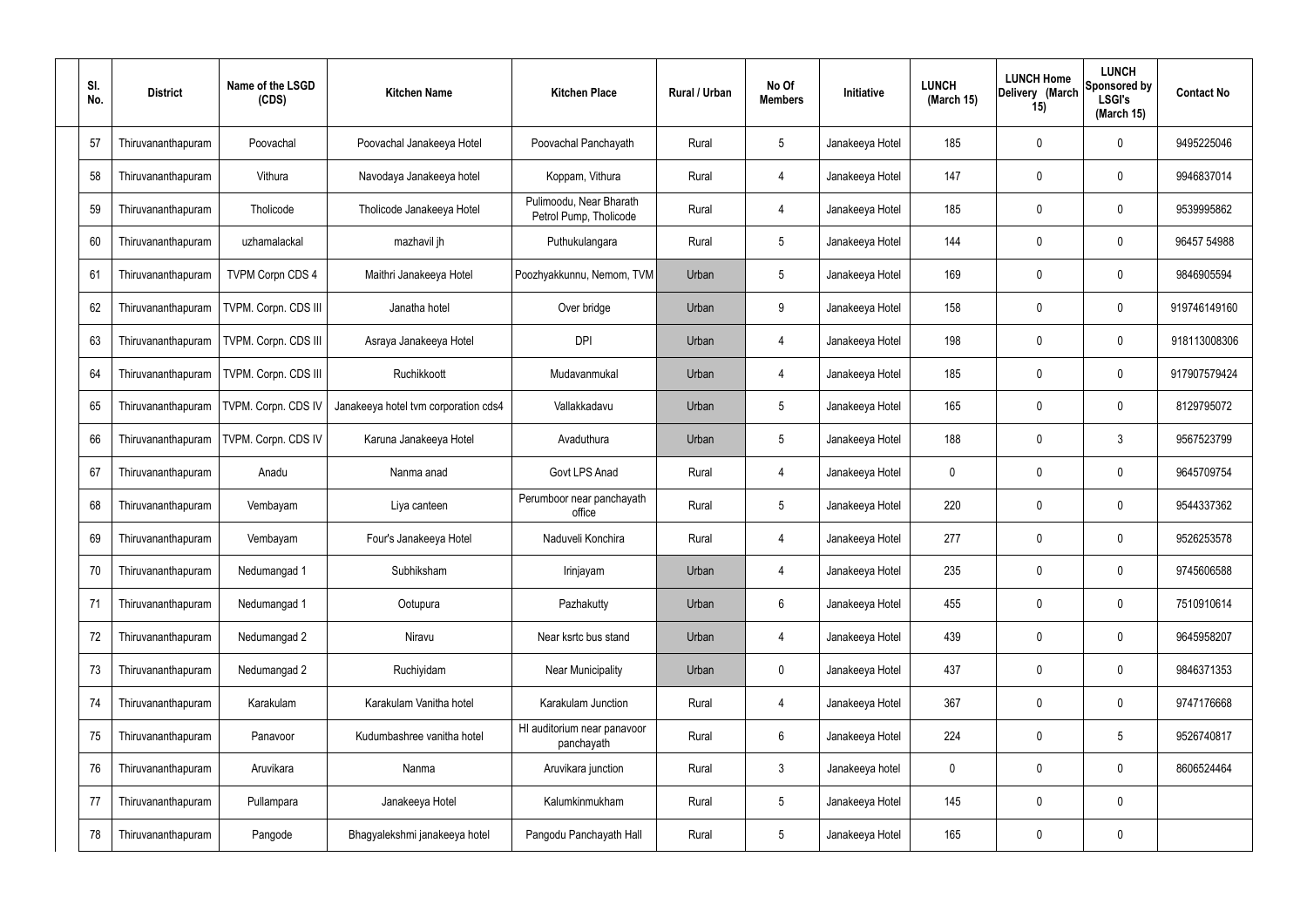| Sl. No. | District | Name of the LSGD (CDS) | Kitchen Name | Kitchen Place | Rural / Urban | No Of Members | Initiative | LUNCH (March 15) | LUNCH Home Delivery (March 15) | LUNCH Sponsored by LSGI's (March 15) | Contact No |
|---|---|---|---|---|---|---|---|---|---|---|---|
| 57 | Thiruvananthapuram | Poovachal | Poovachal Janakeeya Hotel | Poovachal Panchayath | Rural | 5 | Janakeeya Hotel | 185 | 0 | 0 | 9495225046 |
| 58 | Thiruvananthapuram | Vithura | Navodaya Janakeeya hotel | Koppam, Vithura | Rural | 4 | Janakeeya Hotel | 147 | 0 | 0 | 9946837014 |
| 59 | Thiruvananthapuram | Tholicode | Tholicode Janakeeya Hotel | Pulimoodu, Near Bharath Petrol Pump, Tholicode | Rural | 4 | Janakeeya Hotel | 185 | 0 | 0 | 9539995862 |
| 60 | Thiruvananthapuram | uzhamalackal | mazhavil jh | Puthukulangara | Rural | 5 | Janakeeya Hotel | 144 | 0 | 0 | 96457 54988 |
| 61 | Thiruvananthapuram | TVPM Corpn CDS 4 | Maithri Janakeeya Hotel | Poozhyakkunnu, Nemom, TVM | Urban | 5 | Janakeeya Hotel | 169 | 0 | 0 | 9846905594 |
| 62 | Thiruvananthapuram | TVPM. Corpn. CDS III | Janatha hotel | Over bridge | Urban | 9 | Janakeeya Hotel | 158 | 0 | 0 | 919746149160 |
| 63 | Thiruvananthapuram | TVPM. Corpn. CDS III | Asraya Janakeeya Hotel | DPI | Urban | 4 | Janakeeya Hotel | 198 | 0 | 0 | 918113008306 |
| 64 | Thiruvananthapuram | TVPM. Corpn. CDS III | Ruchikkoott | Mudavanmukal | Urban | 4 | Janakeeya Hotel | 185 | 0 | 0 | 917907579424 |
| 65 | Thiruvananthapuram | TVPM. Corpn. CDS IV | Janakeeya hotel tvm corporation cds4 | Vallakkadavu | Urban | 5 | Janakeeya Hotel | 165 | 0 | 0 | 8129795072 |
| 66 | Thiruvananthapuram | TVPM. Corpn. CDS IV | Karuna Janakeeya Hotel | Avaduthura | Urban | 5 | Janakeeya Hotel | 188 | 0 | 3 | 9567523799 |
| 67 | Thiruvananthapuram | Anadu | Nanma anad | Govt LPS Anad | Rural | 4 | Janakeeya Hotel | 0 | 0 | 0 | 9645709754 |
| 68 | Thiruvananthapuram | Vembayam | Liya canteen | Perumboor near panchayath office | Rural | 5 | Janakeeya Hotel | 220 | 0 | 0 | 9544337362 |
| 69 | Thiruvananthapuram | Vembayam | Four's Janakeeya Hotel | Naduveli Konchira | Rural | 4 | Janakeeya Hotel | 277 | 0 | 0 | 9526253578 |
| 70 | Thiruvananthapuram | Nedumangad 1 | Subhiksham | Irinjayam | Urban | 4 | Janakeeya Hotel | 235 | 0 | 0 | 9745606588 |
| 71 | Thiruvananthapuram | Nedumangad 1 | Ootupura | Pazhakutty | Urban | 6 | Janakeeya Hotel | 455 | 0 | 0 | 7510910614 |
| 72 | Thiruvananthapuram | Nedumangad 2 | Niravu | Near ksrtc bus stand | Urban | 4 | Janakeeya Hotel | 439 | 0 | 0 | 9645958207 |
| 73 | Thiruvananthapuram | Nedumangad 2 | Ruchiyidam | Near Municipality | Urban | 0 | Janakeeya Hotel | 437 | 0 | 0 | 9846371353 |
| 74 | Thiruvananthapuram | Karakulam | Karakulam Vanitha hotel | Karakulam Junction | Rural | 4 | Janakeeya Hotel | 367 | 0 | 0 | 9747176668 |
| 75 | Thiruvananthapuram | Panavoor | Kudumbashree vanitha hotel | HI auditorium near panavoor panchayath | Rural | 6 | Janakeeya Hotel | 224 | 0 | 5 | 9526740817 |
| 76 | Thiruvananthapuram | Aruvikara | Nanma | Aruvikara junction | Rural | 3 | Janakeeya hotel | 0 | 0 | 0 | 8606524464 |
| 77 | Thiruvananthapuram | Pullampara | Janakeeya Hotel | Kalumkinmukham | Rural | 5 | Janakeeya Hotel | 145 | 0 | 0 | |
| 78 | Thiruvananthapuram | Pangode | Bhagyalekshmi janakeeya hotel | Pangodu Panchayath Hall | Rural | 5 | Janakeeya Hotel | 165 | 0 | 0 | |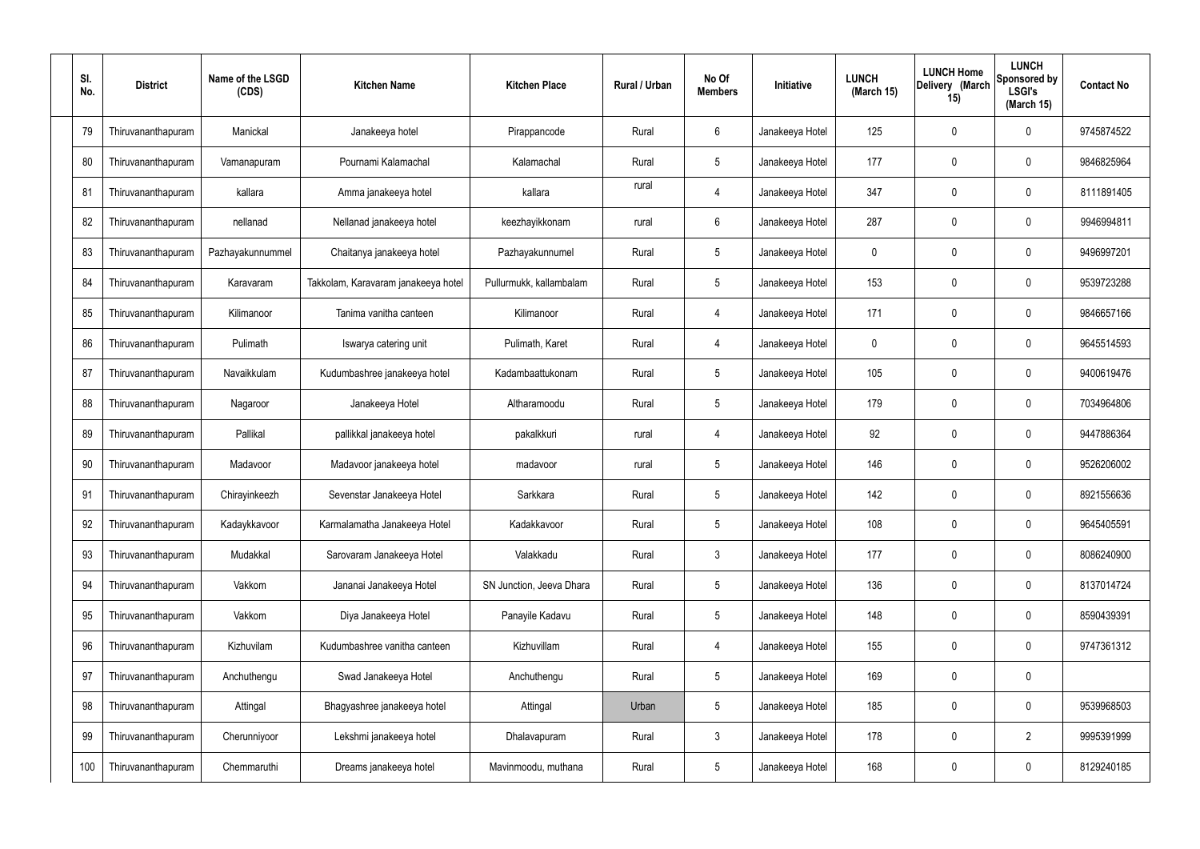| Sl. No. | District | Name of the LSGD (CDS) | Kitchen Name | Kitchen Place | Rural / Urban | No Of Members | Initiative | LUNCH (March 15) | LUNCH Home Delivery (March 15) | LUNCH Sponsored by LSGI's (March 15) | Contact No |
|---|---|---|---|---|---|---|---|---|---|---|---|
| 79 | Thiruvananthapuram | Manickal | Janakeeya hotel | Pirappancode | Rural | 6 | Janakeeya Hotel | 125 | 0 | 0 | 9745874522 |
| 80 | Thiruvananthapuram | Vamanapuram | Pournami Kalamachal | Kalamachal | Rural | 5 | Janakeeya Hotel | 177 | 0 | 0 | 9846825964 |
| 81 | Thiruvananthapuram | kallara | Amma janakeeya hotel | kallara | rural | 4 | Janakeeya Hotel | 347 | 0 | 0 | 8111891405 |
| 82 | Thiruvananthapuram | nellanad | Nellanad janakeeya hotel | keezhayikkonam | rural | 6 | Janakeeya Hotel | 287 | 0 | 0 | 9946994811 |
| 83 | Thiruvananthapuram | Pazhayakunnummel | Chaitanya janakeeya hotel | Pazhayakunnumel | Rural | 5 | Janakeeya Hotel | 0 | 0 | 0 | 9496997201 |
| 84 | Thiruvananthapuram | Karavaram | Takkolam, Karavaram janakeeya hotel | Pullurmukk, kallambalam | Rural | 5 | Janakeeya Hotel | 153 | 0 | 0 | 9539723288 |
| 85 | Thiruvananthapuram | Kilimanoor | Tanima vanitha canteen | Kilimanoor | Rural | 4 | Janakeeya Hotel | 171 | 0 | 0 | 9846657166 |
| 86 | Thiruvananthapuram | Pulimath | Iswarya catering unit | Pulimath, Karet | Rural | 4 | Janakeeya Hotel | 0 | 0 | 0 | 9645514593 |
| 87 | Thiruvananthapuram | Navaikkulam | Kudumbashree janakeeya hotel | Kadambaattukonam | Rural | 5 | Janakeeya Hotel | 105 | 0 | 0 | 9400619476 |
| 88 | Thiruvananthapuram | Nagaroor | Janakeeya Hotel | Altharamoodu | Rural | 5 | Janakeeya Hotel | 179 | 0 | 0 | 7034964806 |
| 89 | Thiruvananthapuram | Pallikal | pallikkal janakeeya hotel | pakalkkuri | rural | 4 | Janakeeya Hotel | 92 | 0 | 0 | 9447886364 |
| 90 | Thiruvananthapuram | Madavoor | Madavoor janakeeya hotel | madavoor | rural | 5 | Janakeeya Hotel | 146 | 0 | 0 | 9526206002 |
| 91 | Thiruvananthapuram | Chirayinkeezh | Sevenstar Janakeeya Hotel | Sarkkara | Rural | 5 | Janakeeya Hotel | 142 | 0 | 0 | 8921556636 |
| 92 | Thiruvananthapuram | Kadaykkavoor | Karmalamatha Janakeeya Hotel | Kadakkavoor | Rural | 5 | Janakeeya Hotel | 108 | 0 | 0 | 9645405591 |
| 93 | Thiruvananthapuram | Mudakkal | Sarovaram Janakeeya Hotel | Valakkadu | Rural | 3 | Janakeeya Hotel | 177 | 0 | 0 | 8086240900 |
| 94 | Thiruvananthapuram | Vakkom | Jananai Janakeeya Hotel | SN Junction, Jeeva Dhara | Rural | 5 | Janakeeya Hotel | 136 | 0 | 0 | 8137014724 |
| 95 | Thiruvananthapuram | Vakkom | Diya Janakeeya Hotel | Panayile Kadavu | Rural | 5 | Janakeeya Hotel | 148 | 0 | 0 | 8590439391 |
| 96 | Thiruvananthapuram | Kizhuvilam | Kudumbashree vanitha canteen | Kizhuvillam | Rural | 4 | Janakeeya Hotel | 155 | 0 | 0 | 9747361312 |
| 97 | Thiruvananthapuram | Anchuthengu | Swad Janakeeya Hotel | Anchuthengu | Rural | 5 | Janakeeya Hotel | 169 | 0 | 0 | |
| 98 | Thiruvananthapuram | Attingal | Bhagyashree janakeeya hotel | Attingal | Urban | 5 | Janakeeya Hotel | 185 | 0 | 0 | 9539968503 |
| 99 | Thiruvananthapuram | Cherunniyoor | Lekshmi janakeeya hotel | Dhalavapuram | Rural | 3 | Janakeeya Hotel | 178 | 0 | 2 | 9995391999 |
| 100 | Thiruvananthapuram | Chemmaruthi | Dreams janakeeya hotel | Mavinmoodu, muthana | Rural | 5 | Janakeeya Hotel | 168 | 0 | 0 | 8129240185 |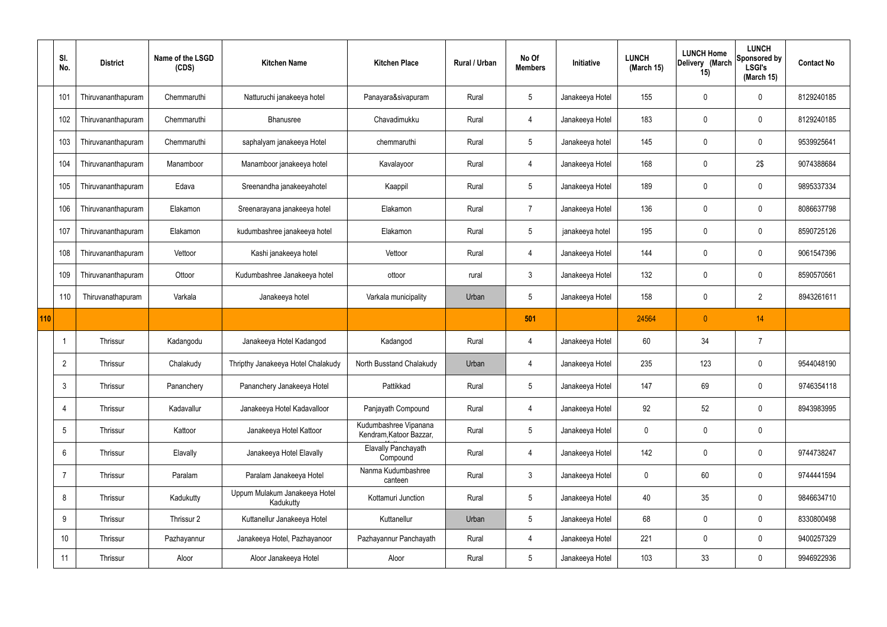| | Sl. No. | District | Name of the LSGD (CDS) | Kitchen Name | Kitchen Place | Rural / Urban | No Of Members | Initiative | LUNCH (March 15) | LUNCH Home Delivery (March 15) | LUNCH Sponsored by LSGI's (March 15) | Contact No |
|---|---|---|---|---|---|---|---|---|---|---|---|---|
| | 101 | Thiruvananthapuram | Chemmaruthi | Natturuchi janakeeya hotel | Panayara&sivapuram | Rural | 5 | Janakeeya Hotel | 155 | 0 | 0 | 8129240185 |
| | 102 | Thiruvananthapuram | Chemmaruthi | Bhanusree | Chavadimukku | Rural | 4 | Janakeeya Hotel | 183 | 0 | 0 | 8129240185 |
| | 103 | Thiruvananthapuram | Chemmaruthi | saphalyam janakeeya Hotel | chemmaruthi | Rural | 5 | Janakeeya hotel | 145 | 0 | 0 | 9539925641 |
| | 104 | Thiruvananthapuram | Manamboor | Manamboor janakeeya hotel | Kavalayoor | Rural | 4 | Janakeeya Hotel | 168 | 0 | 2$ | 9074388684 |
| | 105 | Thiruvananthapuram | Edava | Sreenandha janakeeyahotel | Kaappil | Rural | 5 | Janakeeya Hotel | 189 | 0 | 0 | 9895337334 |
| | 106 | Thiruvananthapuram | Elakamon | Sreenarayana janakeeya hotel | Elakamon | Rural | 7 | Janakeeya Hotel | 136 | 0 | 0 | 8086637798 |
| | 107 | Thiruvananthapuram | Elakamon | kudumbashree janakeeya hotel | Elakamon | Rural | 5 | janakeeya hotel | 195 | 0 | 0 | 8590725126 |
| | 108 | Thiruvananthapuram | Vettoor | Kashi janakeeya hotel | Vettoor | Rural | 4 | Janakeeya Hotel | 144 | 0 | 0 | 9061547396 |
| | 109 | Thiruvananthapuram | Ottoor | Kudumbashree Janakeeya hotel | ottoor | rural | 3 | Janakeeya Hotel | 132 | 0 | 0 | 8590570561 |
| | 110 | Thiruvanathapuram | Varkala | Janakeeya hotel | Varkala municipality | Urban | 5 | Janakeeya Hotel | 158 | 0 | 2 | 8943261611 |
| 110 | | | | | | | 501 | | 24564 | 0 | 14 | |
| | 1 | Thrissur | Kadangodu | Janakeeya Hotel Kadangod | Kadangod | Rural | 4 | Janakeeya Hotel | 60 | 34 | 7 | |
| | 2 | Thrissur | Chalakudy | Thripthy Janakeeya Hotel Chalakudy | North Busstand Chalakudy | Urban | 4 | Janakeeya Hotel | 235 | 123 | 0 | 9544048190 |
| | 3 | Thrissur | Pananchery | Pananchery Janakeeya Hotel | Pattikkad | Rural | 5 | Janakeeya Hotel | 147 | 69 | 0 | 9746354118 |
| | 4 | Thrissur | Kadavallur | Janakeeya Hotel Kadavalloor | Panjayath Compound | Rural | 4 | Janakeeya Hotel | 92 | 52 | 0 | 8943983995 |
| | 5 | Thrissur | Kattoor | Janakeeya Hotel Kattoor | Kudumbashree Vipanana Kendram,Katoor Bazzar, | Rural | 5 | Janakeeya Hotel | 0 | 0 | 0 | |
| | 6 | Thrissur | Elavally | Janakeeya Hotel Elavally | Elavally Panchayath Compound | Rural | 4 | Janakeeya Hotel | 142 | 0 | 0 | 9744738247 |
| | 7 | Thrissur | Paralam | Paralam Janakeeya Hotel | Nanma Kudumbashree canteen | Rural | 3 | Janakeeya Hotel | 0 | 60 | 0 | 9744441594 |
| | 8 | Thrissur | Kadukutty | Uppum Mulakum Janakeeya Hotel Kadukutty | Kottamuri Junction | Rural | 5 | Janakeeya Hotel | 40 | 35 | 0 | 9846634710 |
| | 9 | Thrissur | Thrissur 2 | Kuttanellur Janakeeya Hotel | Kuttanellur | Urban | 5 | Janakeeya Hotel | 68 | 0 | 0 | 8330800498 |
| | 10 | Thrissur | Pazhayannur | Janakeeya Hotel, Pazhayanoor | Pazhayannur Panchayath | Rural | 4 | Janakeeya Hotel | 221 | 0 | 0 | 9400257329 |
| | 11 | Thrissur | Aloor | Aloor Janakeeya Hotel | Aloor | Rural | 5 | Janakeeya Hotel | 103 | 33 | 0 | 9946922936 |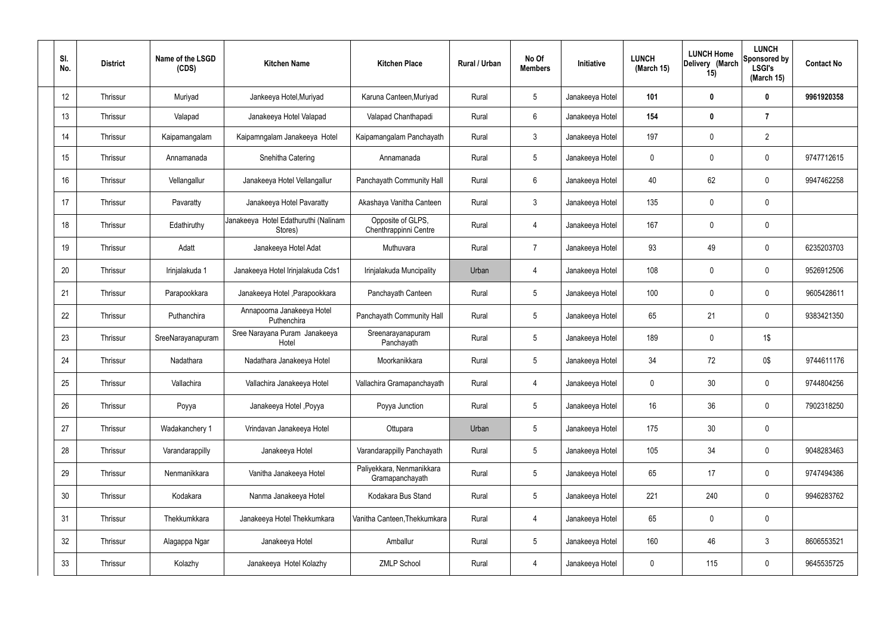| Sl. No. | District | Name of the LSGD (CDS) | Kitchen Name | Kitchen Place | Rural / Urban | No Of Members | Initiative | LUNCH (March 15) | LUNCH Home Delivery (March 15) | LUNCH Sponsored by LSGI's (March 15) | Contact No |
|---|---|---|---|---|---|---|---|---|---|---|---|
| 12 | Thrissur | Muriyad | Jankeeya Hotel,Muriyad | Karuna Canteen,Muriyad | Rural | 5 | Janakeeya Hotel | **101** | **0** | **0** | **9961920358** |
| 13 | Thrissur | Valapad | Janakeeya Hotel Valapad | Valapad Chanthapadi | Rural | 6 | Janakeeya Hotel | **154** | **0** | **7** | |
| 14 | Thrissur | Kaipamangalam | Kaipamngalam Janakeeya Hotel | Kaipamangalam Panchayath | Rural | 3 | Janakeeya Hotel | 197 | 0 | 2 | |
| 15 | Thrissur | Annamanada | Snehitha Catering | Annamanada | Rural | 5 | Janakeeya Hotel | 0 | 0 | 0 | 9747712615 |
| 16 | Thrissur | Vellangallur | Janakeeya Hotel Vellangallur | Panchayath Community Hall | Rural | 6 | Janakeeya Hotel | 40 | 62 | 0 | 9947462258 |
| 17 | Thrissur | Pavaratty | Janakeeya Hotel Pavaratty | Akashaya Vanitha Canteen | Rural | 3 | Janakeeya Hotel | 135 | 0 | 0 | |
| 18 | Thrissur | Edathiruthy | Janakeeya Hotel Edathuruthi (Nalinam Stores) | Opposite of GLPS, Chenthrappinni Centre | Rural | 4 | Janakeeya Hotel | 167 | 0 | 0 | |
| 19 | Thrissur | Adatt | Janakeeya Hotel Adat | Muthuvara | Rural | 7 | Janakeeya Hotel | 93 | 49 | 0 | 6235203703 |
| 20 | Thrissur | Irinjalakuda 1 | Janakeeya Hotel Irinjalakuda Cds1 | Irinjalakuda Muncipality | Urban | 4 | Janakeeya Hotel | 108 | 0 | 0 | 9526912506 |
| 21 | Thrissur | Parapookkara | Janakeeya Hotel ,Parapookkara | Panchayath Canteen | Rural | 5 | Janakeeya Hotel | 100 | 0 | 0 | 9605428611 |
| 22 | Thrissur | Puthanchira | Annapoorna Janakeeya Hotel Puthenchira | Panchayath Community Hall | Rural | 5 | Janakeeya Hotel | 65 | 21 | 0 | 9383421350 |
| 23 | Thrissur | SreeNarayanapuram | Sree Narayana Puram Janakeeya Hotel | Sreenarayanapuram Panchayath | Rural | 5 | Janakeeya Hotel | 189 | 0 | 1$ | |
| 24 | Thrissur | Nadathara | Nadathara Janakeeya Hotel | Moorkanikkara | Rural | 5 | Janakeeya Hotel | 34 | 72 | 0$ | 9744611176 |
| 25 | Thrissur | Vallachira | Vallachira Janakeeya Hotel | Vallachira Gramapanchayath | Rural | 4 | Janakeeya Hotel | 0 | 30 | 0 | 9744804256 |
| 26 | Thrissur | Poyya | Janakeeya Hotel ,Poyya | Poyya Junction | Rural | 5 | Janakeeya Hotel | 16 | 36 | 0 | 7902318250 |
| 27 | Thrissur | Wadakanchery 1 | Vrindavan Janakeeya Hotel | Ottupara | Urban | 5 | Janakeeya Hotel | 175 | 30 | 0 | |
| 28 | Thrissur | Varandarappilly | Janakeeya Hotel | Varandarappilly Panchayath | Rural | 5 | Janakeeya Hotel | 105 | 34 | 0 | 9048283463 |
| 29 | Thrissur | Nenmanikkara | Vanitha Janakeeya Hotel | Paliyekkara, Nenmanikkara Gramapanchayath | Rural | 5 | Janakeeya Hotel | 65 | 17 | 0 | 9747494386 |
| 30 | Thrissur | Kodakara | Nanma Janakeeya Hotel | Kodakara Bus Stand | Rural | 5 | Janakeeya Hotel | 221 | 240 | 0 | 9946283762 |
| 31 | Thrissur | Thekkumkkara | Janakeeya Hotel Thekkumkara | Vanitha Canteen,Thekkumkara | Rural | 4 | Janakeeya Hotel | 65 | 0 | 0 | |
| 32 | Thrissur | Alagappa Ngar | Janakeeya Hotel | Amballur | Rural | 5 | Janakeeya Hotel | 160 | 46 | 3 | 8606553521 |
| 33 | Thrissur | Kolazhy | Janakeeya Hotel Kolazhy | ZMLP School | Rural | 4 | Janakeeya Hotel | 0 | 115 | 0 | 9645535725 |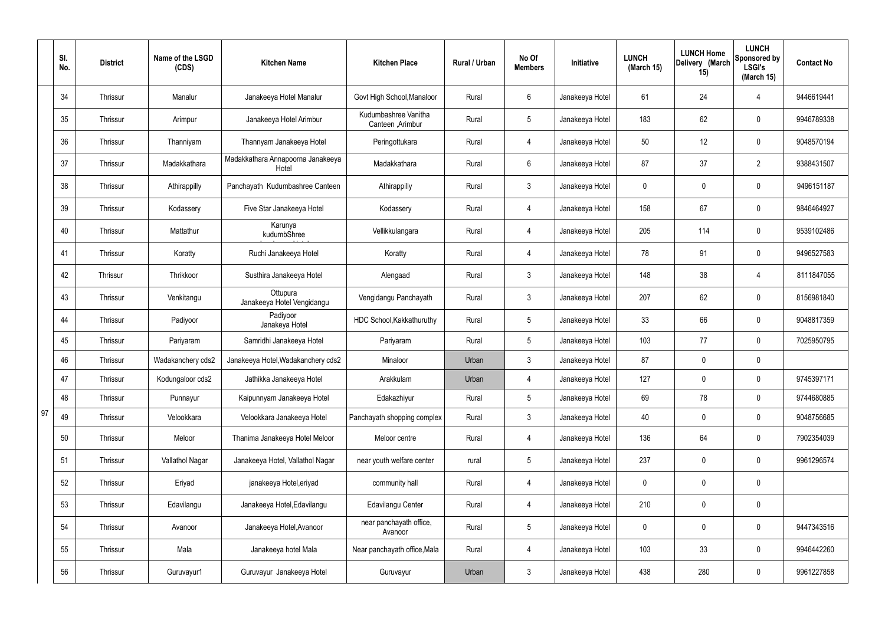|  | Sl. No. | District | Name of the LSGD (CDS) | Kitchen Name | Kitchen Place | Rural / Urban | No Of Members | Initiative | LUNCH (March 15) | LUNCH Home Delivery (March 15) | LUNCH Sponsored by LSGI's (March 15) | Contact No |
|---|---|---|---|---|---|---|---|---|---|---|---|---|
| 97 | 34 | Thrissur | Manalur | Janakeeya Hotel Manalur | Govt High School,Manaloor | Rural | 6 | Janakeeya Hotel | 61 | 24 | 4 | 9446619441 |
|  | 35 | Thrissur | Arimpur | Janakeeya Hotel Arimbur | Kudumbashree Vanitha Canteen ,Arimbur | Rural | 5 | Janakeeya Hotel | 183 | 62 | 0 | 9946789338 |
|  | 36 | Thrissur | Thanniyam | Thannyam Janakeeya Hotel | Peringottukara | Rural | 4 | Janakeeya Hotel | 50 | 12 | 0 | 9048570194 |
|  | 37 | Thrissur | Madakkathara | Madakkathara Annapoorna Janakeeya Hotel | Madakkathara | Rural | 6 | Janakeeya Hotel | 87 | 37 | 2 | 9388431507 |
|  | 38 | Thrissur | Athirappilly | Panchayath Kudumbashree Canteen | Athirappilly | Rural | 3 | Janakeeya Hotel | 0 | 0 | 0 | 9496151187 |
|  | 39 | Thrissur | Kodassery | Five Star Janakeeya Hotel | Kodassery | Rural | 4 | Janakeeya Hotel | 158 | 67 | 0 | 9846464927 |
|  | 40 | Thrissur | Mattathur | Karunya kudumbShree | Vellikkulangara | Rural | 4 | Janakeeya Hotel | 205 | 114 | 0 | 9539102486 |
|  | 41 | Thrissur | Koratty | Ruchi Janakeeya Hotel | Koratty | Rural | 4 | Janakeeya Hotel | 78 | 91 | 0 | 9496527583 |
|  | 42 | Thrissur | Thrikkoor | Susthira Janakeeya Hotel | Alengaad | Rural | 3 | Janakeeya Hotel | 148 | 38 | 4 | 8111847055 |
|  | 43 | Thrissur | Venkitangu | Ottupura Janakeeya Hotel Vengidangu | Vengidangu Panchayath | Rural | 3 | Janakeeya Hotel | 207 | 62 | 0 | 8156981840 |
|  | 44 | Thrissur | Padiyoor | Padiyoor Janakeya Hotel | HDC School,Kakkathuruthy | Rural | 5 | Janakeeya Hotel | 33 | 66 | 0 | 9048817359 |
|  | 45 | Thrissur | Pariyaram | Samridhi Janakeeya Hotel | Pariyaram | Rural | 5 | Janakeeya Hotel | 103 | 77 | 0 | 7025950795 |
|  | 46 | Thrissur | Wadakanchery cds2 | Janakeeya Hotel,Wadakanchery cds2 | Minaloor | Urban | 3 | Janakeeya Hotel | 87 | 0 | 0 |  |
|  | 47 | Thrissur | Kodungaloor cds2 | Jathikka Janakeeya Hotel | Arakkulam | Urban | 4 | Janakeeya Hotel | 127 | 0 | 0 | 9745397171 |
|  | 48 | Thrissur | Punnayur | Kaipunnyam Janakeeya Hotel | Edakazhiyur | Rural | 5 | Janakeeya Hotel | 69 | 78 | 0 | 9744680885 |
|  | 49 | Thrissur | Velookkara | Velookkara Janakeeya Hotel | Panchayath shopping complex | Rural | 3 | Janakeeya Hotel | 40 | 0 | 0 | 9048756685 |
|  | 50 | Thrissur | Meloor | Thanima Janakeeya Hotel Meloor | Meloor centre | Rural | 4 | Janakeeya Hotel | 136 | 64 | 0 | 7902354039 |
|  | 51 | Thrissur | Vallathol Nagar | Janakeeya Hotel, Vallathol Nagar | near youth welfare center | rural | 5 | Janakeeya Hotel | 237 | 0 | 0 | 9961296574 |
|  | 52 | Thrissur | Eriyad | janakeeya Hotel,eriyad | community hall | Rural | 4 | Janakeeya Hotel | 0 | 0 | 0 |  |
|  | 53 | Thrissur | Edavilangu | Janakeeya Hotel,Edavilangu | Edavilangu Center | Rural | 4 | Janakeeya Hotel | 210 | 0 | 0 |  |
|  | 54 | Thrissur | Avanoor | Janakeeya Hotel,Avanoor | near panchayath office, Avanoor | Rural | 5 | Janakeeya Hotel | 0 | 0 | 0 | 9447343516 |
|  | 55 | Thrissur | Mala | Janakeeya hotel Mala | Near panchayath office,Mala | Rural | 4 | Janakeeya Hotel | 103 | 33 | 0 | 9946442260 |
|  | 56 | Thrissur | Guruvayur1 | Guruvayur Janakeeya Hotel | Guruvayur | Urban | 3 | Janakeeya Hotel | 438 | 280 | 0 | 9961227858 |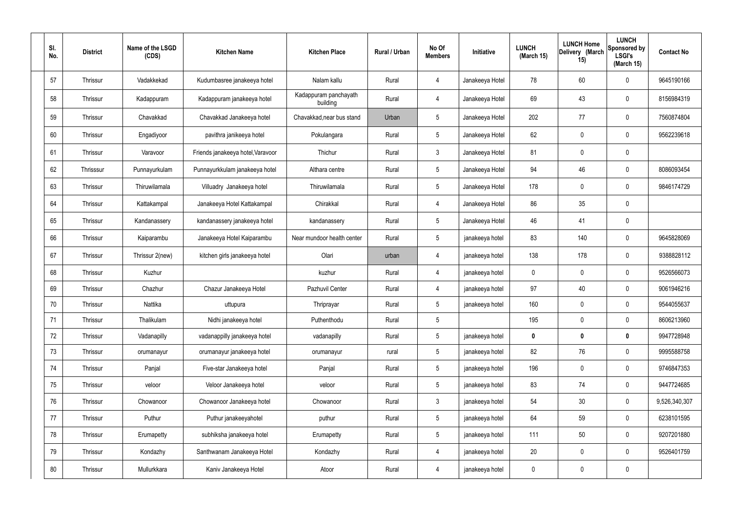| Sl. No. | District | Name of the LSGD (CDS) | Kitchen Name | Kitchen Place | Rural / Urban | No Of Members | Initiative | LUNCH (March 15) | LUNCH Home Delivery (March 15) | LUNCH Sponsored by LSGI's (March 15) | Contact No |
|---|---|---|---|---|---|---|---|---|---|---|---|
| 57 | Thrissur | Vadakkekad | Kudumbasree janakeeya hotel | Nalam kallu | Rural | 4 | Janakeeya Hotel | 78 | 60 | 0 | 9645190166 |
| 58 | Thrissur | Kadappuram | Kadappuram janakeeya hotel | Kadappuram panchayath building | Rural | 4 | Janakeeya Hotel | 69 | 43 | 0 | 8156984319 |
| 59 | Thrissur | Chavakkad | Chavakkad Janakeeya hotel | Chavakkad,near bus stand | Urban | 5 | Janakeeya Hotel | 202 | 77 | 0 | 7560874804 |
| 60 | Thrissur | Engadiyoor | pavithra janikeeya hotel | Pokulangara | Rural | 5 | Janakeeya Hotel | 62 | 0 | 0 | 9562239618 |
| 61 | Thrissur | Varavoor | Friends janakeeya hotel,Varavoor | Thichur | Rural | 3 | Janakeeya Hotel | 81 | 0 | 0 | |
| 62 | Thrisssur | Punnayurkulam | Punnayurkkulam janakeeya hotel | Althara centre | Rural | 5 | Janakeeya Hotel | 94 | 46 | 0 | 8086093454 |
| 63 | Thrissur | Thiruwilamala | Villuadry Janakeeya hotel | Thiruwilamala | Rural | 5 | Janakeeya Hotel | 178 | 0 | 0 | 9846174729 |
| 64 | Thrissur | Kattakampal | Janakeeya Hotel Kattakampal | Chirakkal | Rural | 4 | Janakeeya Hotel | 86 | 35 | 0 | |
| 65 | Thrissur | Kandanassery | kandanassery janakeeya hotel | kandanassery | Rural | 5 | Janakeeya Hotel | 46 | 41 | 0 | |
| 66 | Thrissur | Kaiparambu | Janakeeya Hotel Kaiparambu | Near mundoor health center | Rural | 5 | janakeeya hotel | 83 | 140 | 0 | 9645828069 |
| 67 | Thrissur | Thrissur 2(new) | kitchen girls janakeeya hotel | Olari | urban | 4 | janakeeya hotel | 138 | 178 | 0 | 9388828112 |
| 68 | Thrissur | Kuzhur | | kuzhur | Rural | 4 | janakeeya hotel | 0 | 0 | 0 | 9526566073 |
| 69 | Thrissur | Chazhur | Chazur Janakeeya Hotel | Pazhuvil Center | Rural | 4 | janakeeya hotel | 97 | 40 | 0 | 9061946216 |
| 70 | Thrissur | Nattika | uttupura | Thriprayar | Rural | 5 | janakeeya hotel | 160 | 0 | 0 | 9544055637 |
| 71 | Thrissur | Thalikulam | Nidhi janakeeya hotel | Puthenthodu | Rural | 5 | | 195 | 0 | 0 | 8606213960 |
| 72 | Thrissur | Vadanapilly | vadanappilly janakeeya hotel | vadanapilly | Rural | 5 | janakeeya hotel | **0** | **0** | **0** | 9947728948 |
| 73 | Thrissur | orumanayur | orumanayur janakeeya hotel | orumanayur | rural | 5 | janakeeya hotel | 82 | 76 | 0 | 9995588758 |
| 74 | Thrissur | Panjal | Five-star Janakeeya hotel | Panjal | Rural | 5 | janakeeya hotel | 196 | 0 | 0 | 9746847353 |
| 75 | Thrissur | veloor | Veloor Janakeeya hotel | veloor | Rural | 5 | janakeeya hotel | 83 | 74 | 0 | 9447724685 |
| 76 | Thrissur | Chowanoor | Chowanoor Janakeeya hotel | Chowanoor | Rural | 3 | janakeeya hotel | 54 | 30 | 0 | 9,526,340,307 |
| 77 | Thrissur | Puthur | Puthur janakeeyahotel | puthur | Rural | 5 | janakeeya hotel | 64 | 59 | 0 | 6238101595 |
| 78 | Thrissur | Erumapetty | subhiksha janakeeya hotel | Erumapetty | Rural | 5 | janakeeya hotel | 111 | 50 | 0 | 9207201880 |
| 79 | Thrissur | Kondazhy | Santhwanam Janakeeya Hotel | Kondazhy | Rural | 4 | janakeeya hotel | 20 | 0 | 0 | 9526401759 |
| 80 | Thrissur | Mullurkkara | Kaniv Janakeeya Hotel | Atoor | Rural | 4 | janakeeya hotel | 0 | 0 | 0 | |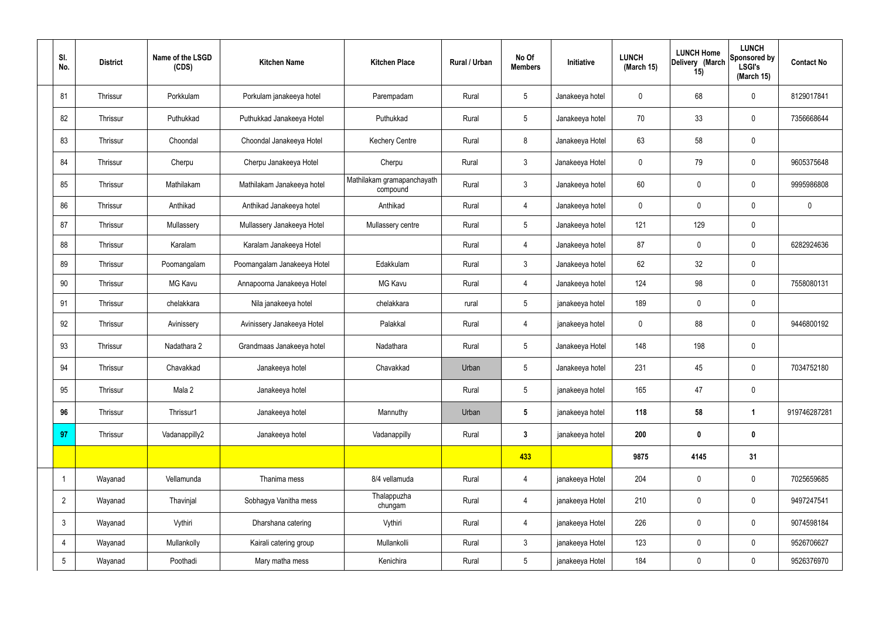| Sl. No. | District | Name of the LSGD (CDS) | Kitchen Name | Kitchen Place | Rural / Urban | No Of Members | Initiative | LUNCH (March 15) | LUNCH Home Delivery (March 15) | LUNCH Sponsored by LSGI's (March 15) | Contact No |
|---|---|---|---|---|---|---|---|---|---|---|---|
| 81 | Thrissur | Porkkulam | Porkulam janakeeya hotel | Parempadam | Rural | 5 | Janakeeya hotel | 0 | 68 | 0 | 8129017841 |
| 82 | Thrissur | Puthukkad | Puthukkad Janakeeya Hotel | Puthukkad | Rural | 5 | Janakeeya hotel | 70 | 33 | 0 | 7356668644 |
| 83 | Thrissur | Choondal | Choondal Janakeeya Hotel | Kechery Centre | Rural | 8 | Janakeeya Hotel | 63 | 58 | 0 | |
| 84 | Thrissur | Cherpu | Cherpu Janakeeya Hotel | Cherpu | Rural | 3 | Janakeeya Hotel | 0 | 79 | 0 | 9605375648 |
| 85 | Thrissur | Mathilakam | Mathilakam Janakeeya hotel | Mathilakam gramapanchayath compound | Rural | 3 | Janakeeya hotel | 60 | 0 | 0 | 9995986808 |
| 86 | Thrissur | Anthikad | Anthikad Janakeeya hotel | Anthikad | Rural | 4 | Janakeeya hotel | 0 | 0 | 0 | 0 |
| 87 | Thrissur | Mullassery | Mullassery Janakeeya Hotel | Mullassery centre | Rural | 5 | Janakeeya hotel | 121 | 129 | 0 | |
| 88 | Thrissur | Karalam | Karalam Janakeeya Hotel | | Rural | 4 | Janakeeya hotel | 87 | 0 | 0 | 6282924636 |
| 89 | Thrissur | Poomangalam | Poomangalam Janakeeya Hotel | Edakkulam | Rural | 3 | Janakeeya hotel | 62 | 32 | 0 | |
| 90 | Thrissur | MG Kavu | Annapoorna Janakeeya Hotel | MG Kavu | Rural | 4 | Janakeeya hotel | 124 | 98 | 0 | 7558080131 |
| 91 | Thrissur | chelakkara | Nila janakeeya hotel | chelakkara | rural | 5 | janakeeya hotel | 189 | 0 | 0 | |
| 92 | Thrissur | Avinissery | Avinissery Janakeeya Hotel | Palakkal | Rural | 4 | janakeeya hotel | 0 | 88 | 0 | 9446800192 |
| 93 | Thrissur | Nadathara 2 | Grandmaas Janakeeya hotel | Nadathara | Rural | 5 | Janakeeya Hotel | 148 | 198 | 0 | |
| 94 | Thrissur | Chavakkad | Janakeeya hotel | Chavakkad | Urban | 5 | Janakeeya hotel | 231 | 45 | 0 | 7034752180 |
| 95 | Thrissur | Mala 2 | Janakeeya hotel | | Rural | 5 | janakeeya hotel | 165 | 47 | 0 | |
| **96** | Thrissur | Thrissur1 | Janakeeya hotel | Mannuthy | Urban | **5** | janakeeya hotel | **118** | **58** | **1** | 919746287281 |
| **97** | Thrissur | Vadanappilly2 | Janakeeya hotel | Vadanappilly | Rural | **3** | janakeeya hotel | **200** | **0** | **0** | |
| | | | | | | **433** | | **9875** | **4145** | **31** | |
| 1 | Wayanad | Vellamunda | Thanima mess | 8/4 vellamuda | Rural | 4 | janakeeya Hotel | 204 | 0 | 0 | 7025659685 |
| 2 | Wayanad | Thavinjal | Sobhagya Vanitha mess | Thalappuzha chungam | Rural | 4 | janakeeya Hotel | 210 | 0 | 0 | 9497247541 |
| 3 | Wayanad | Vythiri | Dharshana catering | Vythiri | Rural | 4 | janakeeya Hotel | 226 | 0 | 0 | 9074598184 |
| 4 | Wayanad | Mullankolly | Kairali catering group | Mullankolli | Rural | 3 | janakeeya Hotel | 123 | 0 | 0 | 9526706627 |
| 5 | Wayanad | Poothadi | Mary matha mess | Kenichira | Rural | 5 | janakeeya Hotel | 184 | 0 | 0 | 9526376970 |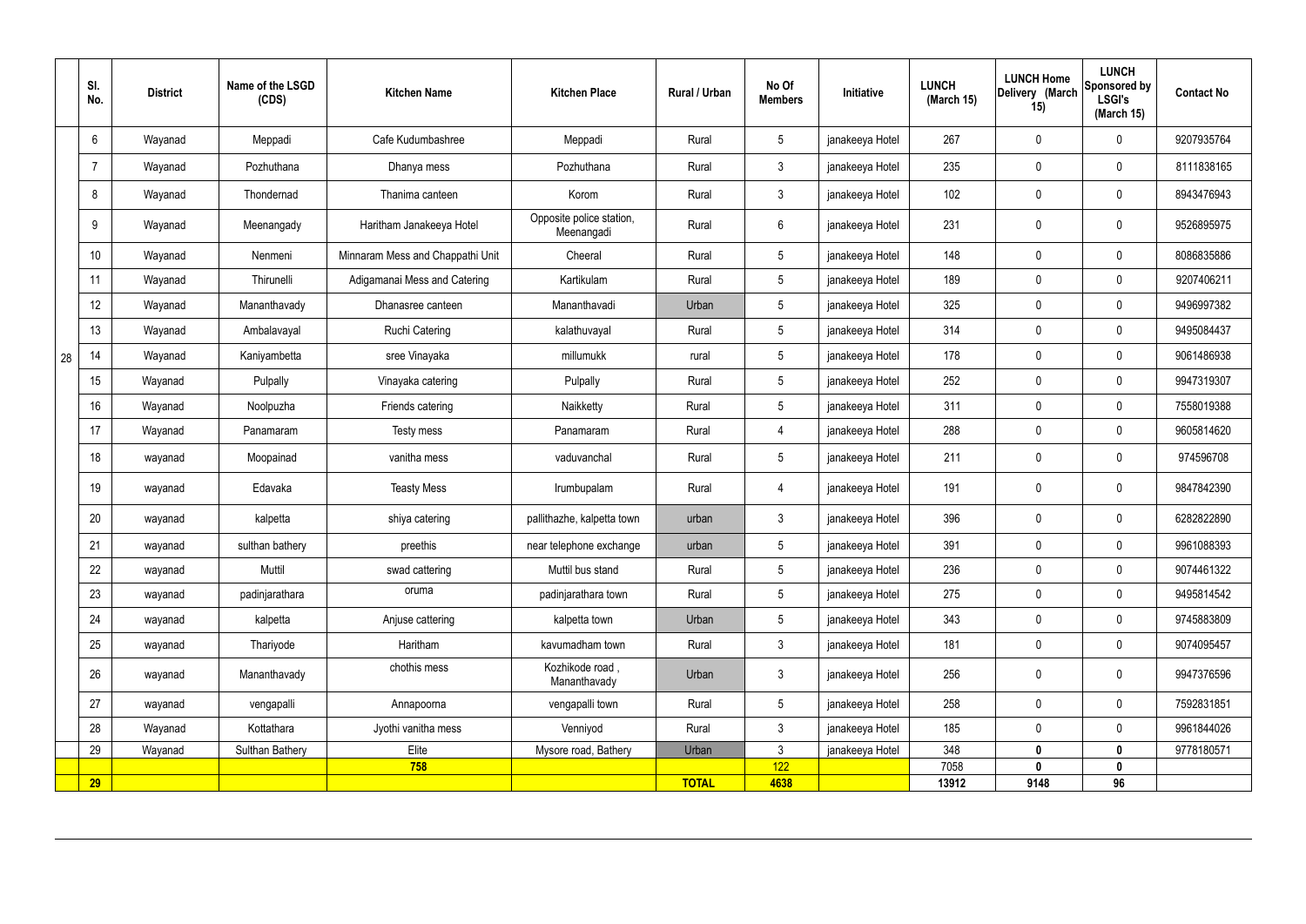|  | Sl. No. | District | Name of the LSGD (CDS) | Kitchen Name | Kitchen Place | Rural / Urban | No Of Members | Initiative | LUNCH (March 15) | LUNCH Home Delivery (March 15) | LUNCH Sponsored by LSGI's (March 15) | Contact No |
|---|---|---|---|---|---|---|---|---|---|---|---|---|
| 28 | 6 | Wayanad | Meppadi | Cafe Kudumbashree | Meppadi | Rural | 5 | janakeeya Hotel | 267 | 0 | 0 | 9207935764 |
|  | 7 | Wayanad | Pozhuthana | Dhanya mess | Pozhuthana | Rural | 3 | janakeeya Hotel | 235 | 0 | 0 | 8111838165 |
|  | 8 | Wayanad | Thondernad | Thanima canteen | Korom | Rural | 3 | janakeeya Hotel | 102 | 0 | 0 | 8943476943 |
|  | 9 | Wayanad | Meenangady | Haritham Janakeeya Hotel | Opposite police station, Meenangadi | Rural | 6 | janakeeya Hotel | 231 | 0 | 0 | 9526895975 |
|  | 10 | Wayanad | Nenmeni | Minnaram Mess and Chappathi Unit | Cheeral | Rural | 5 | janakeeya Hotel | 148 | 0 | 0 | 8086835886 |
|  | 11 | Wayanad | Thirunelli | Adigamanai Mess and Catering | Kartikulam | Rural | 5 | janakeeya Hotel | 189 | 0 | 0 | 9207406211 |
|  | 12 | Wayanad | Mananthavady | Dhanasree canteen | Mananthavadi | Urban | 5 | janakeeya Hotel | 325 | 0 | 0 | 9496997382 |
|  | 13 | Wayanad | Ambalavayal | Ruchi Catering | kalathuvayal | Rural | 5 | janakeeya Hotel | 314 | 0 | 0 | 9495084437 |
|  | 14 | Wayanad | Kaniyambetta | sree Vinayaka | millumukk | rural | 5 | janakeeya Hotel | 178 | 0 | 0 | 9061486938 |
|  | 15 | Wayanad | Pulpally | Vinayaka catering | Pulpally | Rural | 5 | janakeeya Hotel | 252 | 0 | 0 | 9947319307 |
|  | 16 | Wayanad | Noolpuzha | Friends catering | Naikketty | Rural | 5 | janakeeya Hotel | 311 | 0 | 0 | 7558019388 |
|  | 17 | Wayanad | Panamaram | Testy mess | Panamaram | Rural | 4 | janakeeya Hotel | 288 | 0 | 0 | 9605814620 |
|  | 18 | wayanad | Moopainad | vanitha mess | vaduvanchal | Rural | 5 | janakeeya Hotel | 211 | 0 | 0 | 974596708 |
|  | 19 | wayanad | Edavaka | Teasty Mess | Irumbupalam | Rural | 4 | janakeeya Hotel | 191 | 0 | 0 | 9847842390 |
|  | 20 | wayanad | kalpetta | shiya catering | pallithazhe, kalpetta town | urban | 3 | janakeeya Hotel | 396 | 0 | 0 | 6282822890 |
|  | 21 | wayanad | sulthan bathery | preethis | near telephone exchange | urban | 5 | janakeeya Hotel | 391 | 0 | 0 | 9961088393 |
|  | 22 | wayanad | Muttil | swad cattering | Muttil bus stand | Rural | 5 | janakeeya Hotel | 236 | 0 | 0 | 9074461322 |
|  | 23 | wayanad | padinjarathara | oruma | padinjarathara town | Rural | 5 | janakeeya Hotel | 275 | 0 | 0 | 9495814542 |
|  | 24 | wayanad | kalpetta | Anjuse cattering | kalpetta town | Urban | 5 | janakeeya Hotel | 343 | 0 | 0 | 9745883809 |
|  | 25 | wayanad | Thariyode | Haritham | kavumadham town | Rural | 3 | janakeeya Hotel | 181 | 0 | 0 | 9074095457 |
|  | 26 | wayanad | Mananthavady | chothis mess | Kozhikode road , Mananthavady | Urban | 3 | janakeeya Hotel | 256 | 0 | 0 | 9947376596 |
|  | 27 | wayanad | vengapalli | Annapoorna | vengapalli town | Rural | 5 | janakeeya Hotel | 258 | 0 | 0 | 7592831851 |
|  | 28 | Wayanad | Kottathara | Jyothi vanitha mess | Venniyod | Rural | 3 | janakeeya Hotel | 185 | 0 | 0 | 9961844026 |
|  | 29 | Wayanad | Sulthan Bathery | Elite | Mysore road, Bathery | Urban | 3 | janakeeya Hotel | 348 | **0** | **0** | 9778180571 |
|  |  |  |  | **758** |  |  | 122 |  | 7058 | **0** | **0** |  |
|  | **29** |  |  |  |  | **TOTAL** | **4638** |  | **13912** | **9148** | **96** |  |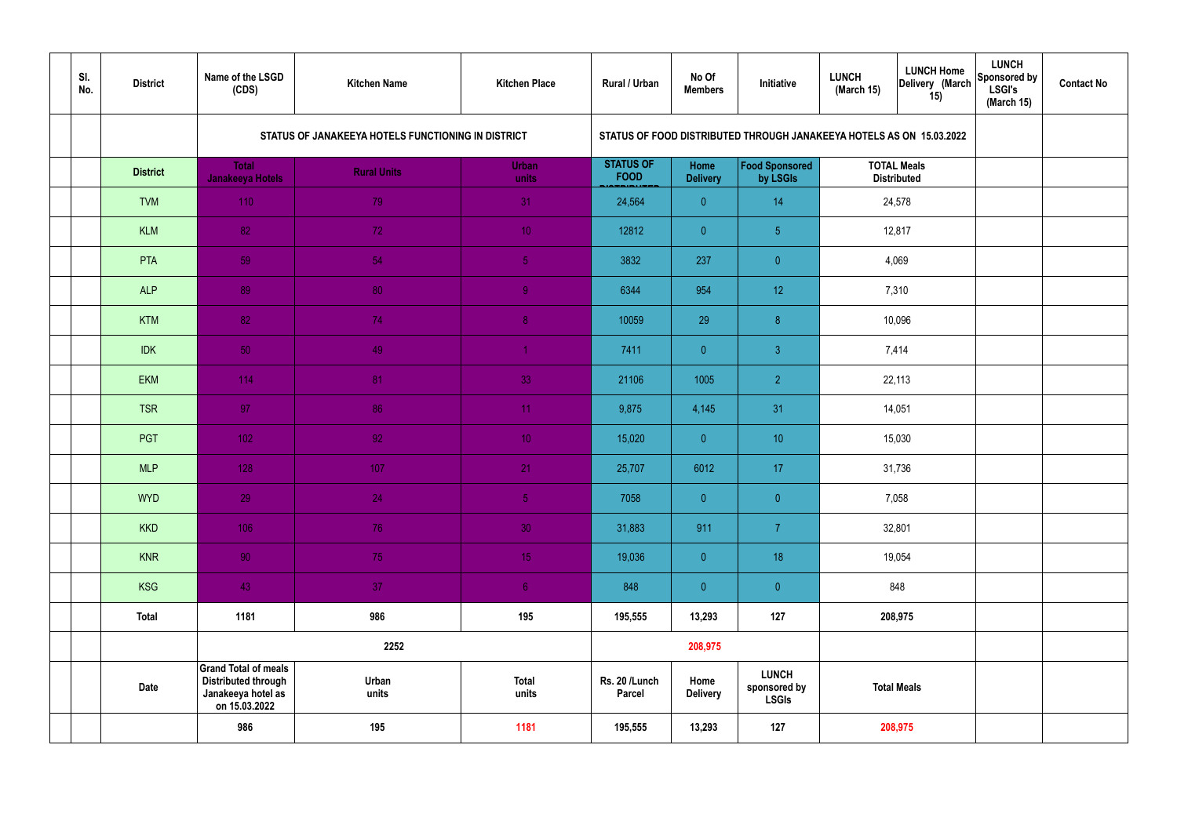| | Sl. No. | District | Name of the LSGD (CDS) | Kitchen Name | Kitchen Place | Rural / Urban | No Of Members | Initiative | LUNCH (March 15) | LUNCH Home Delivery (March 15) | LUNCH Sponsored by LSGI's (March 15) | Contact No |
|---|---|---|---|---|---|---|---|---|---|---|---|---|
| | | | STATUS OF JANAKEEYA HOTELS FUNCTIONING IN DISTRICT | | | STATUS OF FOOD DISTRIBUTED THROUGH JANAKEEYA HOTELS AS ON 15.03.2022 | | | | | | |
| | | District | Total Janakeeya Hotels | Rural Units | Urban units | STATUS OF FOOD DISTRIBUTED | Home Delivery | Food Sponsored by LSGIs | TOTAL Meals Distributed | | | |
| | | TVM | 110 | 79 | 31 | 24,564 | 0 | 14 | 24,578 | | | |
| | | KLM | 82 | 72 | 10 | 12812 | 0 | 5 | 12,817 | | | |
| | | PTA | 59 | 54 | 5 | 3832 | 237 | 0 | 4,069 | | | |
| | | ALP | 89 | 80 | 9 | 6344 | 954 | 12 | 7,310 | | | |
| | | KTM | 82 | 74 | 8 | 10059 | 29 | 8 | 10,096 | | | |
| | | IDK | 50 | 49 | 1 | 7411 | 0 | 3 | 7,414 | | | |
| | | EKM | 114 | 81 | 33 | 21106 | 1005 | 2 | 22,113 | | | |
| | | TSR | 97 | 86 | 11 | 9,875 | 4,145 | 31 | 14,051 | | | |
| | | PGT | 102 | 92 | 10 | 15,020 | 0 | 10 | 15,030 | | | |
| | | MLP | 128 | 107 | 21 | 25,707 | 6012 | 17 | 31,736 | | | |
| | | WYD | 29 | 24 | 5 | 7058 | 0 | 0 | 7,058 | | | |
| | | KKD | 106 | 76 | 30 | 31,883 | 911 | 7 | 32,801 | | | |
| | | KNR | 90 | 75 | 15 | 19,036 | 0 | 18 | 19,054 | | | |
| | | KSG | 43 | 37 | 6 | 848 | 0 | 0 | 848 | | | |
| | | Total | 1181 | 986 | 195 | 195,555 | 13,293 | 127 | 208,975 | | | |
| | | | | 2252 | | | 208,975 | | | | | |
| | | Date | Grand Total of meals Distributed through Janakeeya hotel as on 15.03.2022 | Urban units | Total units | Rs. 20 /Lunch Parcel | Home Delivery | LUNCH sponsored by LSGIs | Total Meals | | | |
| | | | 986 | 195 | 1181 | 195,555 | 13,293 | 127 | 208,975 | | | |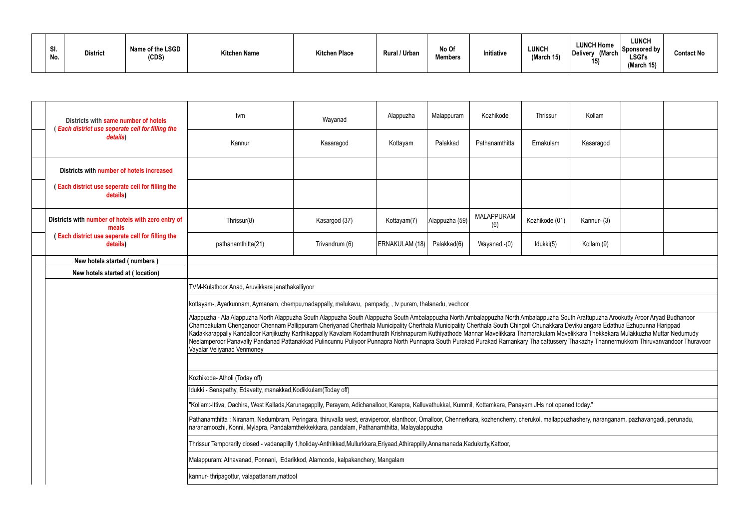| Sl. No. | District | Name of the LSGD (CDS) | Kitchen Name | Kitchen Place | Rural / Urban | No Of Members | Initiative | LUNCH (March 15) | LUNCH Home Delivery (March 15) | LUNCH Sponsored by LSGI's (March 15) | Contact No |
|---|---|---|---|---|---|---|---|---|---|---|---|

| | Summary | | | | | | | | | |
|---|---|---|---|---|---|---|---|---|---|---|
| | Districts with same number of hotels ( *Each district use seperate cell for filling the details*) | tvm | Wayanad | Alappuzha | Malappuram | Kozhikode | Thrissur | Kollam | | |
| | | Kannur | Kasaragod | Kottayam | Palakkad | Pathanamthitta | Ernakulam | Kasaragod | | |
| | Districts with number of hotels increased | | | | | | | | | |
| | ( Each district use seperate cell for filling the details) | | | | | | | | | |
| | Districts with number of hotels with zero entry of meals | Thrissur(8) | Kasargod (37) | Kottayam(7) | Alappuzha (59) | MALAPPURAM (6) | Kozhikode (01) | Kannur- (3) | | |
| | ( Each district use seperate cell for filling the details) | pathanamthitta(21) | Trivandrum (6) | ERNAKULAM (18) | Palakkad(6) | Wayanad -(0) | Idukki(5) | Kollam (9) | | |
| | New hotels started ( numbers ) | | | | | | | | | |
| | New hotels started at ( location) | | | | | | | | | |

TVM-Kulathoor Anad, Aruvikkara janathakalliyoor

kottayam-, Ayarkunnam, Aymanam, chempu,madappally, melukavu, pampady, , tv puram, thalanadu, vechoor

Alappuzha - Ala Alappuzha North Alappuzha South Alappuzha South Alappuzha South Ambalappuzha North Ambalappuzha North Ambalappuzha South Arattupuzha Arookutty Aroor Aryad Budhanoor Chambakulam Chenganoor Chennam Pallippuram Cheriyanad Cherthala Municipality Cherthala Municipality Cherthala South Chingoli Chunakkara Devikulangara Edathua Ezhupunna Harippad Kadakkarappally Kandalloor Kanjikuzhy Karthikappally Kavalam Kodamthurath Krishnapuram Kuthiyathode Mannar Mavelikkara Thamarakulam Mavelikkara Thekkekara Mulakkuzha Muttar Nedumudy Neelamperoor Panavally Pandanad Pattanakkad Pulincunnu Puliyoor Punnapra North Punnapra South Purakad Purakad Ramankary Thaicattussery Thakazhy Thannermukkom Thiruvanvandoor Thuravoor Vayalar Veliyanad Venmoney

Kozhikode- Atholi (Today off)

Idukki - Senapathy, Edavetty, manakkad,Kodikkulam(Today off)

"Kollam:-Ittiva, Oachira, West Kallada,Karunagapplly, Perayam, Adichanalloor, Karepra, Kalluvathukkal, Kummil, Kottamkara, Panayam JHs not opened today."

Pathanamthitta : Niranam, Nedumbram, Peringara, thiruvalla west, eraviperoor, elanthoor, Omalloor, Chennerkara, kozhencherry, cherukol, mallappuzhashery, naranganam, pazhavangadi, perunadu, naranamoozhi, Konni, Mylapra, Pandalamthekkekkara, pandalam, Pathanamthitta, Malayalappuzha

Thrissur Temporarily closed - vadanapilly 1,holiday-Anthikkad,Mullurkkara,Eriyaad,Athirappilly,Annamanada,Kadukutty,Kattoor,

Malappuram: Athavanad, Ponnani, Edarikkod, Alamcode, kalpakanchery, Mangalam

kannur- thripagottur, valapattanam,mattool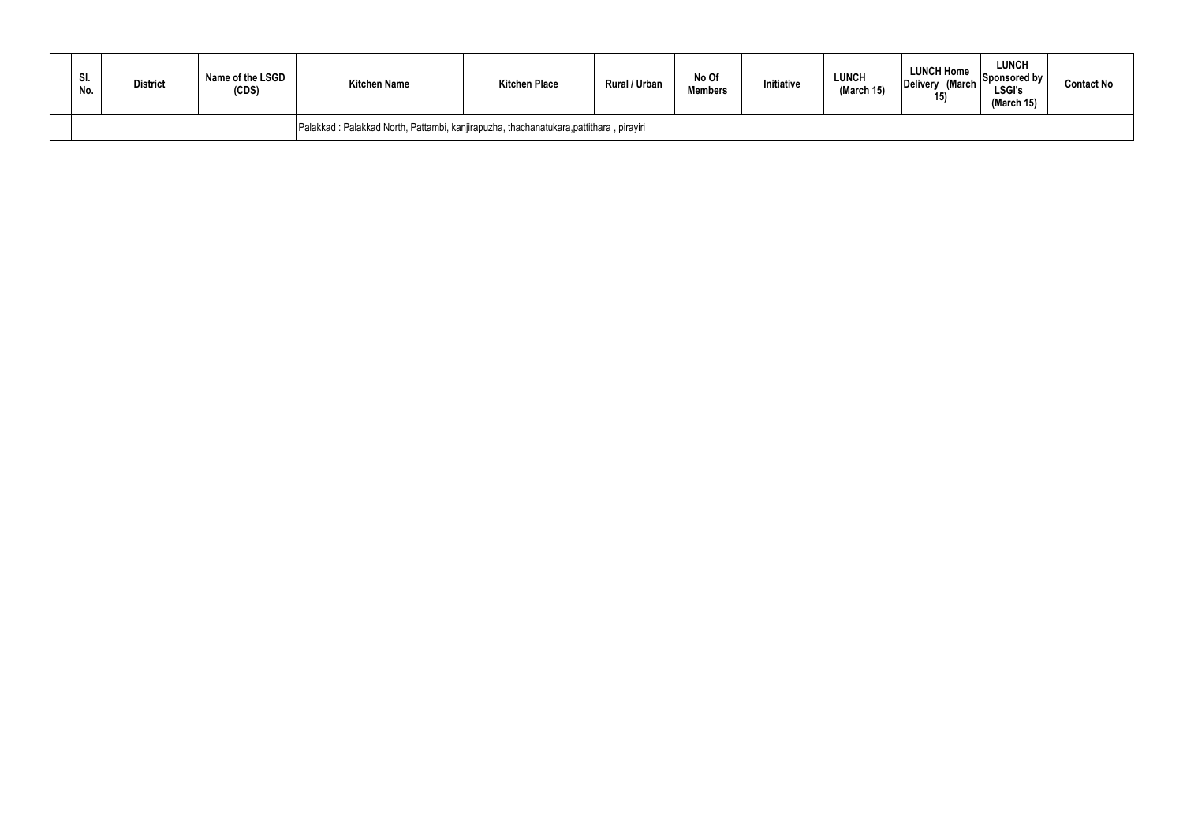| | Sl. No. | District | Name of the LSGD (CDS) | Kitchen Name | Kitchen Place | Rural / Urban | No Of Members | Initiative | LUNCH (March 15) | LUNCH Home Delivery (March 15) | LUNCH Sponsored by LSGI's (March 15) | Contact No |
|---|---|---|---|---|---|---|---|---|---|---|---|---|
| | | | | Palakkad : Palakkad North, Pattambi, kanjirapuzha, thachanatukara,pattithara , pirayiri | | | | | | | | |